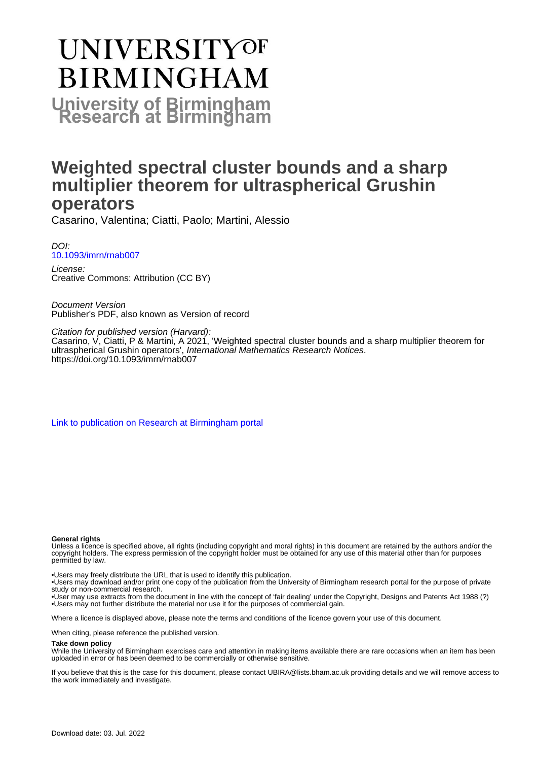# UNIVERSITY OF BIRMINGHAM

## University of Birmingham Research at Birmingham

# Weighted spectral cluster bounds and a sharp multiplier theorem for ultraspherical Grushin operators

Casarino, Valentina; Ciatti, Paolo; Martini, Alessio

*DOI:*
10.1093/imrn/rnab007

*License:*
Creative Commons: Attribution (CC BY)

*Document Version*
Publisher's PDF, also known as Version of record

*Citation for published version (Harvard):*
Casarino, V, Ciatti, P & Martini, A 2021, 'Weighted spectral cluster bounds and a sharp multiplier theorem for ultraspherical Grushin operators', *International Mathematics Research Notices*. https://doi.org/10.1093/imrn/rnab007

Link to publication on Research at Birmingham portal

**General rights**
Unless a licence is specified above, all rights (including copyright and moral rights) in this document are retained by the authors and/or the copyright holders. The express permission of the copyright holder must be obtained for any use of this material other than for purposes permitted by law.

•Users may freely distribute the URL that is used to identify this publication.
•Users may download and/or print one copy of the publication from the University of Birmingham research portal for the purpose of private study or non-commercial research.
•User may use extracts from the document in line with the concept of 'fair dealing' under the Copyright, Designs and Patents Act 1988 (?)
•Users may not further distribute the material nor use it for the purposes of commercial gain.

Where a licence is displayed above, please note the terms and conditions of the licence govern your use of this document.

When citing, please reference the published version.

**Take down policy**
While the University of Birmingham exercises care and attention in making items available there are rare occasions when an item has been uploaded in error or has been deemed to be commercially or otherwise sensitive.

If you believe that this is the case for this document, please contact UBIRA@lists.bham.ac.uk providing details and we will remove access to the work immediately and investigate.

Download date: 03. Jul. 2022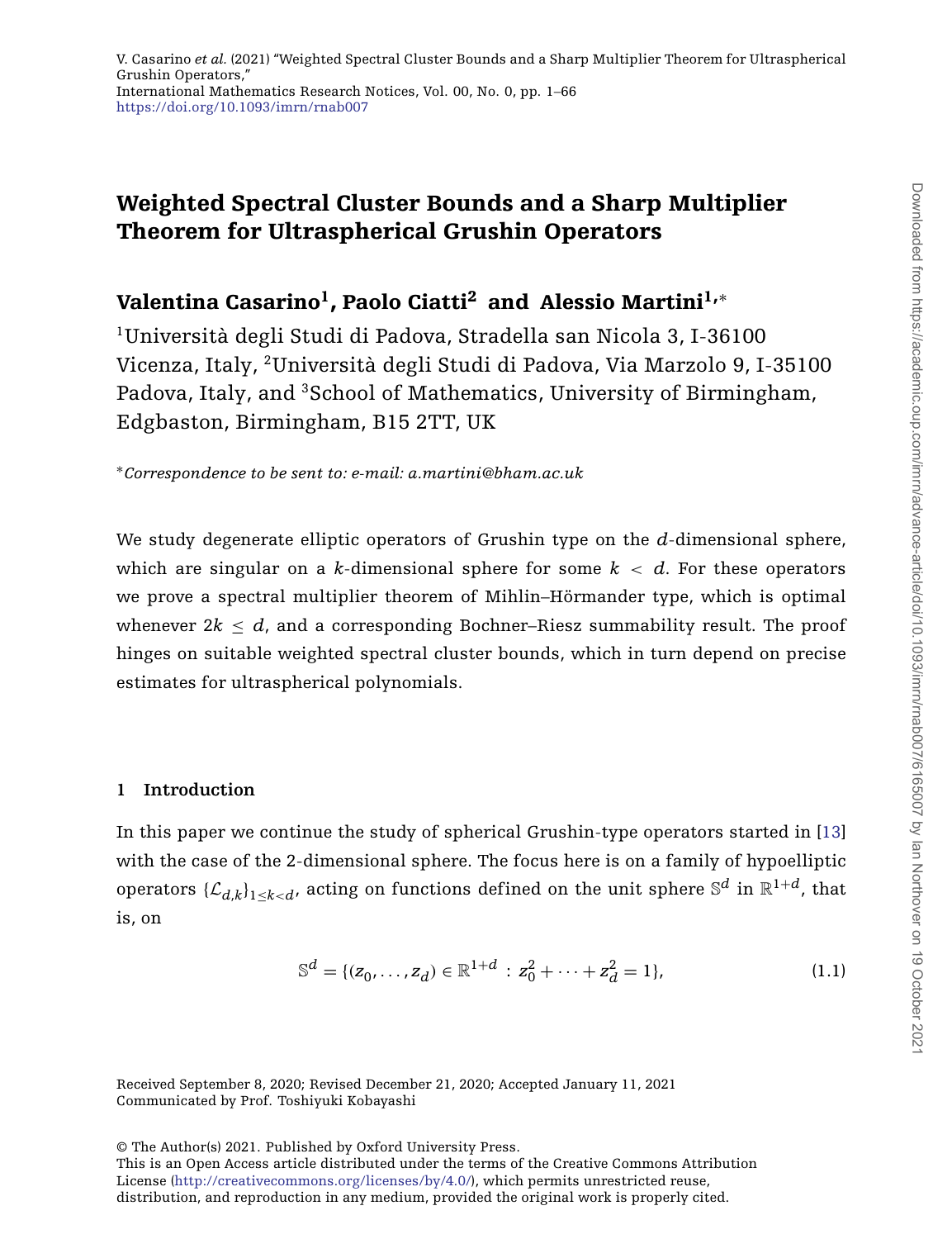# Weighted Spectral Cluster Bounds and a Sharp Multiplier Theorem for Ultraspherical Grushin Operators

**Valentina Casarino[1], Paolo Ciatti[2] and Alessio Martini[1,*]**

[1]Università degli Studi di Padova, Stradella san Nicola 3, I-36100 Vicenza, Italy, [2]Università degli Studi di Padova, Via Marzolo 9, I-35100 Padova, Italy, and [3]School of Mathematics, University of Birmingham, Edgbaston, Birmingham, B15 2TT, UK

*\*Correspondence to be sent to: e-mail: a.martini@bham.ac.uk*

We study degenerate elliptic operators of Grushin type on the $d$-dimensional sphere, which are singular on a $k$-dimensional sphere for some $k < d$. For these operators we prove a spectral multiplier theorem of Mihlin–Hörmander type, which is optimal whenever $2k \leq d$, and a corresponding Bochner–Riesz summability result. The proof hinges on suitable weighted spectral cluster bounds, which in turn depend on precise estimates for ultraspherical polynomials.

## 1 Introduction

In this paper we continue the study of spherical Grushin-type operators started in [13] with the case of the 2-dimensional sphere. The focus here is on a family of hypoelliptic operators $\{\mathcal{L}_{d,k}\}_{1 \leq k < d}$, acting on functions defined on the unit sphere $\mathbb{S}^d$ in $\mathbb{R}^{1+d}$, that is, on

$$\mathbb{S}^d = \{(z_0, \dots, z_d) \in \mathbb{R}^{1+d} : z_0^2 + \dots + z_d^2 = 1\}, \tag{1.1}$$

Received September 8, 2020; Revised December 21, 2020; Accepted January 11, 2021
Communicated by Prof. Toshiyuki Kobayashi

© The Author(s) 2021. Published by Oxford University Press.
This is an Open Access article distributed under the terms of the Creative Commons Attribution License (http://creativecommons.org/licenses/by/4.0/), which permits unrestricted reuse, distribution, and reproduction in any medium, provided the original work is properly cited.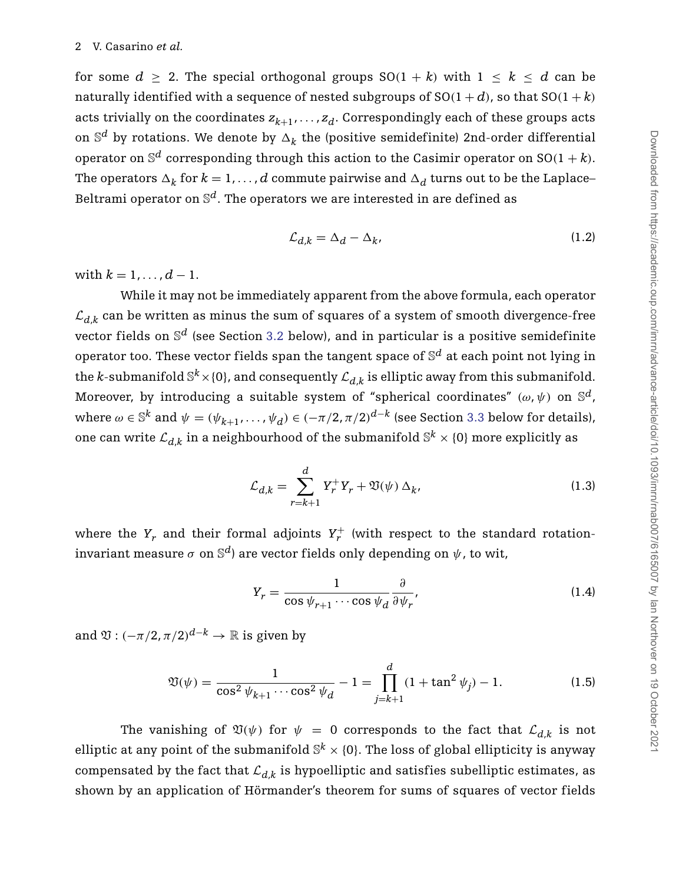for some $d \geq 2$. The special orthogonal groups $\mathrm{SO}(1+k)$ with $1 \leq k \leq d$ can be naturally identified with a sequence of nested subgroups of $\mathrm{SO}(1+d)$, so that $\mathrm{SO}(1+k)$ acts trivially on the coordinates $z_{k+1}, \dots, z_d$. Correspondingly each of these groups acts on $\mathbb{S}^d$ by rotations. We denote by $\Delta_k$ the (positive semidefinite) 2nd-order differential operator on $\mathbb{S}^d$ corresponding through this action to the Casimir operator on $\mathrm{SO}(1+k)$. The operators $\Delta_k$ for $k = 1, \dots, d$ commute pairwise and $\Delta_d$ turns out to be the Laplace–Beltrami operator on $\mathbb{S}^d$. The operators we are interested in are defined as

$$\mathcal{L}_{d,k} = \Delta_d - \Delta_k, \tag{1.2}$$

with $k = 1, \dots, d-1$.

While it may not be immediately apparent from the above formula, each operator $\mathcal{L}_{d,k}$ can be written as minus the sum of squares of a system of smooth divergence-free vector fields on $\mathbb{S}^d$ (see Section 3.2 below), and in particular is a positive semidefinite operator too. These vector fields span the tangent space of $\mathbb{S}^d$ at each point not lying in the $k$-submanifold $\mathbb{S}^k \times \{0\}$, and consequently $\mathcal{L}_{d,k}$ is elliptic away from this submanifold. Moreover, by introducing a suitable system of "spherical coordinates" $(\omega, \psi)$ on $\mathbb{S}^d$, where $\omega \in \mathbb{S}^k$ and $\psi = (\psi_{k+1}, \dots, \psi_d) \in (-\pi/2, \pi/2)^{d-k}$ (see Section 3.3 below for details), one can write $\mathcal{L}_{d,k}$ in a neighbourhood of the submanifold $\mathbb{S}^k \times \{0\}$ more explicitly as

$$\mathcal{L}_{d,k} = \sum_{r=k+1}^{d} Y_r^{+} Y_r + \mathfrak{V}(\psi)\, \Delta_k, \tag{1.3}$$

where the $Y_r$ and their formal adjoints $Y_r^{+}$ (with respect to the standard rotation-invariant measure $\sigma$ on $\mathbb{S}^d$) are vector fields only depending on $\psi$, to wit,

$$Y_r = \frac{1}{\cos \psi_{r+1} \cdots \cos \psi_d} \frac{\partial}{\partial \psi_r}, \tag{1.4}$$

and $\mathfrak{V} : (-\pi/2, \pi/2)^{d-k} \to \mathbb{R}$ is given by

$$\mathfrak{V}(\psi) = \frac{1}{\cos^2 \psi_{k+1} \cdots \cos^2 \psi_d} - 1 = \prod_{j=k+1}^{d} (1 + \tan^2 \psi_j) - 1. \tag{1.5}$$

The vanishing of $\mathfrak{V}(\psi)$ for $\psi = 0$ corresponds to the fact that $\mathcal{L}_{d,k}$ is not elliptic at any point of the submanifold $\mathbb{S}^k \times \{0\}$. The loss of global ellipticity is anyway compensated by the fact that $\mathcal{L}_{d,k}$ is hypoelliptic and satisfies subelliptic estimates, as shown by an application of Hörmander's theorem for sums of squares of vector fields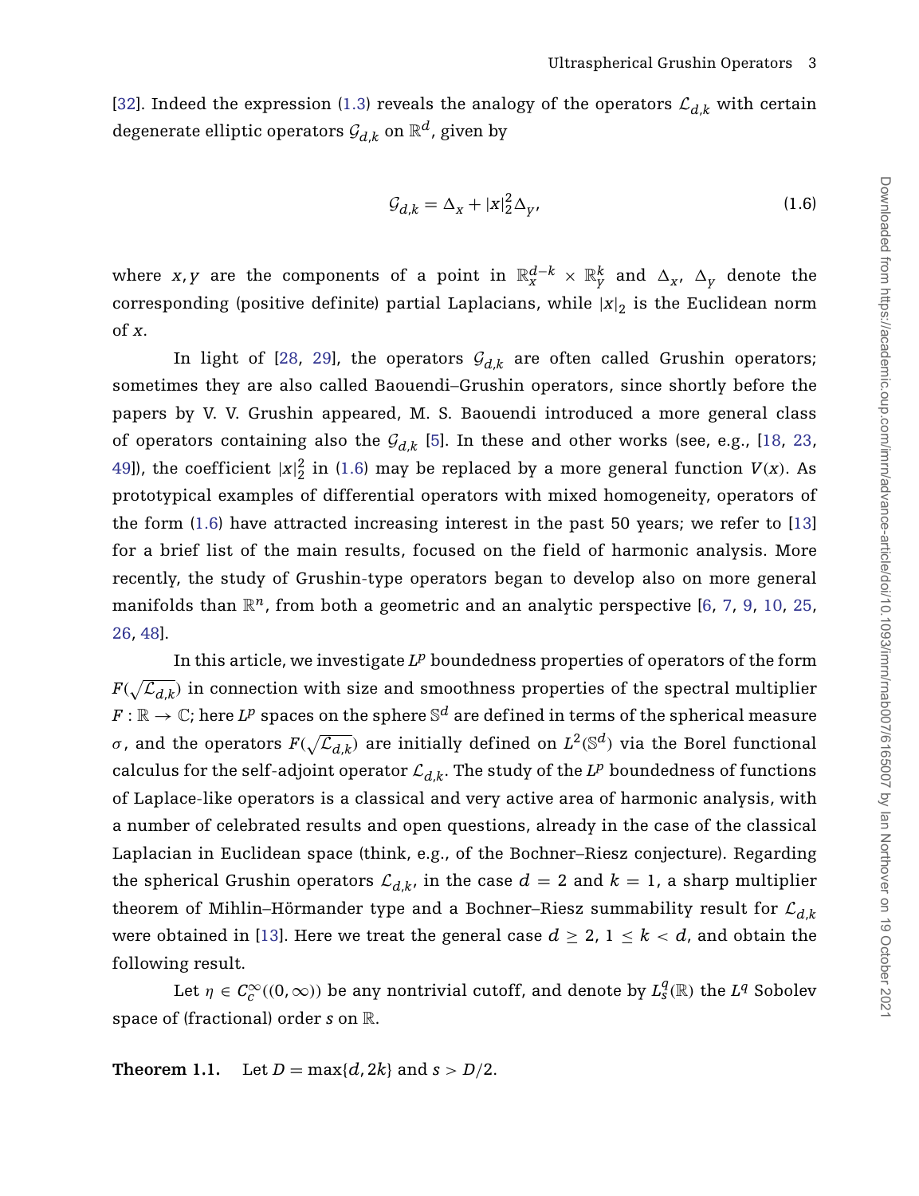[32]. Indeed the expression (1.3) reveals the analogy of the operators $\mathcal{L}_{d,k}$ with certain degenerate elliptic operators $\mathcal{G}_{d,k}$ on $\mathbb{R}^d$, given by

$$\mathcal{G}_{d,k} = \Delta_x + |x|_2^2 \Delta_y, \tag{1.6}$$

where $x, y$ are the components of a point in $\mathbb{R}^{d-k}_x \times \mathbb{R}^k_y$ and $\Delta_x$, $\Delta_y$ denote the corresponding (positive definite) partial Laplacians, while $|x|_2$ is the Euclidean norm of $x$.

In light of [28, 29], the operators $\mathcal{G}_{d,k}$ are often called Grushin operators; sometimes they are also called Baouendi–Grushin operators, since shortly before the papers by V. V. Grushin appeared, M. S. Baouendi introduced a more general class of operators containing also the $\mathcal{G}_{d,k}$ [5]. In these and other works (see, e.g., [18, 23, 49]), the coefficient $|x|_2^2$ in (1.6) may be replaced by a more general function $V(x)$. As prototypical examples of differential operators with mixed homogeneity, operators of the form (1.6) have attracted increasing interest in the past 50 years; we refer to [13] for a brief list of the main results, focused on the field of harmonic analysis. More recently, the study of Grushin-type operators began to develop also on more general manifolds than $\mathbb{R}^n$, from both a geometric and an analytic perspective [6, 7, 9, 10, 25, 26, 48].

In this article, we investigate $L^p$ boundedness properties of operators of the form $F(\sqrt{\mathcal{L}_{d,k}})$ in connection with size and smoothness properties of the spectral multiplier $F : \mathbb{R} \to \mathbb{C}$; here $L^p$ spaces on the sphere $\mathbb{S}^d$ are defined in terms of the spherical measure $\sigma$, and the operators $F(\sqrt{\mathcal{L}_{d,k}})$ are initially defined on $L^2(\mathbb{S}^d)$ via the Borel functional calculus for the self-adjoint operator $\mathcal{L}_{d,k}$. The study of the $L^p$ boundedness of functions of Laplace-like operators is a classical and very active area of harmonic analysis, with a number of celebrated results and open questions, already in the case of the classical Laplacian in Euclidean space (think, e.g., of the Bochner–Riesz conjecture). Regarding the spherical Grushin operators $\mathcal{L}_{d,k}$, in the case $d = 2$ and $k = 1$, a sharp multiplier theorem of Mihlin–Hörmander type and a Bochner–Riesz summability result for $\mathcal{L}_{d,k}$ were obtained in [13]. Here we treat the general case $d \geq 2$, $1 \leq k < d$, and obtain the following result.

Let $\eta \in C_c^\infty((0,\infty))$ be any nontrivial cutoff, and denote by $L^q_s(\mathbb{R})$ the $L^q$ Sobolev space of (fractional) order $s$ on $\mathbb{R}$.

**Theorem 1.1.** Let $D = \max\{d, 2k\}$ and $s > D/2$.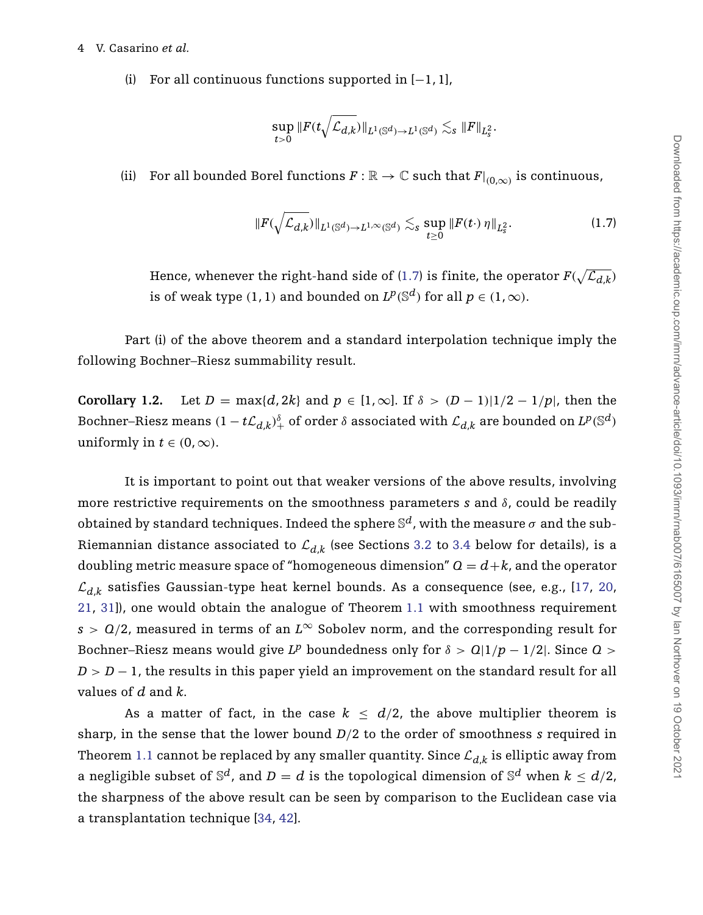(i) For all continuous functions supported in $[-1, 1]$,

$$\sup_{t>0} \|F(t\sqrt{\mathcal{L}_{d,k}})\|_{L^1(\mathbb{S}^d)\to L^1(\mathbb{S}^d)} \lesssim_s \|F\|_{L^2_s}.$$

(ii) For all bounded Borel functions $F : \mathbb{R} \to \mathbb{C}$ such that $F|_{(0,\infty)}$ is continuous,

$$\|F(\sqrt{\mathcal{L}_{d,k}})\|_{L^1(\mathbb{S}^d)\to L^{1,\infty}(\mathbb{S}^d)} \lesssim_s \sup_{t\geq 0} \|F(t\cdot)\,\eta\|_{L^2_s}. \tag{1.7}$$

Hence, whenever the right-hand side of (1.7) is finite, the operator $F(\sqrt{\mathcal{L}_{d,k}})$ is of weak type $(1, 1)$ and bounded on $L^p(\mathbb{S}^d)$ for all $p \in (1,\infty)$.

Part (i) of the above theorem and a standard interpolation technique imply the following Bochner–Riesz summability result.

**Corollary 1.2.** Let $D = \max\{d, 2k\}$ and $p \in [1,\infty]$. If $\delta > (D-1)|1/2 - 1/p|$, then the Bochner–Riesz means $(1 - t\mathcal{L}_{d,k})^\delta_+$ of order $\delta$ associated with $\mathcal{L}_{d,k}$ are bounded on $L^p(\mathbb{S}^d)$ uniformly in $t \in (0,\infty)$.

It is important to point out that weaker versions of the above results, involving more restrictive requirements on the smoothness parameters $s$ and $\delta$, could be readily obtained by standard techniques. Indeed the sphere $\mathbb{S}^d$, with the measure $\sigma$ and the sub-Riemannian distance associated to $\mathcal{L}_{d,k}$ (see Sections 3.2 to 3.4 below for details), is a doubling metric measure space of "homogeneous dimension" $Q = d+k$, and the operator $\mathcal{L}_{d,k}$ satisfies Gaussian-type heat kernel bounds. As a consequence (see, e.g., [17, 20, 21, 31]), one would obtain the analogue of Theorem 1.1 with smoothness requirement $s > Q/2$, measured in terms of an $L^\infty$ Sobolev norm, and the corresponding result for Bochner–Riesz means would give $L^p$ boundedness only for $\delta > Q|1/p - 1/2|$. Since $Q > D > D - 1$, the results in this paper yield an improvement on the standard result for all values of $d$ and $k$.

As a matter of fact, in the case $k \leq d/2$, the above multiplier theorem is sharp, in the sense that the lower bound $D/2$ to the order of smoothness $s$ required in Theorem 1.1 cannot be replaced by any smaller quantity. Since $\mathcal{L}_{d,k}$ is elliptic away from a negligible subset of $\mathbb{S}^d$, and $D = d$ is the topological dimension of $\mathbb{S}^d$ when $k \leq d/2$, the sharpness of the above result can be seen by comparison to the Euclidean case via a transplantation technique [34, 42].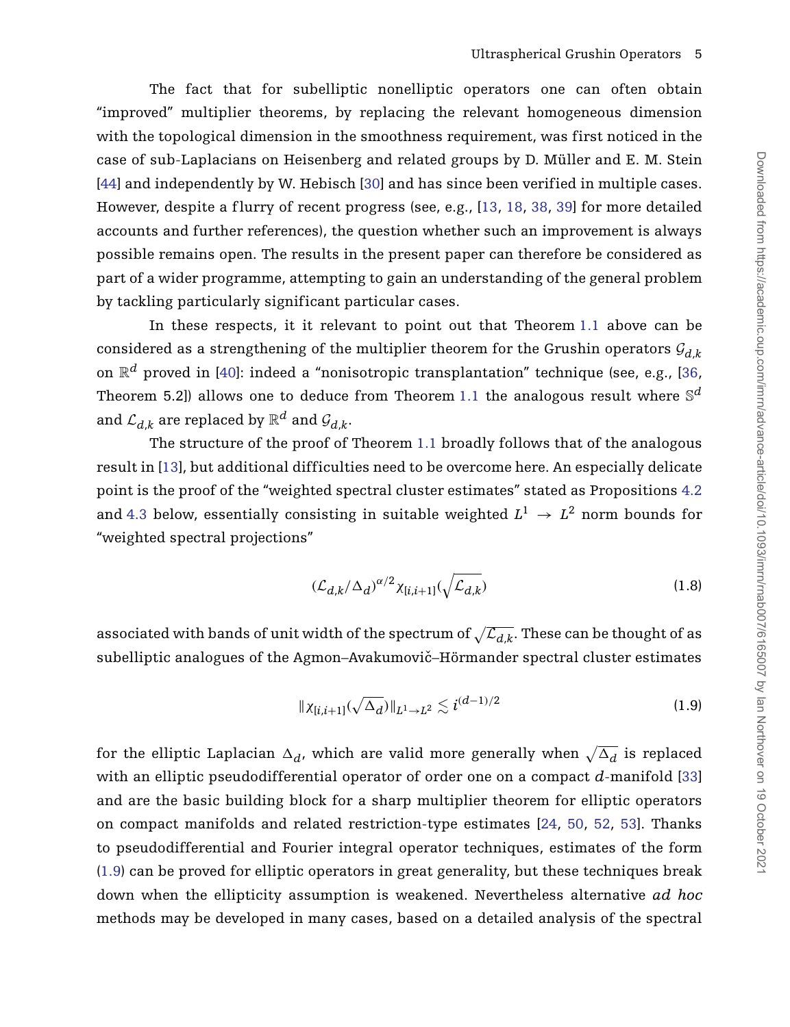The fact that for subelliptic nonelliptic operators one can often obtain "improved" multiplier theorems, by replacing the relevant homogeneous dimension with the topological dimension in the smoothness requirement, was first noticed in the case of sub-Laplacians on Heisenberg and related groups by D. Müller and E. M. Stein [44] and independently by W. Hebisch [30] and has since been verified in multiple cases. However, despite a flurry of recent progress (see, e.g., [13, 18, 38, 39] for more detailed accounts and further references), the question whether such an improvement is always possible remains open. The results in the present paper can therefore be considered as part of a wider programme, attempting to gain an understanding of the general problem by tackling particularly significant particular cases.

In these respects, it it relevant to point out that Theorem 1.1 above can be considered as a strengthening of the multiplier theorem for the Grushin operators $\mathcal{G}_{d,k}$ on $\mathbb{R}^d$ proved in [40]: indeed a "nonisotropic transplantation" technique (see, e.g., [36, Theorem 5.2]) allows one to deduce from Theorem 1.1 the analogous result where $\mathbb{S}^d$ and $\mathcal{L}_{d,k}$ are replaced by $\mathbb{R}^d$ and $\mathcal{G}_{d,k}$.

The structure of the proof of Theorem 1.1 broadly follows that of the analogous result in [13], but additional difficulties need to be overcome here. An especially delicate point is the proof of the "weighted spectral cluster estimates" stated as Propositions 4.2 and 4.3 below, essentially consisting in suitable weighted $L^1 \to L^2$ norm bounds for "weighted spectral projections"

$$(\mathcal{L}_{d,k}/\Delta_d)^{\alpha/2} \chi_{[i,i+1]}(\sqrt{\mathcal{L}_{d,k}}) \tag{1.8}$$

associated with bands of unit width of the spectrum of $\sqrt{\mathcal{L}_{d,k}}$. These can be thought of as subelliptic analogues of the Agmon–Avakumovič–Hörmander spectral cluster estimates

$$\|\chi_{[i,i+1]}(\sqrt{\Delta_d})\|_{L^1 \to L^2} \lesssim i^{(d-1)/2} \tag{1.9}$$

for the elliptic Laplacian $\Delta_d$, which are valid more generally when $\sqrt{\Delta_d}$ is replaced with an elliptic pseudodifferential operator of order one on a compact $d$-manifold [33] and are the basic building block for a sharp multiplier theorem for elliptic operators on compact manifolds and related restriction-type estimates [24, 50, 52, 53]. Thanks to pseudodifferential and Fourier integral operator techniques, estimates of the form (1.9) can be proved for elliptic operators in great generality, but these techniques break down when the ellipticity assumption is weakened. Nevertheless alternative *ad hoc* methods may be developed in many cases, based on a detailed analysis of the spectral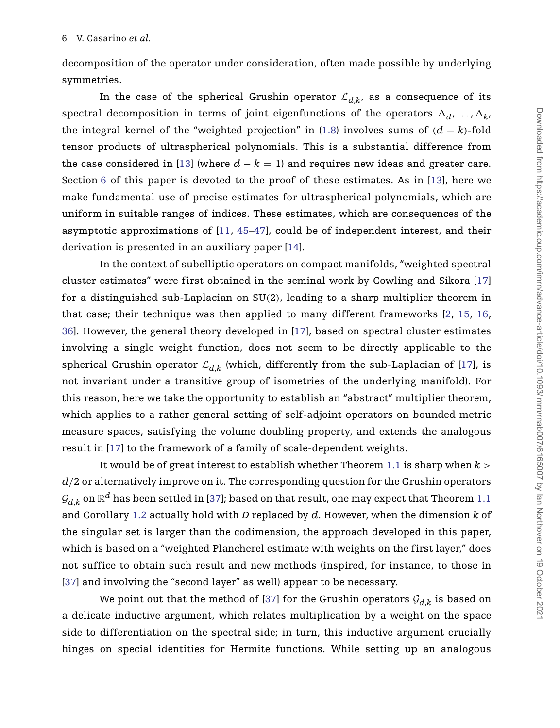decomposition of the operator under consideration, often made possible by underlying symmetries.

In the case of the spherical Grushin operator $\mathcal{L}_{d,k}$, as a consequence of its spectral decomposition in terms of joint eigenfunctions of the operators $\Delta_d, \dots, \Delta_k$, the integral kernel of the "weighted projection" in (1.8) involves sums of $(d-k)$-fold tensor products of ultraspherical polynomials. This is a substantial difference from the case considered in [13] (where $d-k=1$) and requires new ideas and greater care. Section 6 of this paper is devoted to the proof of these estimates. As in [13], here we make fundamental use of precise estimates for ultraspherical polynomials, which are uniform in suitable ranges of indices. These estimates, which are consequences of the asymptotic approximations of [11, 45–47], could be of independent interest, and their derivation is presented in an auxiliary paper [14].

In the context of subelliptic operators on compact manifolds, "weighted spectral cluster estimates" were first obtained in the seminal work by Cowling and Sikora [17] for a distinguished sub-Laplacian on SU(2), leading to a sharp multiplier theorem in that case; their technique was then applied to many different frameworks [2, 15, 16, 36]. However, the general theory developed in [17], based on spectral cluster estimates involving a single weight function, does not seem to be directly applicable to the spherical Grushin operator $\mathcal{L}_{d,k}$ (which, differently from the sub-Laplacian of [17], is not invariant under a transitive group of isometries of the underlying manifold). For this reason, here we take the opportunity to establish an "abstract" multiplier theorem, which applies to a rather general setting of self-adjoint operators on bounded metric measure spaces, satisfying the volume doubling property, and extends the analogous result in [17] to the framework of a family of scale-dependent weights.

It would be of great interest to establish whether Theorem 1.1 is sharp when $k > d/2$ or alternatively improve on it. The corresponding question for the Grushin operators $\mathcal{G}_{d,k}$ on $\mathbb{R}^d$ has been settled in [37]; based on that result, one may expect that Theorem 1.1 and Corollary 1.2 actually hold with $D$ replaced by $d$. However, when the dimension $k$ of the singular set is larger than the codimension, the approach developed in this paper, which is based on a "weighted Plancherel estimate with weights on the first layer," does not suffice to obtain such result and new methods (inspired, for instance, to those in [37] and involving the "second layer" as well) appear to be necessary.

We point out that the method of [37] for the Grushin operators $\mathcal{G}_{d,k}$ is based on a delicate inductive argument, which relates multiplication by a weight on the space side to differentiation on the spectral side; in turn, this inductive argument crucially hinges on special identities for Hermite functions. While setting up an analogous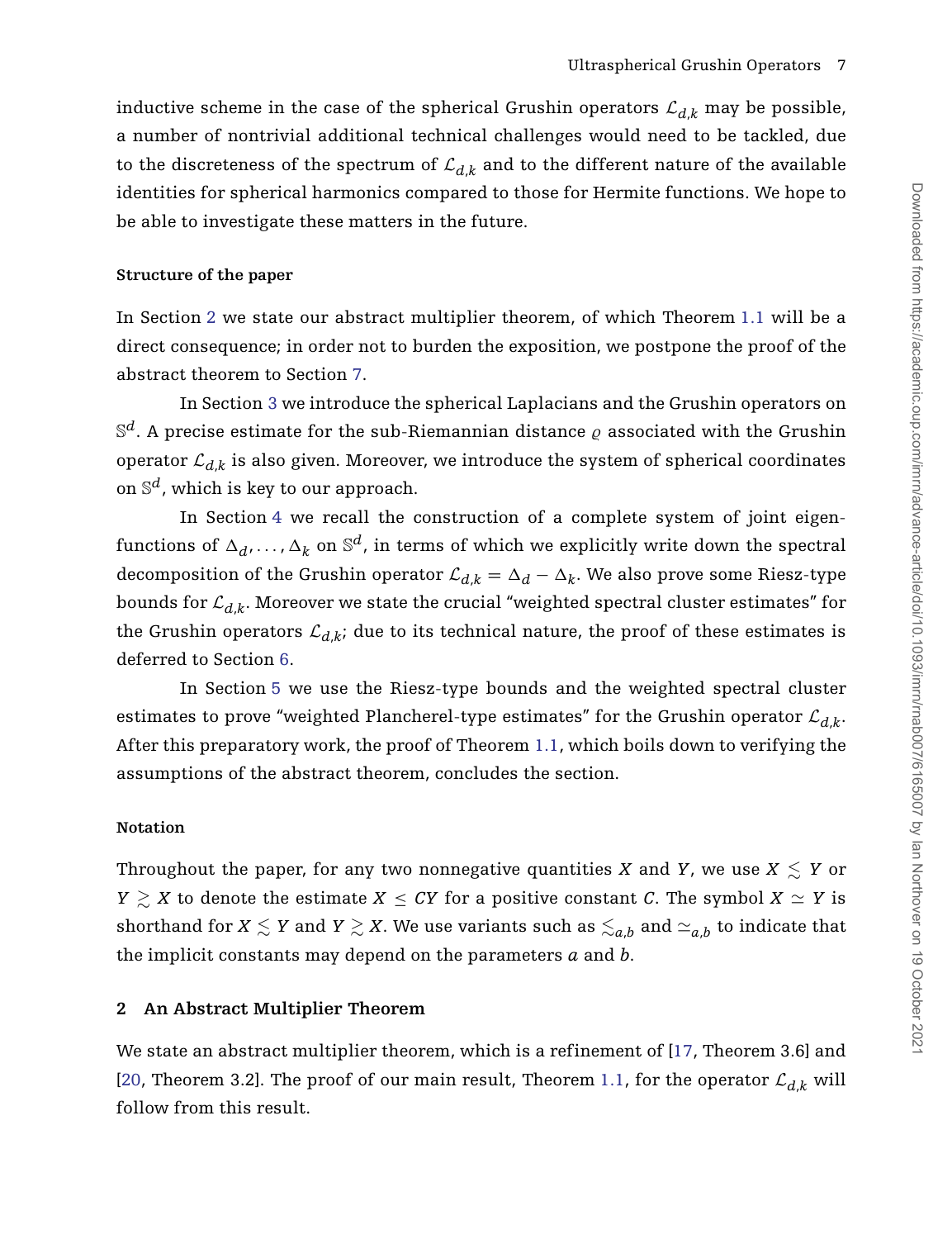inductive scheme in the case of the spherical Grushin operators $\mathcal{L}_{d,k}$ may be possible, a number of nontrivial additional technical challenges would need to be tackled, due to the discreteness of the spectrum of $\mathcal{L}_{d,k}$ and to the different nature of the available identities for spherical harmonics compared to those for Hermite functions. We hope to be able to investigate these matters in the future.

**Structure of the paper**

In Section 2 we state our abstract multiplier theorem, of which Theorem 1.1 will be a direct consequence; in order not to burden the exposition, we postpone the proof of the abstract theorem to Section 7.

In Section 3 we introduce the spherical Laplacians and the Grushin operators on $\mathbb{S}^d$. A precise estimate for the sub-Riemannian distance $\varrho$ associated with the Grushin operator $\mathcal{L}_{d,k}$ is also given. Moreover, we introduce the system of spherical coordinates on $\mathbb{S}^d$, which is key to our approach.

In Section 4 we recall the construction of a complete system of joint eigenfunctions of $\Delta_d, \dots, \Delta_k$ on $\mathbb{S}^d$, in terms of which we explicitly write down the spectral decomposition of the Grushin operator $\mathcal{L}_{d,k} = \Delta_d - \Delta_k$. We also prove some Riesz-type bounds for $\mathcal{L}_{d,k}$. Moreover we state the crucial "weighted spectral cluster estimates" for the Grushin operators $\mathcal{L}_{d,k}$; due to its technical nature, the proof of these estimates is deferred to Section 6.

In Section 5 we use the Riesz-type bounds and the weighted spectral cluster estimates to prove "weighted Plancherel-type estimates" for the Grushin operator $\mathcal{L}_{d,k}$. After this preparatory work, the proof of Theorem 1.1, which boils down to verifying the assumptions of the abstract theorem, concludes the section.

**Notation**

Throughout the paper, for any two nonnegative quantities $X$ and $Y$, we use $X \lesssim Y$ or $Y \gtrsim X$ to denote the estimate $X \leq CY$ for a positive constant $C$. The symbol $X \simeq Y$ is shorthand for $X \lesssim Y$ and $Y \gtrsim X$. We use variants such as $\lesssim_{a,b}$ and $\simeq_{a,b}$ to indicate that the implicit constants may depend on the parameters $a$ and $b$.

## 2 An Abstract Multiplier Theorem

We state an abstract multiplier theorem, which is a refinement of [17, Theorem 3.6] and [20, Theorem 3.2]. The proof of our main result, Theorem 1.1, for the operator $\mathcal{L}_{d,k}$ will follow from this result.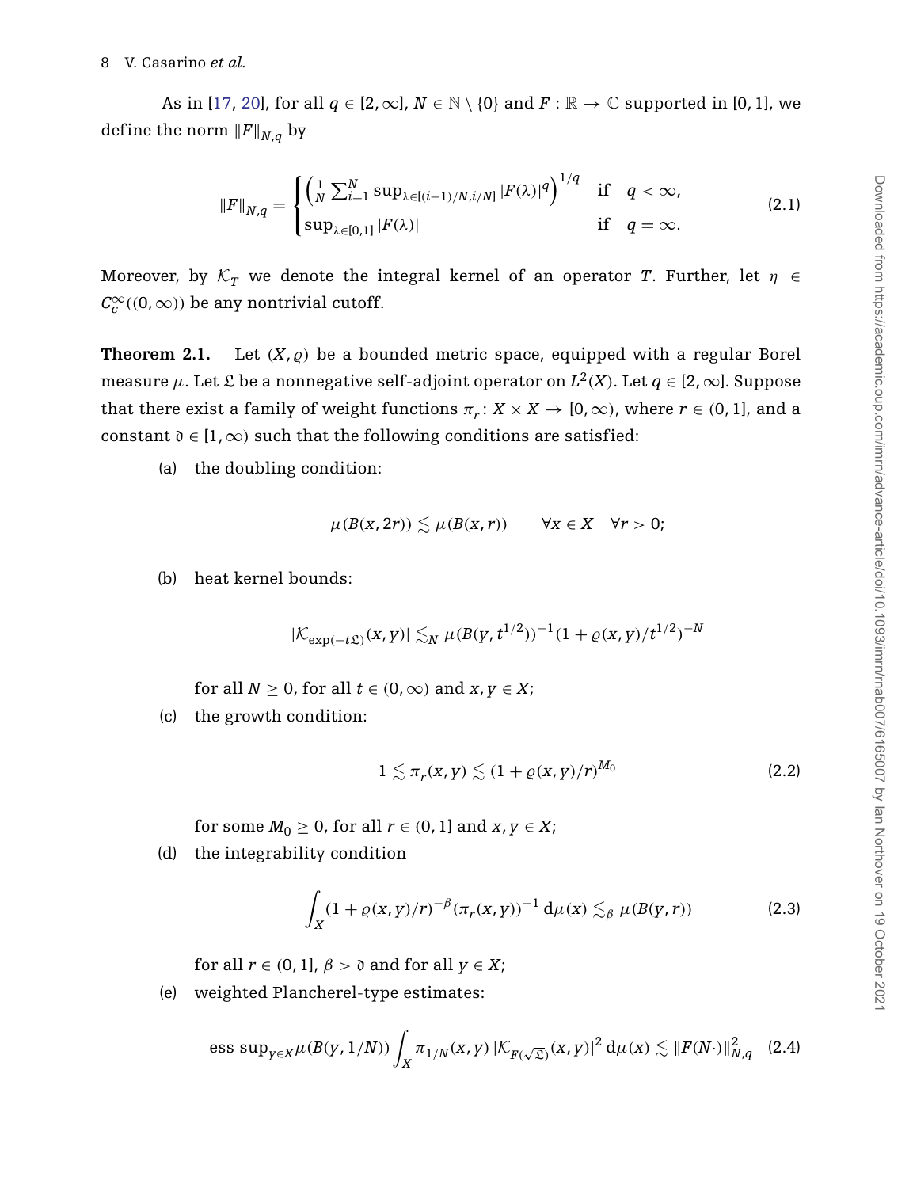As in [17, 20], for all $q \in [2, \infty]$, $N \in \mathbb{N} \setminus \{0\}$ and $F : \mathbb{R} \to \mathbb{C}$ supported in $[0, 1]$, we define the norm $\|F\|_{N,q}$ by

$$
\|F\|_{N,q} = \begin{cases} \left( \frac{1}{N} \sum_{i=1}^{N} \sup_{\lambda \in [(i-1)/N, i/N]} |F(\lambda)|^q \right)^{1/q} & \text{if} \quad q < \infty, \\ \sup_{\lambda \in [0,1]} |F(\lambda)| & \text{if} \quad q = \infty. \end{cases} \tag{2.1}
$$

Moreover, by $\mathcal{K}_T$ we denote the integral kernel of an operator $T$. Further, let $\eta \in C_c^\infty((0,\infty))$ be any nontrivial cutoff.

**Theorem 2.1.** Let $(X, \varrho)$ be a bounded metric space, equipped with a regular Borel measure $\mu$. Let $\mathfrak{L}$ be a nonnegative self-adjoint operator on $L^2(X)$. Let $q \in [2, \infty]$. Suppose that there exist a family of weight functions $\pi_r \colon X \times X \to [0, \infty)$, where $r \in (0, 1]$, and a constant $\mathfrak{d} \in [1, \infty)$ such that the following conditions are satisfied:

(a) the doubling condition:

$$
\mu(B(x, 2r)) \lesssim \mu(B(x, r)) \qquad \forall x \in X \quad \forall r > 0;
$$

(b) heat kernel bounds:

$$
|\mathcal{K}_{\exp(-t\mathfrak{L})}(x, y)| \lesssim_N \mu(B(y, t^{1/2}))^{-1} (1 + \varrho(x, y)/t^{1/2})^{-N}
$$

for all $N \geq 0$, for all $t \in (0, \infty)$ and $x, y \in X$;

(c) the growth condition:

$$
1 \lesssim \pi_r(x, y) \lesssim (1 + \varrho(x, y)/r)^{M_0} \tag{2.2}
$$

for some $M_0 \geq 0$, for all $r \in (0, 1]$ and $x, y \in X$;

(d) the integrability condition

$$
\int_X (1 + \varrho(x, y)/r)^{-\beta} (\pi_r(x, y))^{-1} \, \mathrm{d}\mu(x) \lesssim_\beta \mu(B(y, r)) \tag{2.3}
$$

for all $r \in (0, 1]$, $\beta > \mathfrak{d}$ and for all $y \in X$;

(e) weighted Plancherel-type estimates:

$$
\operatorname{ess\,sup}_{y \in X} \mu(B(y, 1/N)) \int_X \pi_{1/N}(x, y) \, |\mathcal{K}_{F(\sqrt{\mathfrak{L}})}(x, y)|^2 \, \mathrm{d}\mu(x) \lesssim \|F(N \cdot)\|_{N,q}^2 \tag{2.4}
$$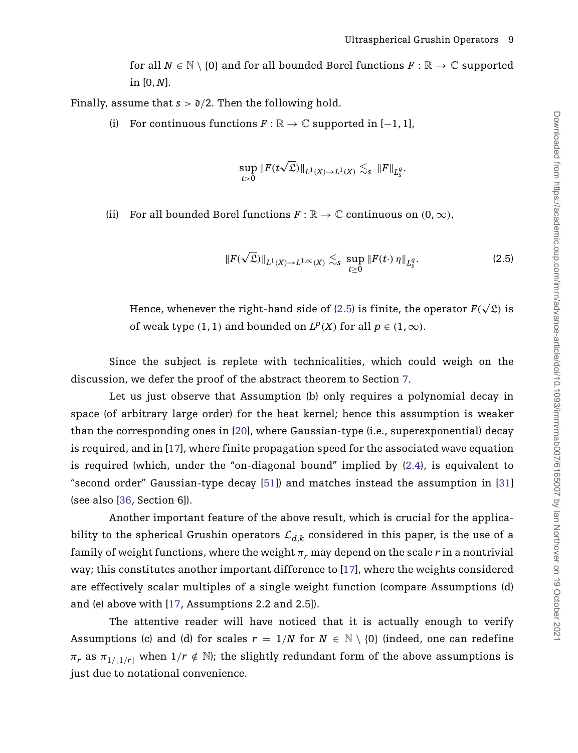for all $N \in \mathbb{N} \setminus \{0\}$ and for all bounded Borel functions $F : \mathbb{R} \to \mathbb{C}$ supported in $[0, N]$.

Finally, assume that $s > \mathfrak{d}/2$. Then the following hold.

(i) For continuous functions $F : \mathbb{R} \to \mathbb{C}$ supported in $[-1, 1]$,

$$\sup_{t>0} \|F(t\sqrt{\mathfrak{L}})\|_{L^1(X) \to L^1(X)} \lesssim_s \|F\|_{L^q_s}.$$

(ii) For all bounded Borel functions $F : \mathbb{R} \to \mathbb{C}$ continuous on $(0, \infty)$,

$$\|F(\sqrt{\mathfrak{L}})\|_{L^1(X) \to L^{1,\infty}(X)} \lesssim_s \sup_{t \geq 0} \|F(t\cdot)\, \eta\|_{L^q_s}. \tag{2.5}$$

Hence, whenever the right-hand side of (2.5) is finite, the operator $F(\sqrt{\mathfrak{L}})$ is of weak type $(1, 1)$ and bounded on $L^p(X)$ for all $p \in (1, \infty)$.

Since the subject is replete with technicalities, which could weigh on the discussion, we defer the proof of the abstract theorem to Section 7.

Let us just observe that Assumption (b) only requires a polynomial decay in space (of arbitrary large order) for the heat kernel; hence this assumption is weaker than the corresponding ones in [20], where Gaussian-type (i.e., superexponential) decay is required, and in [17], where finite propagation speed for the associated wave equation is required (which, under the "on-diagonal bound" implied by (2.4), is equivalent to "second order" Gaussian-type decay [51]) and matches instead the assumption in [31] (see also [36, Section 6]).

Another important feature of the above result, which is crucial for the applicability to the spherical Grushin operators $\mathcal{L}_{d,k}$ considered in this paper, is the use of a family of weight functions, where the weight $\pi_r$ may depend on the scale $r$ in a nontrivial way; this constitutes another important difference to [17], where the weights considered are effectively scalar multiples of a single weight function (compare Assumptions (d) and (e) above with [17, Assumptions 2.2 and 2.5]).

The attentive reader will have noticed that it is actually enough to verify Assumptions (c) and (d) for scales $r = 1/N$ for $N \in \mathbb{N} \setminus \{0\}$ (indeed, one can redefine $\pi_r$ as $\pi_{1/\lfloor 1/r \rfloor}$ when $1/r \notin \mathbb{N}$); the slightly redundant form of the above assumptions is just due to notational convenience.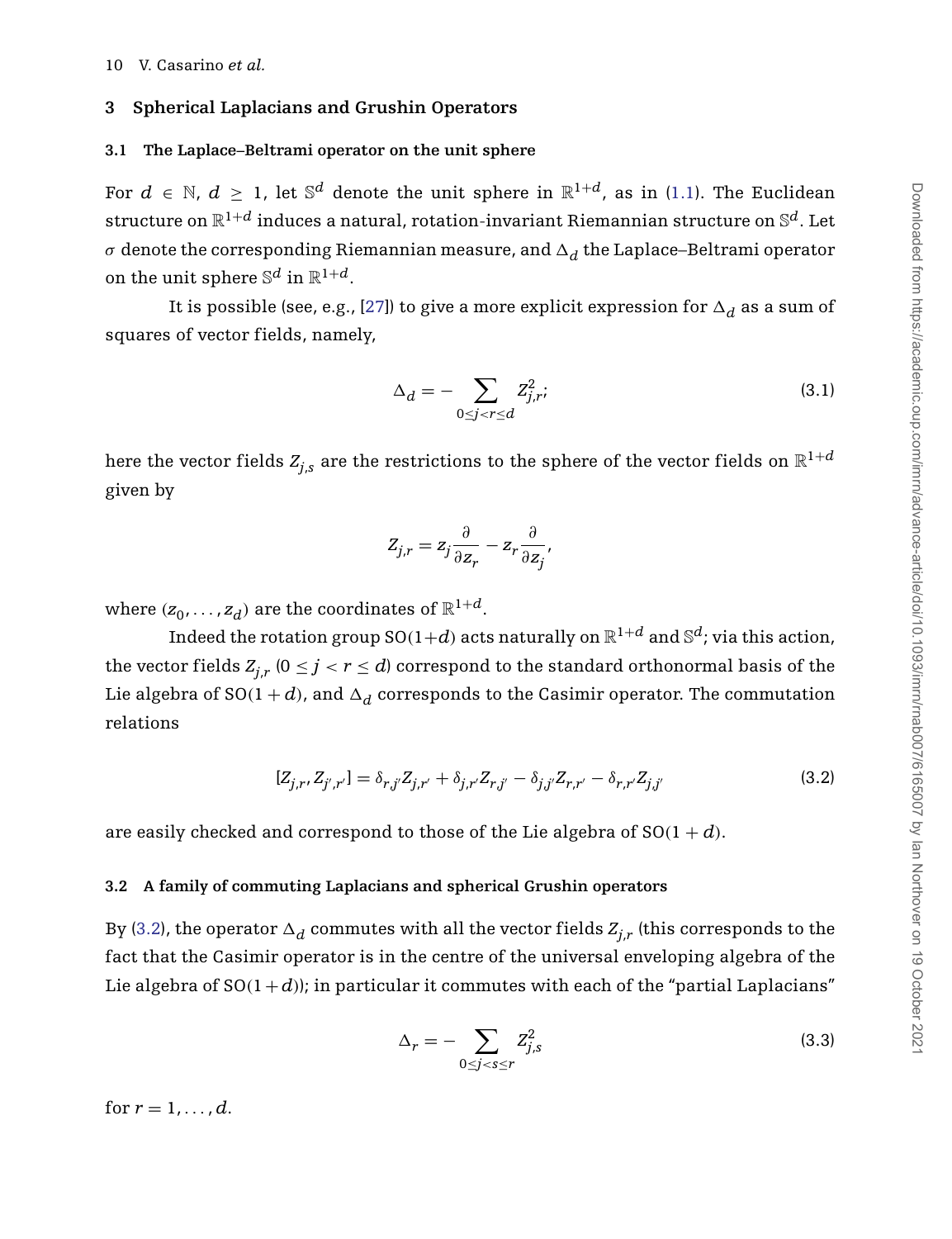## 3 Spherical Laplacians and Grushin Operators

### 3.1 The Laplace–Beltrami operator on the unit sphere

For $d \in \mathbb{N}$, $d \geq 1$, let $\mathbb{S}^d$ denote the unit sphere in $\mathbb{R}^{1+d}$, as in (1.1). The Euclidean structure on $\mathbb{R}^{1+d}$ induces a natural, rotation-invariant Riemannian structure on $\mathbb{S}^d$. Let $\sigma$ denote the corresponding Riemannian measure, and $\Delta_d$ the Laplace–Beltrami operator on the unit sphere $\mathbb{S}^d$ in $\mathbb{R}^{1+d}$.

It is possible (see, e.g., [27]) to give a more explicit expression for $\Delta_d$ as a sum of squares of vector fields, namely,

$$\Delta_d = -\sum_{0 \leq j < r \leq d} Z_{j,r}^2; \tag{3.1}$$

here the vector fields $Z_{j,s}$ are the restrictions to the sphere of the vector fields on $\mathbb{R}^{1+d}$ given by

$$Z_{j,r} = z_j \frac{\partial}{\partial z_r} - z_r \frac{\partial}{\partial z_j},$$

where $(z_0, \ldots, z_d)$ are the coordinates of $\mathbb{R}^{1+d}$.

Indeed the rotation group $\mathrm{SO}(1+d)$ acts naturally on $\mathbb{R}^{1+d}$ and $\mathbb{S}^d$; via this action, the vector fields $Z_{j,r}$ ($0 \leq j < r \leq d$) correspond to the standard orthonormal basis of the Lie algebra of $\mathrm{SO}(1+d)$, and $\Delta_d$ corresponds to the Casimir operator. The commutation relations

$$[Z_{j,r}, Z_{j',r'}] = \delta_{rj'} Z_{j,r'} + \delta_{j,r'} Z_{r,j'} - \delta_{jj'} Z_{r,r'} - \delta_{r,r'} Z_{j,j'} \tag{3.2}$$

are easily checked and correspond to those of the Lie algebra of $\mathrm{SO}(1+d)$.

### 3.2 A family of commuting Laplacians and spherical Grushin operators

By (3.2), the operator $\Delta_d$ commutes with all the vector fields $Z_{j,r}$ (this corresponds to the fact that the Casimir operator is in the centre of the universal enveloping algebra of the Lie algebra of $\mathrm{SO}(1+d)$); in particular it commutes with each of the "partial Laplacians"

$$\Delta_r = -\sum_{0 \leq j < s \leq r} Z_{j,s}^2 \tag{3.3}$$

for $r = 1, \ldots, d$.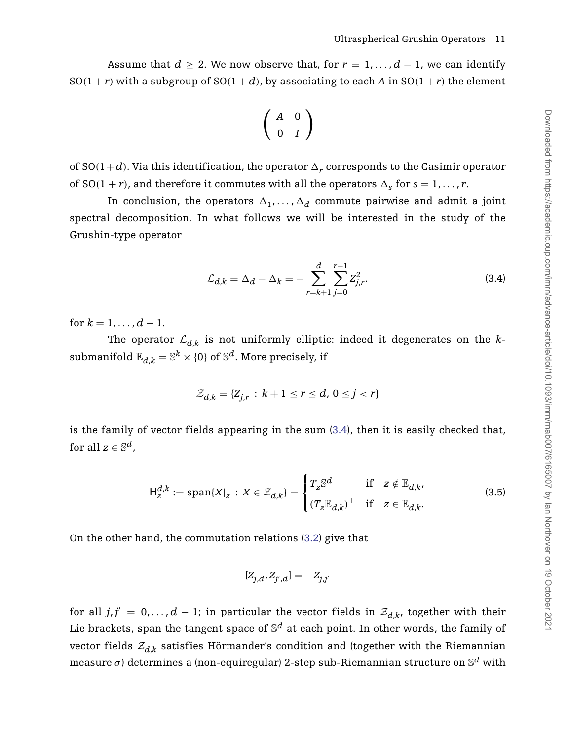Assume that $d \geq 2$. We now observe that, for $r = 1, \dots, d-1$, we can identify $\mathrm{SO}(1+r)$ with a subgroup of $\mathrm{SO}(1+d)$, by associating to each $A$ in $\mathrm{SO}(1+r)$ the element

$$\begin{pmatrix} A & 0 \\ 0 & I \end{pmatrix}$$

of $\mathrm{SO}(1+d)$. Via this identification, the operator $\Delta_r$ corresponds to the Casimir operator of $\mathrm{SO}(1+r)$, and therefore it commutes with all the operators $\Delta_s$ for $s = 1, \dots, r$.

In conclusion, the operators $\Delta_1, \dots, \Delta_d$ commute pairwise and admit a joint spectral decomposition. In what follows we will be interested in the study of the Grushin-type operator

$$\mathcal{L}_{d,k} = \Delta_d - \Delta_k = -\sum_{r=k+1}^{d} \sum_{j=0}^{r-1} Z_{j,r}^2. \tag{3.4}$$

for $k = 1, \dots, d-1$.

The operator $\mathcal{L}_{d,k}$ is not uniformly elliptic: indeed it degenerates on the $k$-submanifold $\mathbb{E}_{d,k} = \mathbb{S}^k \times \{0\}$ of $\mathbb{S}^d$. More precisely, if

$$\mathcal{Z}_{d,k} = \{Z_{j,r} \,:\, k+1 \leq r \leq d,\, 0 \leq j < r\}$$

is the family of vector fields appearing in the sum (3.4), then it is easily checked that, for all $z \in \mathbb{S}^d$,

$$\mathsf{H}_z^{d,k} := \operatorname{span}\{X|_z \,:\, X \in \mathcal{Z}_{d,k}\} = \begin{cases} T_z\mathbb{S}^d & \text{if} \quad z \notin \mathbb{E}_{d,k}, \\ (T_z\mathbb{E}_{d,k})^\perp & \text{if} \quad z \in \mathbb{E}_{d,k}. \end{cases} \tag{3.5}$$

On the other hand, the commutation relations (3.2) give that

$$[Z_{j,d}, Z_{j',d}] = -Z_{j,j'}$$

for all $j, j' = 0, \dots, d-1$; in particular the vector fields in $\mathcal{Z}_{d,k}$, together with their Lie brackets, span the tangent space of $\mathbb{S}^d$ at each point. In other words, the family of vector fields $\mathcal{Z}_{d,k}$ satisfies Hörmander's condition and (together with the Riemannian measure $\sigma$) determines a (non-equiregular) 2-step sub-Riemannian structure on $\mathbb{S}^d$ with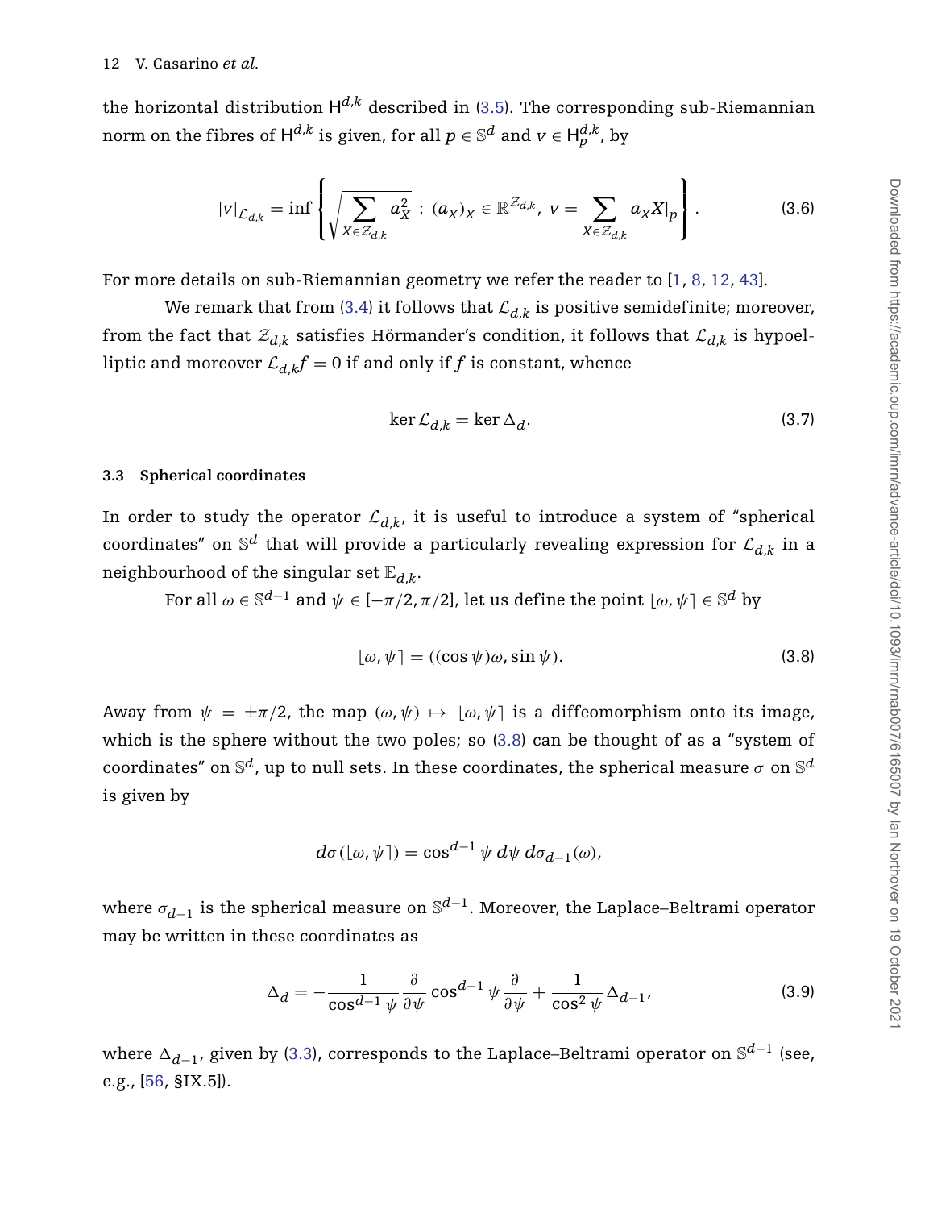the horizontal distribution $\mathsf{H}^{d,k}$ described in (3.5). The corresponding sub-Riemannian norm on the fibres of $\mathsf{H}^{d,k}$ is given, for all $p \in \mathbb{S}^d$ and $v \in \mathsf{H}^{d,k}_p$, by

$$|v|_{\mathcal{L}_{d,k}} = \inf \left\{ \sqrt{\sum_{X \in \mathcal{Z}_{d,k}} a_X^2} \,:\, (a_X)_X \in \mathbb{R}^{\mathcal{Z}_{d,k}},\ v = \sum_{X \in \mathcal{Z}_{d,k}} a_X X|_p \right\}. \tag{3.6}$$

For more details on sub-Riemannian geometry we refer the reader to [1, 8, 12, 43].

We remark that from (3.4) it follows that $\mathcal{L}_{d,k}$ is positive semidefinite; moreover, from the fact that $\mathcal{Z}_{d,k}$ satisfies Hörmander's condition, it follows that $\mathcal{L}_{d,k}$ is hypoelliptic and moreover $\mathcal{L}_{d,k} f = 0$ if and only if $f$ is constant, whence

$$\ker \mathcal{L}_{d,k} = \ker \Delta_d. \tag{3.7}$$

### 3.3 Spherical coordinates

In order to study the operator $\mathcal{L}_{d,k}$, it is useful to introduce a system of "spherical coordinates" on $\mathbb{S}^d$ that will provide a particularly revealing expression for $\mathcal{L}_{d,k}$ in a neighbourhood of the singular set $\mathbb{E}_{d,k}$.

For all $\omega \in \mathbb{S}^{d-1}$ and $\psi \in [-\pi/2, \pi/2]$, let us define the point $\lfloor \omega, \psi \rceil \in \mathbb{S}^d$ by

$$\lfloor \omega, \psi \rceil = ((\cos \psi)\omega, \sin \psi). \tag{3.8}$$

Away from $\psi = \pm\pi/2$, the map $(\omega, \psi) \mapsto \lfloor \omega, \psi \rceil$ is a diffeomorphism onto its image, which is the sphere without the two poles; so (3.8) can be thought of as a "system of coordinates" on $\mathbb{S}^d$, up to null sets. In these coordinates, the spherical measure $\sigma$ on $\mathbb{S}^d$ is given by

$$d\sigma(\lfloor \omega, \psi \rceil) = \cos^{d-1} \psi \, d\psi \, d\sigma_{d-1}(\omega),$$

where $\sigma_{d-1}$ is the spherical measure on $\mathbb{S}^{d-1}$. Moreover, the Laplace–Beltrami operator may be written in these coordinates as

$$\Delta_d = -\frac{1}{\cos^{d-1} \psi} \frac{\partial}{\partial \psi} \cos^{d-1} \psi \frac{\partial}{\partial \psi} + \frac{1}{\cos^2 \psi} \Delta_{d-1}, \tag{3.9}$$

where $\Delta_{d-1}$, given by (3.3), corresponds to the Laplace–Beltrami operator on $\mathbb{S}^{d-1}$ (see, e.g., [56, §IX.5]).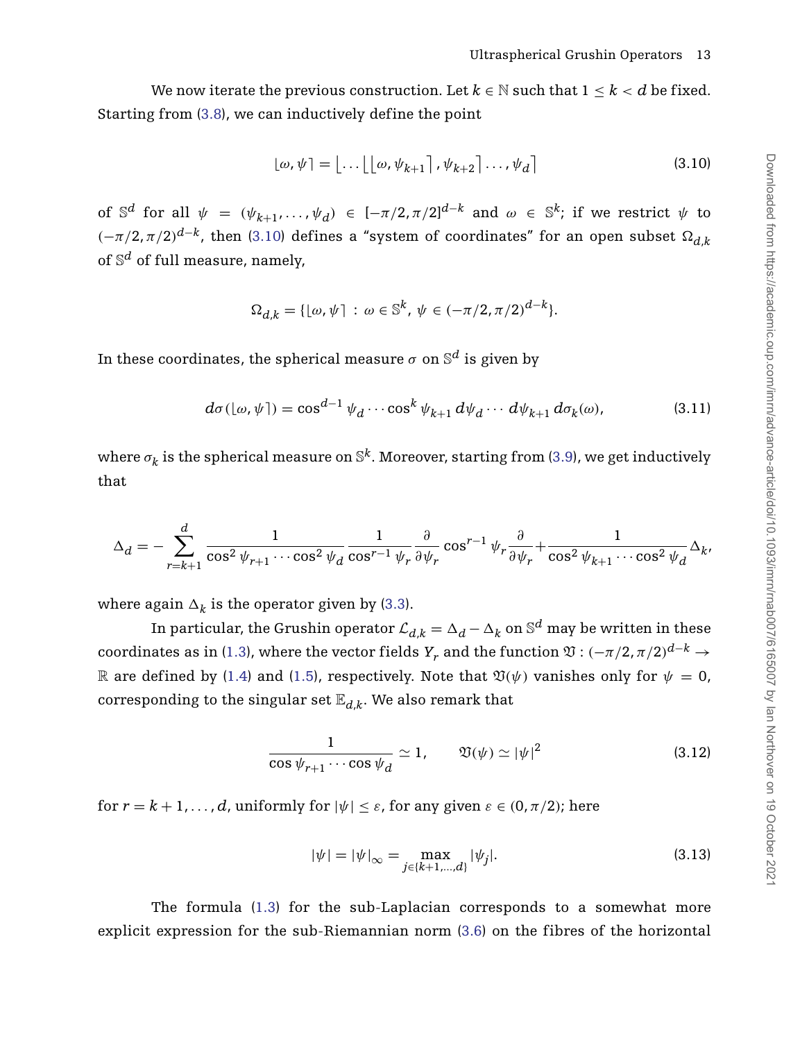We now iterate the previous construction. Let $k \in \mathbb{N}$ such that $1 \le k < d$ be fixed. Starting from (3.8), we can inductively define the point

$$\lfloor \omega, \psi \rceil = \lfloor \dots \lfloor \lfloor \omega, \psi_{k+1} \rceil, \psi_{k+2} \rceil \dots, \psi_d \rceil \tag{3.10}$$

of $\mathbb{S}^d$ for all $\psi = (\psi_{k+1}, \dots, \psi_d) \in [-\pi/2, \pi/2]^{d-k}$ and $\omega \in \mathbb{S}^k$; if we restrict $\psi$ to $(-\pi/2, \pi/2)^{d-k}$, then (3.10) defines a "system of coordinates" for an open subset $\Omega_{d,k}$ of $\mathbb{S}^d$ of full measure, namely,

$$\Omega_{d,k} = \{\lfloor \omega, \psi \rceil \,:\, \omega \in \mathbb{S}^k,\ \psi \in (-\pi/2, \pi/2)^{d-k}\}.$$

In these coordinates, the spherical measure $\sigma$ on $\mathbb{S}^d$ is given by

$$d\sigma(\lfloor \omega, \psi \rceil) = \cos^{d-1} \psi_d \cdots \cos^k \psi_{k+1} \, d\psi_d \cdots d\psi_{k+1} \, d\sigma_k(\omega), \tag{3.11}$$

where $\sigma_k$ is the spherical measure on $\mathbb{S}^k$. Moreover, starting from (3.9), we get inductively that

$$\Delta_d = -\sum_{r=k+1}^{d} \frac{1}{\cos^2 \psi_{r+1} \cdots \cos^2 \psi_d} \frac{1}{\cos^{r-1} \psi_r} \frac{\partial}{\partial \psi_r} \cos^{r-1} \psi_r \frac{\partial}{\partial \psi_r} + \frac{1}{\cos^2 \psi_{k+1} \cdots \cos^2 \psi_d} \Delta_k,$$

where again $\Delta_k$ is the operator given by (3.3).

In particular, the Grushin operator $\mathcal{L}_{d,k} = \Delta_d - \Delta_k$ on $\mathbb{S}^d$ may be written in these coordinates as in (1.3), where the vector fields $Y_r$ and the function $\mathfrak{V} : (-\pi/2, \pi/2)^{d-k} \to \mathbb{R}$ are defined by (1.4) and (1.5), respectively. Note that $\mathfrak{V}(\psi)$ vanishes only for $\psi = 0$, corresponding to the singular set $\mathbb{E}_{d,k}$. We also remark that

$$\frac{1}{\cos \psi_{r+1} \cdots \cos \psi_d} \simeq 1, \qquad \mathfrak{V}(\psi) \simeq |\psi|^2 \tag{3.12}$$

for $r = k+1, \dots, d$, uniformly for $|\psi| \le \varepsilon$, for any given $\varepsilon \in (0, \pi/2)$; here

$$|\psi| = |\psi|_\infty = \max_{j \in \{k+1, \dots, d\}} |\psi_j|. \tag{3.13}$$

The formula (1.3) for the sub-Laplacian corresponds to a somewhat more explicit expression for the sub-Riemannian norm (3.6) on the fibres of the horizontal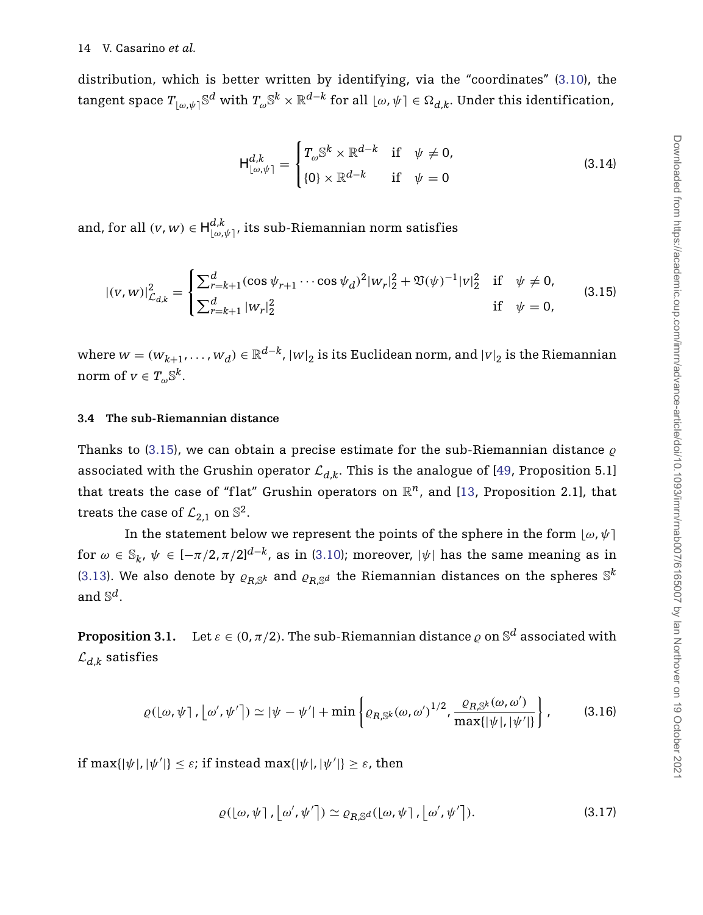distribution, which is better written by identifying, via the "coordinates" (3.10), the tangent space $T_{\lfloor\omega,\psi\rceil}\mathbb{S}^d$ with $T_\omega\mathbb{S}^k \times \mathbb{R}^{d-k}$ for all $\lfloor\omega,\psi\rceil \in \Omega_{d,k}$. Under this identification,

$$
\mathsf{H}^{d,k}_{\lfloor\omega,\psi\rceil} = \begin{cases} T_\omega\mathbb{S}^k \times \mathbb{R}^{d-k} & \text{if} \quad \psi \neq 0, \\ \{0\} \times \mathbb{R}^{d-k} & \text{if} \quad \psi = 0 \end{cases} \tag{3.14}
$$

and, for all $(v,w) \in \mathsf{H}^{d,k}_{\lfloor\omega,\psi\rceil}$, its sub-Riemannian norm satisfies

$$
|(v,w)|^2_{\mathcal{L}_{d,k}} = \begin{cases} \sum_{r=k+1}^{d} (\cos\psi_{r+1}\cdots\cos\psi_d)^2 |w_r|_2^2 + \mathfrak{V}(\psi)^{-1}|v|_2^2 & \text{if} \quad \psi \neq 0, \\ \sum_{r=k+1}^{d} |w_r|_2^2 & \text{if} \quad \psi = 0, \end{cases} \tag{3.15}
$$

where $w = (w_{k+1},\dots,w_d) \in \mathbb{R}^{d-k}$, $|w|_2$ is its Euclidean norm, and $|v|_2$ is the Riemannian norm of $v \in T_\omega\mathbb{S}^k$.

### 3.4 The sub-Riemannian distance

Thanks to (3.15), we can obtain a precise estimate for the sub-Riemannian distance $\varrho$ associated with the Grushin operator $\mathcal{L}_{d,k}$. This is the analogue of [49, Proposition 5.1] that treats the case of "flat" Grushin operators on $\mathbb{R}^n$, and [13, Proposition 2.1], that treats the case of $\mathcal{L}_{2,1}$ on $\mathbb{S}^2$.

In the statement below we represent the points of the sphere in the form $\lfloor\omega,\psi\rceil$ for $\omega \in \mathbb{S}_k$, $\psi \in [-\pi/2,\pi/2]^{d-k}$, as in (3.10); moreover, $|\psi|$ has the same meaning as in (3.13). We also denote by $\varrho_{R,\mathbb{S}^k}$ and $\varrho_{R,\mathbb{S}^d}$ the Riemannian distances on the spheres $\mathbb{S}^k$ and $\mathbb{S}^d$.

**Proposition 3.1.** Let $\varepsilon \in (0,\pi/2)$. The sub-Riemannian distance $\varrho$ on $\mathbb{S}^d$ associated with $\mathcal{L}_{d,k}$ satisfies

$$
\varrho(\lfloor\omega,\psi\rceil, \lfloor\omega',\psi'\rceil) \simeq |\psi - \psi'| + \min\left\{ \varrho_{R,\mathbb{S}^k}(\omega,\omega')^{1/2}, \frac{\varrho_{R,\mathbb{S}^k}(\omega,\omega')}{\max\{|\psi|,|\psi'|\}} \right\}, \tag{3.16}
$$

if $\max\{|\psi|,|\psi'|\} \leq \varepsilon$; if instead $\max\{|\psi|,|\psi'|\} \geq \varepsilon$, then

$$
\varrho(\lfloor\omega,\psi\rceil, \lfloor\omega',\psi'\rceil) \simeq \varrho_{R,\mathbb{S}^d}(\lfloor\omega,\psi\rceil, \lfloor\omega',\psi'\rceil). \tag{3.17}
$$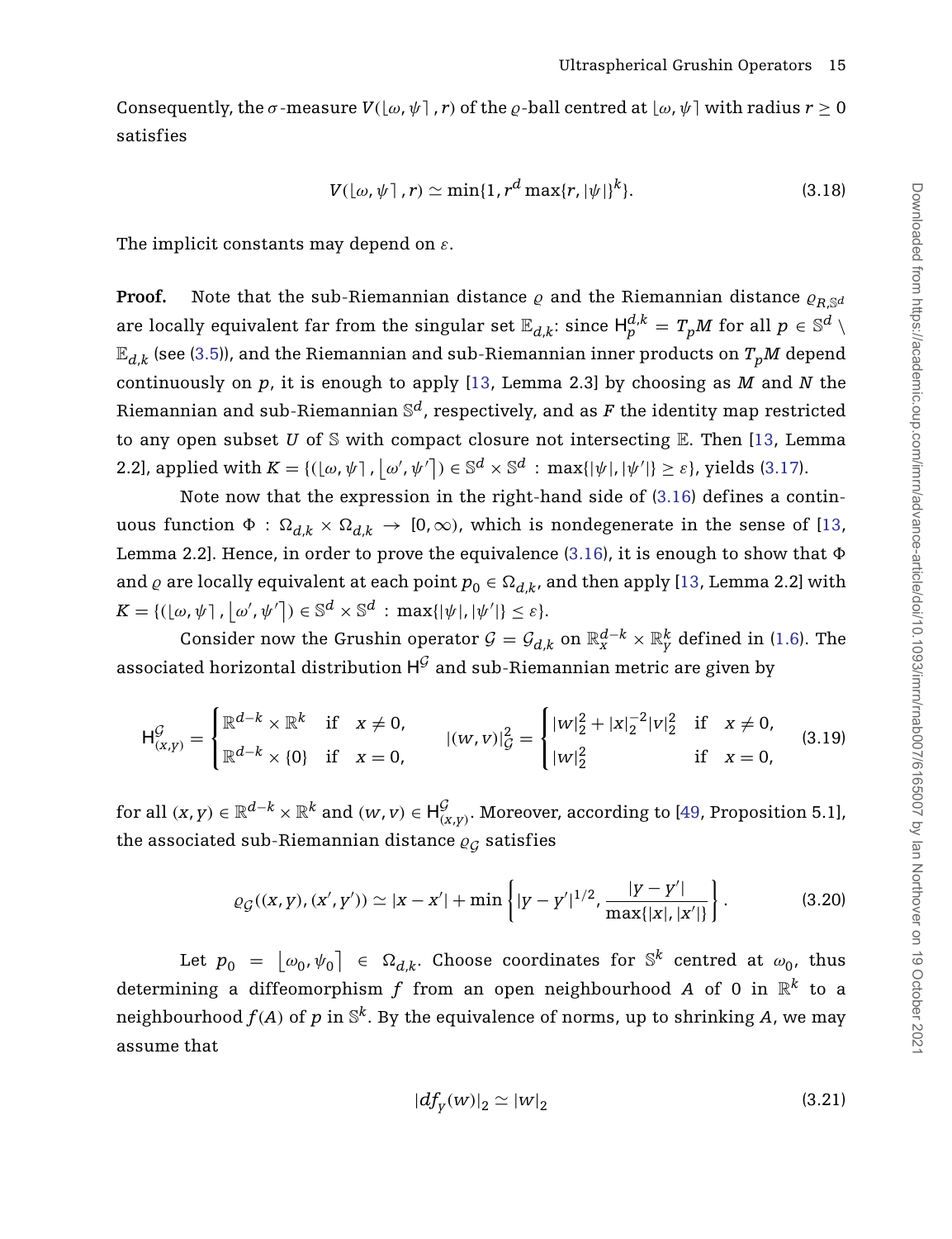Consequently, the $\sigma$-measure $V(\lfloor \omega, \psi \rceil, r)$ of the $\varrho$-ball centred at $\lfloor \omega, \psi \rceil$ with radius $r \geq 0$ satisfies

$$V(\lfloor \omega, \psi \rceil, r) \simeq \min\{1, r^d \max\{r, |\psi|\}^k\}. \tag{3.18}$$

The implicit constants may depend on $\varepsilon$.

**Proof.** Note that the sub-Riemannian distance $\varrho$ and the Riemannian distance $\varrho_{R,\mathbb{S}^d}$ are locally equivalent far from the singular set $\mathbb{E}_{d,k}$: since $\mathsf{H}^{d,k}_p = T_p M$ for all $p \in \mathbb{S}^d \setminus \mathbb{E}_{d,k}$ (see (3.5)), and the Riemannian and sub-Riemannian inner products on $T_p M$ depend continuously on $p$, it is enough to apply [13, Lemma 2.3] by choosing as $M$ and $N$ the Riemannian and sub-Riemannian $\mathbb{S}^d$, respectively, and as $F$ the identity map restricted to any open subset $U$ of $\mathbb{S}$ with compact closure not intersecting $\mathbb{E}$. Then [13, Lemma 2.2], applied with $K = \{(\lfloor \omega, \psi \rceil, \lfloor \omega', \psi' \rceil) \in \mathbb{S}^d \times \mathbb{S}^d \,:\, \max\{|\psi|, |\psi'|\} \geq \varepsilon\}$, yields (3.17).

Note now that the expression in the right-hand side of (3.16) defines a continuous function $\Phi : \Omega_{d,k} \times \Omega_{d,k} \to [0, \infty)$, which is nondegenerate in the sense of [13, Lemma 2.2]. Hence, in order to prove the equivalence (3.16), it is enough to show that $\Phi$ and $\varrho$ are locally equivalent at each point $p_0 \in \Omega_{d,k}$, and then apply [13, Lemma 2.2] with $K = \{(\lfloor \omega, \psi \rceil, \lfloor \omega', \psi' \rceil) \in \mathbb{S}^d \times \mathbb{S}^d \,:\, \max\{|\psi|, |\psi'|\} \leq \varepsilon\}$.

Consider now the Grushin operator $\mathcal{G} = \mathcal{G}_{d,k}$ on $\mathbb{R}^{d-k}_x \times \mathbb{R}^k_y$ defined in (1.6). The associated horizontal distribution $\mathsf{H}^{\mathcal{G}}$ and sub-Riemannian metric are given by

$$\mathsf{H}^{\mathcal{G}}_{(x,y)} = \begin{cases} \mathbb{R}^{d-k} \times \mathbb{R}^k & \text{if} \quad x \neq 0, \\ \mathbb{R}^{d-k} \times \{0\} & \text{if} \quad x = 0, \end{cases} \qquad |(w,v)|^2_{\mathcal{G}} = \begin{cases} |w|_2^2 + |x|_2^{-2}|v|_2^2 & \text{if} \quad x \neq 0, \\ |w|_2^2 & \text{if} \quad x = 0, \end{cases} \tag{3.19}$$

for all $(x, y) \in \mathbb{R}^{d-k} \times \mathbb{R}^k$ and $(w, v) \in \mathsf{H}^{\mathcal{G}}_{(x,y)}$. Moreover, according to [49, Proposition 5.1], the associated sub-Riemannian distance $\varrho_{\mathcal{G}}$ satisfies

$$\varrho_{\mathcal{G}}((x,y),(x',y')) \simeq |x - x'| + \min\left\{|y - y'|^{1/2}, \frac{|y - y'|}{\max\{|x|, |x'|\}}\right\}. \tag{3.20}$$

Let $p_0 = \lfloor \omega_0, \psi_0 \rceil \in \Omega_{d,k}$. Choose coordinates for $\mathbb{S}^k$ centred at $\omega_0$, thus determining a diffeomorphism $f$ from an open neighbourhood $A$ of $0$ in $\mathbb{R}^k$ to a neighbourhood $f(A)$ of $p$ in $\mathbb{S}^k$. By the equivalence of norms, up to shrinking $A$, we may assume that

$$|df_y(w)|_2 \simeq |w|_2 \tag{3.21}$$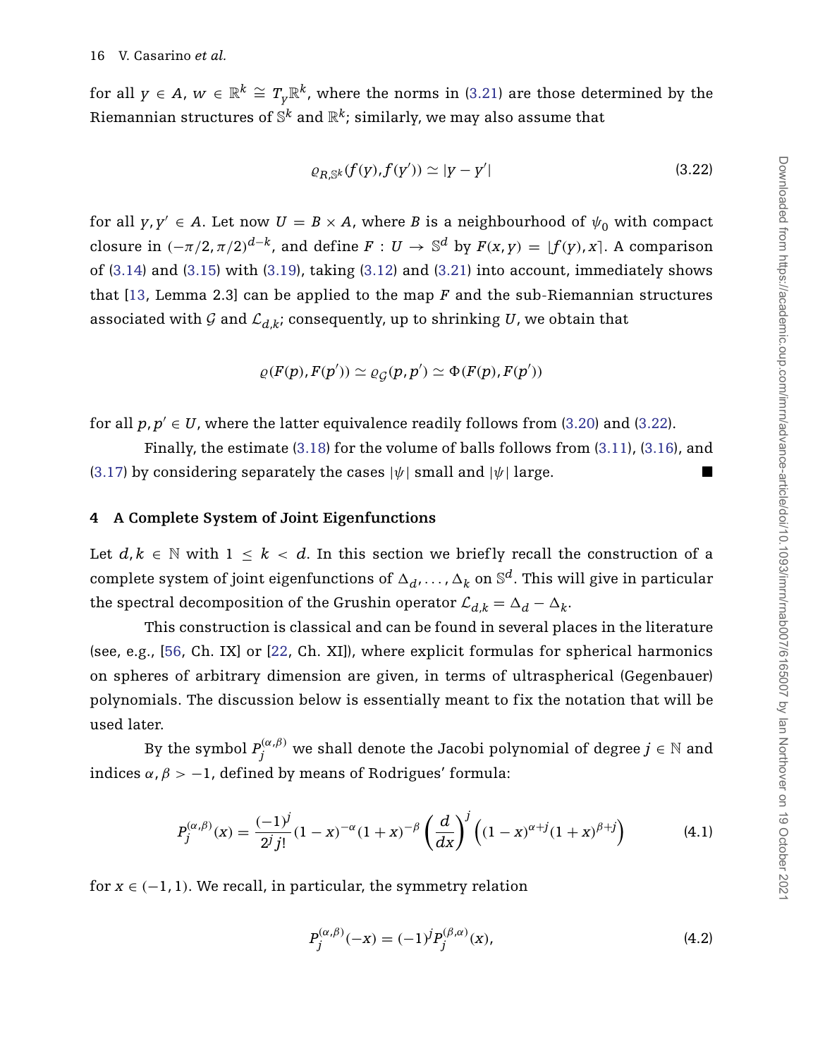for all $y \in A$, $w \in \mathbb{R}^k \cong T_y\mathbb{R}^k$, where the norms in (3.21) are those determined by the Riemannian structures of $\mathbb{S}^k$ and $\mathbb{R}^k$; similarly, we may also assume that

$$\varrho_{R,\mathbb{S}^k}(f(y), f(y')) \simeq |y - y'| \tag{3.22}$$

for all $y, y' \in A$. Let now $U = B \times A$, where $B$ is a neighbourhood of $\psi_0$ with compact closure in $(-\pi/2, \pi/2)^{d-k}$, and define $F : U \to \mathbb{S}^d$ by $F(x, y) = \lfloor f(y), x \rceil$. A comparison of (3.14) and (3.15) with (3.19), taking (3.12) and (3.21) into account, immediately shows that [13, Lemma 2.3] can be applied to the map $F$ and the sub-Riemannian structures associated with $\mathcal{G}$ and $\mathcal{L}_{d,k}$; consequently, up to shrinking $U$, we obtain that

$$\varrho(F(p), F(p')) \simeq \varrho_{\mathcal{G}}(p, p') \simeq \Phi(F(p), F(p'))$$

for all $p, p' \in U$, where the latter equivalence readily follows from (3.20) and (3.22).

Finally, the estimate (3.18) for the volume of balls follows from (3.11), (3.16), and (3.17) by considering separately the cases $|\psi|$ small and $|\psi|$ large. ■

## 4 A Complete System of Joint Eigenfunctions

Let $d, k \in \mathbb{N}$ with $1 \leq k < d$. In this section we briefly recall the construction of a complete system of joint eigenfunctions of $\Delta_d, \dots, \Delta_k$ on $\mathbb{S}^d$. This will give in particular the spectral decomposition of the Grushin operator $\mathcal{L}_{d,k} = \Delta_d - \Delta_k$.

This construction is classical and can be found in several places in the literature (see, e.g., [56, Ch. IX] or [22, Ch. XI]), where explicit formulas for spherical harmonics on spheres of arbitrary dimension are given, in terms of ultraspherical (Gegenbauer) polynomials. The discussion below is essentially meant to fix the notation that will be used later.

By the symbol $P_j^{(\alpha,\beta)}$ we shall denote the Jacobi polynomial of degree $j \in \mathbb{N}$ and indices $\alpha, \beta > -1$, defined by means of Rodrigues' formula:

$$P_j^{(\alpha,\beta)}(x) = \frac{(-1)^j}{2^j j!}(1-x)^{-\alpha}(1+x)^{-\beta}\left(\frac{d}{dx}\right)^j \left((1-x)^{\alpha+j}(1+x)^{\beta+j}\right) \tag{4.1}$$

for $x \in (-1, 1)$. We recall, in particular, the symmetry relation

$$P_j^{(\alpha,\beta)}(-x) = (-1)^j P_j^{(\beta,\alpha)}(x), \tag{4.2}$$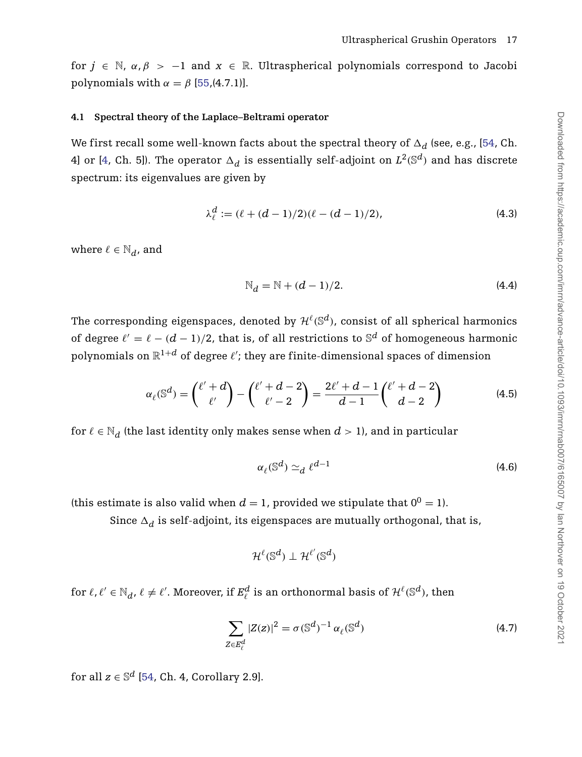for $j \in \mathbb{N}$, $\alpha, \beta > -1$ and $x \in \mathbb{R}$. Ultraspherical polynomials correspond to Jacobi polynomials with $\alpha = \beta$ [55,(4.7.1)].

### 4.1 Spectral theory of the Laplace–Beltrami operator

We first recall some well-known facts about the spectral theory of $\Delta_d$ (see, e.g., [54, Ch. 4] or [4, Ch. 5]). The operator $\Delta_d$ is essentially self-adjoint on $L^2(\mathbb{S}^d)$ and has discrete spectrum: its eigenvalues are given by

$$\lambda_\ell^d := (\ell + (d-1)/2)(\ell - (d-1)/2), \tag{4.3}$$

where $\ell \in \mathbb{N}_d$, and

$$\mathbb{N}_d = \mathbb{N} + (d-1)/2. \tag{4.4}$$

The corresponding eigenspaces, denoted by $\mathcal{H}^\ell(\mathbb{S}^d)$, consist of all spherical harmonics of degree $\ell' = \ell - (d-1)/2$, that is, of all restrictions to $\mathbb{S}^d$ of homogeneous harmonic polynomials on $\mathbb{R}^{1+d}$ of degree $\ell'$; they are finite-dimensional spaces of dimension

$$\alpha_\ell(\mathbb{S}^d) = \binom{\ell' + d}{\ell'} - \binom{\ell' + d - 2}{\ell' - 2} = \frac{2\ell' + d - 1}{d-1}\binom{\ell' + d - 2}{d - 2} \tag{4.5}$$

for $\ell \in \mathbb{N}_d$ (the last identity only makes sense when $d > 1$), and in particular

$$\alpha_\ell(\mathbb{S}^d) \simeq_d \ell^{d-1} \tag{4.6}$$

(this estimate is also valid when $d = 1$, provided we stipulate that $0^0 = 1$).

Since $\Delta_d$ is self-adjoint, its eigenspaces are mutually orthogonal, that is,

$$\mathcal{H}^\ell(\mathbb{S}^d) \perp \mathcal{H}^{\ell'}(\mathbb{S}^d)$$

for $\ell, \ell' \in \mathbb{N}_d$, $\ell \neq \ell'$. Moreover, if $E_\ell^d$ is an orthonormal basis of $\mathcal{H}^\ell(\mathbb{S}^d)$, then

$$\sum_{Z \in E_\ell^d} |Z(z)|^2 = \sigma(\mathbb{S}^d)^{-1} \, \alpha_\ell(\mathbb{S}^d) \tag{4.7}$$

for all $z \in \mathbb{S}^d$ [54, Ch. 4, Corollary 2.9].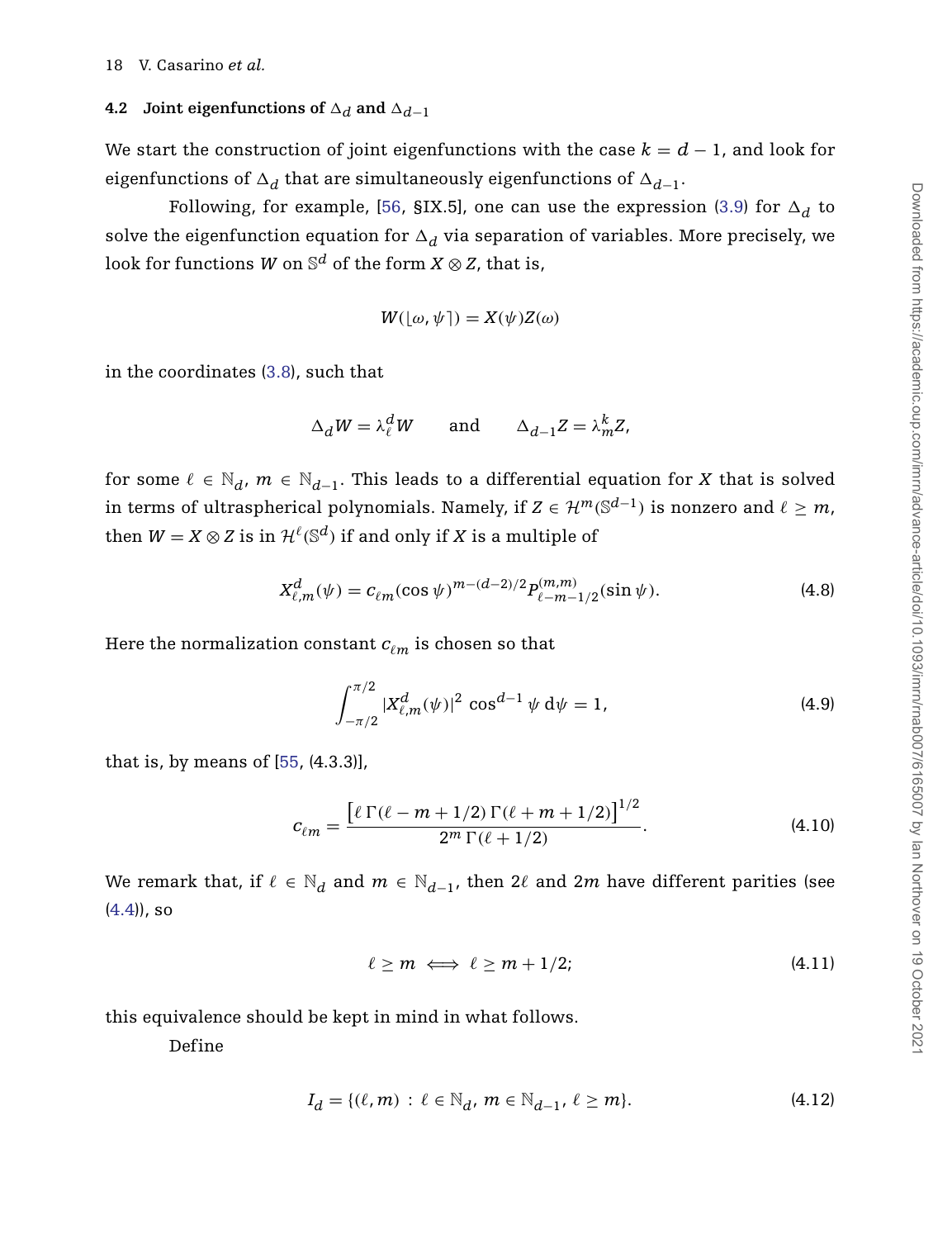### 4.2 Joint eigenfunctions of $\Delta_d$ and $\Delta_{d-1}$

We start the construction of joint eigenfunctions with the case $k = d - 1$, and look for eigenfunctions of $\Delta_d$ that are simultaneously eigenfunctions of $\Delta_{d-1}$.

Following, for example, [56, §IX.5], one can use the expression (3.9) for $\Delta_d$ to solve the eigenfunction equation for $\Delta_d$ via separation of variables. More precisely, we look for functions $W$ on $\mathbb{S}^d$ of the form $X \otimes Z$, that is,

$$W(\lfloor \omega, \psi \rceil) = X(\psi) Z(\omega)$$

in the coordinates (3.8), such that

$$\Delta_d W = \lambda_\ell^d W \qquad \text{and} \qquad \Delta_{d-1} Z = \lambda_m^k Z,$$

for some $\ell \in \mathbb{N}_d$, $m \in \mathbb{N}_{d-1}$. This leads to a differential equation for $X$ that is solved in terms of ultraspherical polynomials. Namely, if $Z \in \mathcal{H}^m(\mathbb{S}^{d-1})$ is nonzero and $\ell \geq m$, then $W = X \otimes Z$ is in $\mathcal{H}^\ell(\mathbb{S}^d)$ if and only if $X$ is a multiple of

$$X_{\ell,m}^d(\psi) = c_{\ell m} (\cos \psi)^{m-(d-2)/2} P_{\ell-m-1/2}^{(m,m)}(\sin \psi). \tag{4.8}$$

Here the normalization constant $c_{\ell m}$ is chosen so that

$$\int_{-\pi/2}^{\pi/2} |X_{\ell,m}^d(\psi)|^2 \cos^{d-1} \psi \, \mathrm{d}\psi = 1, \tag{4.9}$$

that is, by means of [55, (4.3.3)],

$$c_{\ell m} = \frac{\left[ \ell \, \Gamma(\ell - m + 1/2) \, \Gamma(\ell + m + 1/2) \right]^{1/2}}{2^m \, \Gamma(\ell + 1/2)}. \tag{4.10}$$

We remark that, if $\ell \in \mathbb{N}_d$ and $m \in \mathbb{N}_{d-1}$, then $2\ell$ and $2m$ have different parities (see (4.4)), so

$$\ell \geq m \iff \ell \geq m + 1/2; \tag{4.11}$$

this equivalence should be kept in mind in what follows.

Define

$$I_d = \{(\ell, m) \, : \, \ell \in \mathbb{N}_d, \, m \in \mathbb{N}_{d-1}, \, \ell \geq m\}. \tag{4.12}$$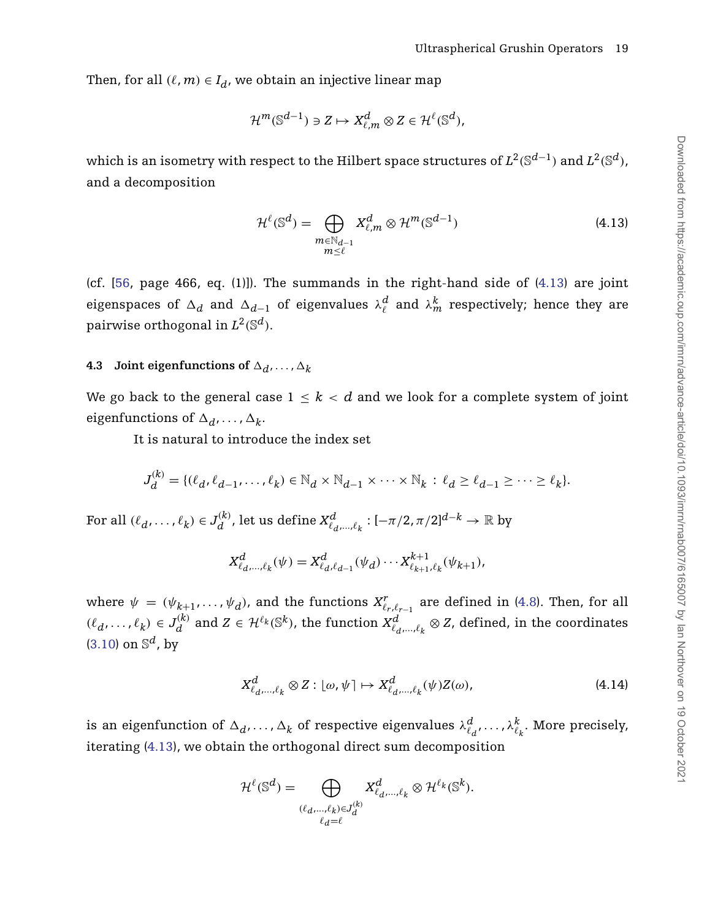Then, for all $(\ell, m) \in I_d$, we obtain an injective linear map

$$\mathcal{H}^m(\mathbb{S}^{d-1}) \ni Z \mapsto X^d_{\ell,m} \otimes Z \in \mathcal{H}^\ell(\mathbb{S}^d),$$

which is an isometry with respect to the Hilbert space structures of $L^2(\mathbb{S}^{d-1})$ and $L^2(\mathbb{S}^d)$, and a decomposition

$$\mathcal{H}^\ell(\mathbb{S}^d) = \bigoplus_{\substack{m \in \mathbb{N}_{d-1} \\ m \le \ell}} X^d_{\ell,m} \otimes \mathcal{H}^m(\mathbb{S}^{d-1}) \tag{4.13}$$

(cf. [56, page 466, eq. (1)]). The summands in the right-hand side of (4.13) are joint eigenspaces of $\Delta_d$ and $\Delta_{d-1}$ of eigenvalues $\lambda^d_\ell$ and $\lambda^k_m$ respectively; hence they are pairwise orthogonal in $L^2(\mathbb{S}^d)$.

### 4.3 Joint eigenfunctions of $\Delta_d, \dots, \Delta_k$

We go back to the general case $1 \le k < d$ and we look for a complete system of joint eigenfunctions of $\Delta_d, \dots, \Delta_k$.

It is natural to introduce the index set

$$J^{(k)}_d = \{(\ell_d, \ell_{d-1}, \dots, \ell_k) \in \mathbb{N}_d \times \mathbb{N}_{d-1} \times \cdots \times \mathbb{N}_k : \ell_d \ge \ell_{d-1} \ge \cdots \ge \ell_k\}.$$

For all $(\ell_d, \dots, \ell_k) \in J^{(k)}_d$, let us define $X^d_{\ell_d,\dots,\ell_k} : [-\pi/2, \pi/2]^{d-k} \to \mathbb{R}$ by

$$X^d_{\ell_d,\dots,\ell_k}(\psi) = X^d_{\ell_d,\ell_{d-1}}(\psi_d) \cdots X^{k+1}_{\ell_{k+1},\ell_k}(\psi_{k+1}),$$

where $\psi = (\psi_{k+1}, \dots, \psi_d)$, and the functions $X^r_{\ell_r,\ell_{r-1}}$ are defined in (4.8). Then, for all $(\ell_d, \dots, \ell_k) \in J^{(k)}_d$ and $Z \in \mathcal{H}^{\ell_k}(\mathbb{S}^k)$, the function $X^d_{\ell_d,\dots,\ell_k} \otimes Z$, defined, in the coordinates (3.10) on $\mathbb{S}^d$, by

$$X^d_{\ell_d,\dots,\ell_k} \otimes Z : \lfloor \omega, \psi \rceil \mapsto X^d_{\ell_d,\dots,\ell_k}(\psi) Z(\omega), \tag{4.14}$$

is an eigenfunction of $\Delta_d, \dots, \Delta_k$ of respective eigenvalues $\lambda^d_{\ell_d}, \dots, \lambda^k_{\ell_k}$. More precisely, iterating (4.13), we obtain the orthogonal direct sum decomposition

$$\mathcal{H}^\ell(\mathbb{S}^d) = \bigoplus_{\substack{(\ell_d,\dots,\ell_k) \in J^{(k)}_d \\ \ell_d = \ell}} X^d_{\ell_d,\dots,\ell_k} \otimes \mathcal{H}^{\ell_k}(\mathbb{S}^k).$$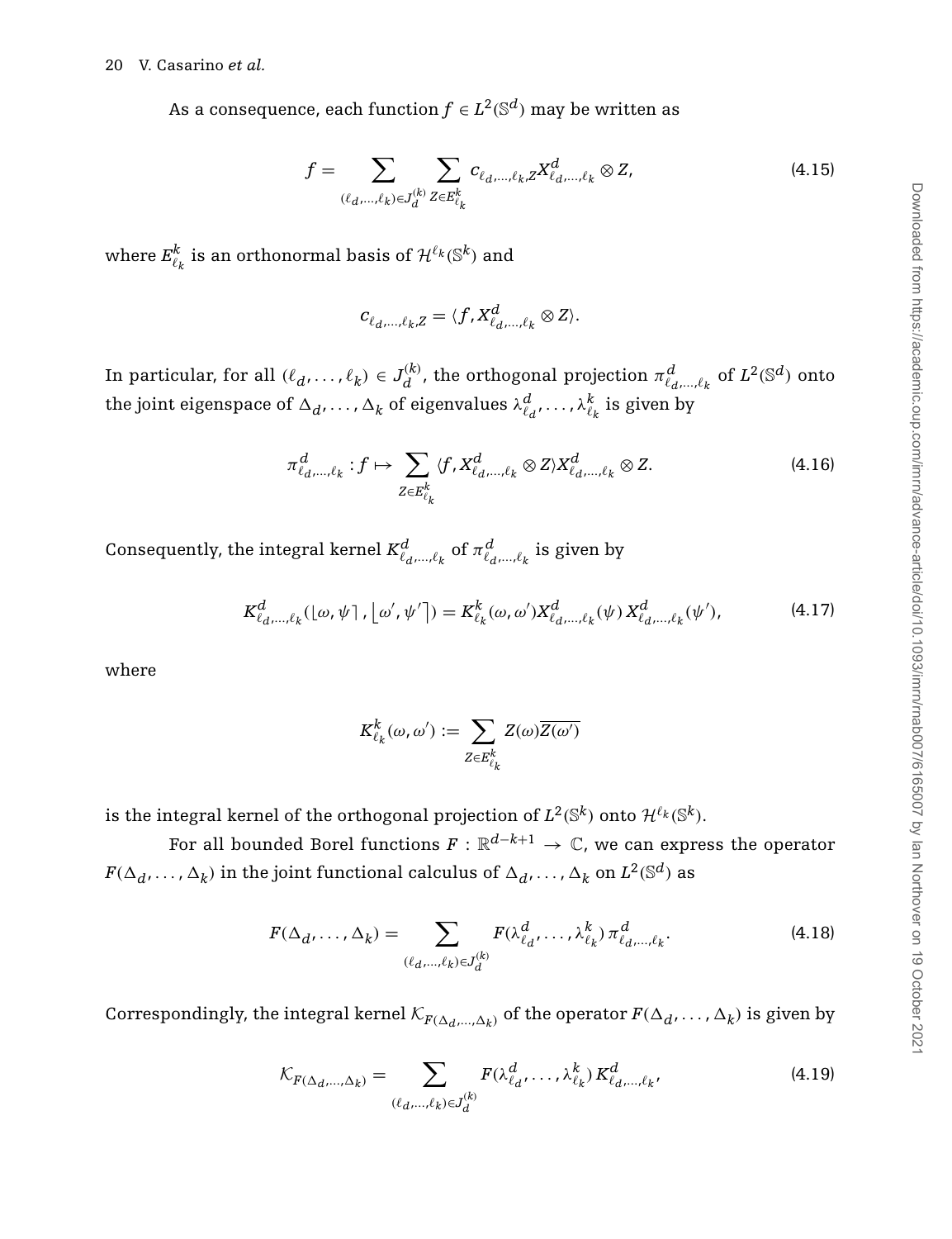As a consequence, each function $f \in L^2(\mathbb{S}^d)$ may be written as

$$f = \sum_{(\ell_d,\dots,\ell_k)\in J_d^{(k)}} \sum_{Z\in E_{\ell_k}^k} c_{\ell_d,\dots,\ell_k,Z} X_{\ell_d,\dots,\ell_k}^d \otimes Z, \tag{4.15}$$

where $E_{\ell_k}^k$ is an orthonormal basis of $\mathcal{H}^{\ell_k}(\mathbb{S}^k)$ and

$$c_{\ell_d,\dots,\ell_k,Z} = \langle f, X_{\ell_d,\dots,\ell_k}^d \otimes Z\rangle.$$

In particular, for all $(\ell_d,\dots,\ell_k) \in J_d^{(k)}$, the orthogonal projection $\pi_{\ell_d,\dots,\ell_k}^d$ of $L^2(\mathbb{S}^d)$ onto the joint eigenspace of $\Delta_d,\dots,\Delta_k$ of eigenvalues $\lambda_{\ell_d}^d,\dots,\lambda_{\ell_k}^k$ is given by

$$\pi_{\ell_d,\dots,\ell_k}^d : f \mapsto \sum_{Z\in E_{\ell_k}^k} \langle f, X_{\ell_d,\dots,\ell_k}^d \otimes Z\rangle X_{\ell_d,\dots,\ell_k}^d \otimes Z. \tag{4.16}$$

Consequently, the integral kernel $K_{\ell_d,\dots,\ell_k}^d$ of $\pi_{\ell_d,\dots,\ell_k}^d$ is given by

$$K_{\ell_d,\dots,\ell_k}^d(\lfloor\omega,\psi\rceil, \lfloor\omega',\psi'\rceil) = K_{\ell_k}^k(\omega,\omega') X_{\ell_d,\dots,\ell_k}^d(\psi)\, X_{\ell_d,\dots,\ell_k}^d(\psi'), \tag{4.17}$$

where

$$K_{\ell_k}^k(\omega,\omega') := \sum_{Z\in E_{\ell_k}^k} Z(\omega)\overline{Z(\omega')}$$

is the integral kernel of the orthogonal projection of $L^2(\mathbb{S}^k)$ onto $\mathcal{H}^{\ell_k}(\mathbb{S}^k)$.

For all bounded Borel functions $F : \mathbb{R}^{d-k+1} \to \mathbb{C}$, we can express the operator $F(\Delta_d,\dots,\Delta_k)$ in the joint functional calculus of $\Delta_d,\dots,\Delta_k$ on $L^2(\mathbb{S}^d)$ as

$$F(\Delta_d,\dots,\Delta_k) = \sum_{(\ell_d,\dots,\ell_k)\in J_d^{(k)}} F(\lambda_{\ell_d}^d,\dots,\lambda_{\ell_k}^k)\, \pi_{\ell_d,\dots,\ell_k}^d. \tag{4.18}$$

Correspondingly, the integral kernel $\mathcal{K}_{F(\Delta_d,\dots,\Delta_k)}$ of the operator $F(\Delta_d,\dots,\Delta_k)$ is given by

$$\mathcal{K}_{F(\Delta_d,\dots,\Delta_k)} = \sum_{(\ell_d,\dots,\ell_k)\in J_d^{(k)}} F(\lambda_{\ell_d}^d,\dots,\lambda_{\ell_k}^k)\, K_{\ell_d,\dots,\ell_k}^d, \tag{4.19}$$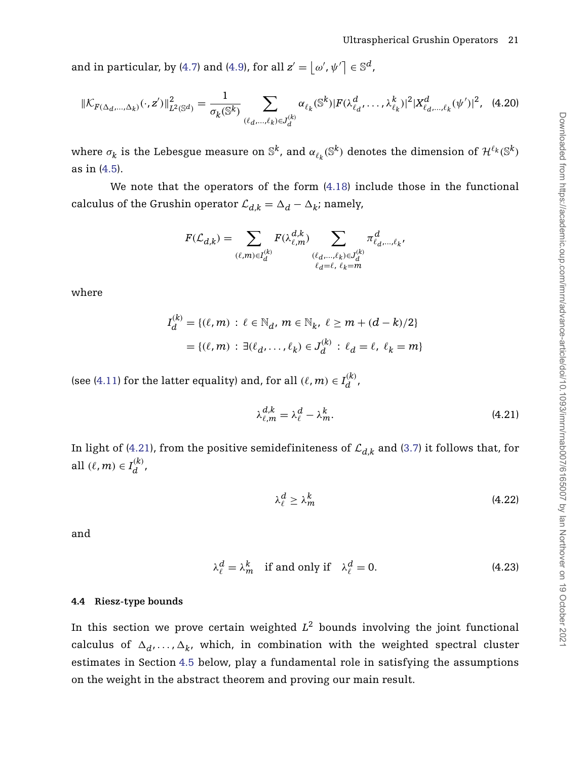and in particular, by (4.7) and (4.9), for all $z' = \lfloor \omega', \psi' \rceil \in \mathbb{S}^d$,

$$\|\mathcal{K}_{F(\Delta_d,\dots,\Delta_k)}(\cdot, z')\|^2_{L^2(\mathbb{S}^d)} = \frac{1}{\sigma_k(\mathbb{S}^k)} \sum_{(\ell_d,\dots,\ell_k)\in J_d^{(k)}} \alpha_{\ell_k}(\mathbb{S}^k) |F(\lambda^d_{\ell_d},\dots,\lambda^k_{\ell_k})|^2 |X^d_{\ell_d,\dots,\ell_k}(\psi')|^2, \tag{4.20}$$

where $\sigma_k$ is the Lebesgue measure on $\mathbb{S}^k$, and $\alpha_{\ell_k}(\mathbb{S}^k)$ denotes the dimension of $\mathcal{H}^{\ell_k}(\mathbb{S}^k)$ as in (4.5).

We note that the operators of the form (4.18) include those in the functional calculus of the Grushin operator $\mathcal{L}_{d,k} = \Delta_d - \Delta_k$; namely,

$$F(\mathcal{L}_{d,k}) = \sum_{(\ell,m)\in I_d^{(k)}} F(\lambda^{d,k}_{\ell,m}) \sum_{\substack{(\ell_d,\dots,\ell_k)\in J_d^{(k)} \\ \ell_d=\ell,\ \ell_k=m}} \pi^d_{\ell_d,\dots,\ell_k},$$

where

$$\begin{aligned} I_d^{(k)} &= \{(\ell,m) \,:\, \ell \in \mathbb{N}_d,\ m \in \mathbb{N}_k,\ \ell \geq m + (d-k)/2\} \\ &= \{(\ell,m) \,:\, \exists (\ell_d,\dots,\ell_k) \in J_d^{(k)} \,:\, \ell_d = \ell,\ \ell_k = m\} \end{aligned}$$

(see (4.11) for the latter equality) and, for all $(\ell,m) \in I_d^{(k)}$,

$$\lambda^{d,k}_{\ell,m} = \lambda^d_\ell - \lambda^k_m. \tag{4.21}$$

In light of (4.21), from the positive semidefiniteness of $\mathcal{L}_{d,k}$ and (3.7) it follows that, for all $(\ell,m) \in I_d^{(k)}$,

$$\lambda^d_\ell \geq \lambda^k_m \tag{4.22}$$

and

$$\lambda^d_\ell = \lambda^k_m \quad \text{if and only if} \quad \lambda^d_\ell = 0. \tag{4.23}$$

### 4.4 Riesz-type bounds

In this section we prove certain weighted $L^2$ bounds involving the joint functional calculus of $\Delta_d,\dots,\Delta_k$, which, in combination with the weighted spectral cluster estimates in Section 4.5 below, play a fundamental role in satisfying the assumptions on the weight in the abstract theorem and proving our main result.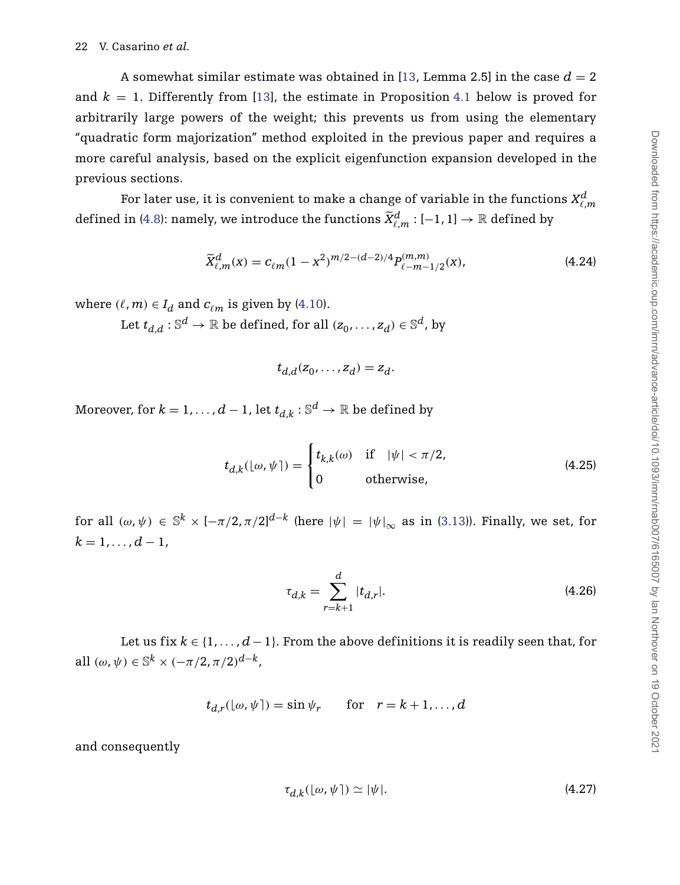A somewhat similar estimate was obtained in [13, Lemma 2.5] in the case $d = 2$ and $k = 1$. Differently from [13], the estimate in Proposition 4.1 below is proved for arbitrarily large powers of the weight; this prevents us from using the elementary "quadratic form majorization" method exploited in the previous paper and requires a more careful analysis, based on the explicit eigenfunction expansion developed in the previous sections.

For later use, it is convenient to make a change of variable in the functions $X^d_{\ell,m}$ defined in (4.8): namely, we introduce the functions $\widetilde{X}^d_{\ell,m} : [-1,1] \to \mathbb{R}$ defined by

$$\widetilde{X}^d_{\ell,m}(x) = c_{\ell m}(1-x^2)^{m/2-(d-2)/4} P^{(m,m)}_{\ell-m-1/2}(x), \tag{4.24}$$

where $(\ell, m) \in I_d$ and $c_{\ell m}$ is given by (4.10).

Let $t_{d,d} : \mathbb{S}^d \to \mathbb{R}$ be defined, for all $(z_0, \dots, z_d) \in \mathbb{S}^d$, by

$$t_{d,d}(z_0, \dots, z_d) = z_d.$$

Moreover, for $k = 1, \dots, d-1$, let $t_{d,k} : \mathbb{S}^d \to \mathbb{R}$ be defined by

$$t_{d,k}(\lfloor \omega, \psi \rceil) = \begin{cases} t_{k,k}(\omega) & \text{if} \quad |\psi| < \pi/2, \\ 0 & \text{otherwise,} \end{cases} \tag{4.25}$$

for all $(\omega, \psi) \in \mathbb{S}^k \times [-\pi/2, \pi/2]^{d-k}$ (here $|\psi| = |\psi|_\infty$ as in (3.13)). Finally, we set, for $k = 1, \dots, d-1$,

$$\tau_{d,k} = \sum_{r=k+1}^{d} |t_{d,r}|. \tag{4.26}$$

Let us fix $k \in \{1, \dots, d-1\}$. From the above definitions it is readily seen that, for all $(\omega, \psi) \in \mathbb{S}^k \times (-\pi/2, \pi/2)^{d-k}$,

$$t_{d,r}(\lfloor \omega, \psi \rceil) = \sin \psi_r \qquad \text{for} \quad r = k+1, \dots, d$$

and consequently

$$\tau_{d,k}(\lfloor \omega, \psi \rceil) \simeq |\psi|. \tag{4.27}$$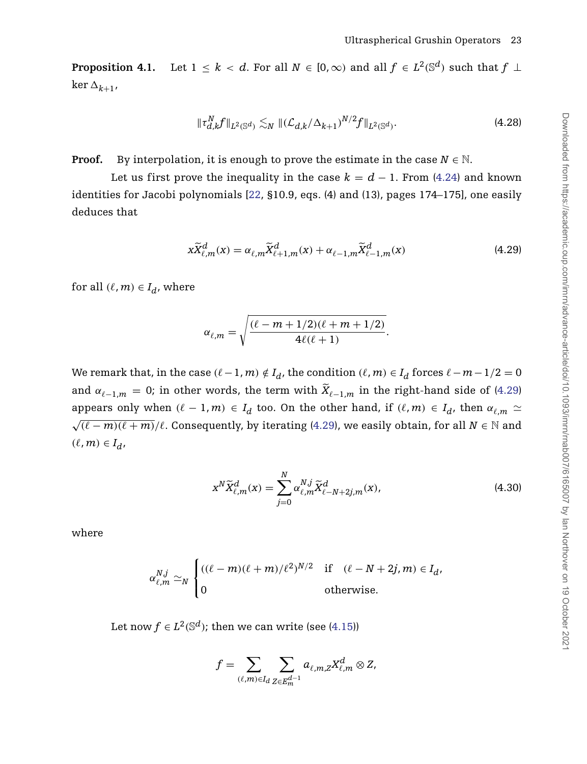**Proposition 4.1.** Let $1 \leq k < d$. For all $N \in [0, \infty)$ and all $f \in L^2(\mathbb{S}^d)$ such that $f \perp \ker \Delta_{k+1}$,

$$\|\tau^N_{d,k} f\|_{L^2(\mathbb{S}^d)} \lesssim_N \|(\mathcal{L}_{d,k}/\Delta_{k+1})^{N/2} f\|_{L^2(\mathbb{S}^d)}. \tag{4.28}$$

**Proof.** By interpolation, it is enough to prove the estimate in the case $N \in \mathbb{N}$.

Let us first prove the inequality in the case $k = d-1$. From (4.24) and known identities for Jacobi polynomials [22, §10.9, eqs. (4) and (13), pages 174–175], one easily deduces that

$$x \widetilde{X}^d_{\ell,m}(x) = \alpha_{\ell,m} \widetilde{X}^d_{\ell+1,m}(x) + \alpha_{\ell-1,m} \widetilde{X}^d_{\ell-1,m}(x) \tag{4.29}$$

for all $(\ell, m) \in I_d$, where

$$\alpha_{\ell,m} = \sqrt{\frac{(\ell - m + 1/2)(\ell + m + 1/2)}{4\ell(\ell+1)}}.$$

We remark that, in the case $(\ell - 1, m) \notin I_d$, the condition $(\ell, m) \in I_d$ forces $\ell - m - 1/2 = 0$ and $\alpha_{\ell-1,m} = 0$; in other words, the term with $\widetilde{X}_{\ell-1,m}$ in the right-hand side of (4.29) appears only when $(\ell - 1, m) \in I_d$ too. On the other hand, if $(\ell, m) \in I_d$, then $\alpha_{\ell,m} \simeq \sqrt{(\ell - m)(\ell + m)}/\ell$. Consequently, by iterating (4.29), we easily obtain, for all $N \in \mathbb{N}$ and $(\ell, m) \in I_d$,

$$x^N \widetilde{X}^d_{\ell,m}(x) = \sum_{j=0}^{N} \alpha^{N,j}_{\ell,m} \widetilde{X}^d_{\ell-N+2j,m}(x), \tag{4.30}$$

where

$$\alpha^{N,j}_{\ell,m} \simeq_N \begin{cases} ((\ell - m)(\ell + m)/\ell^2)^{N/2} & \text{if} \quad (\ell - N + 2j, m) \in I_d, \\ 0 & \text{otherwise.} \end{cases}$$

Let now $f \in L^2(\mathbb{S}^d)$; then we can write (see (4.15))

$$f = \sum_{(\ell,m) \in I_d} \sum_{Z \in E^{d-1}_m} a_{\ell,m,Z} X^d_{\ell,m} \otimes Z,$$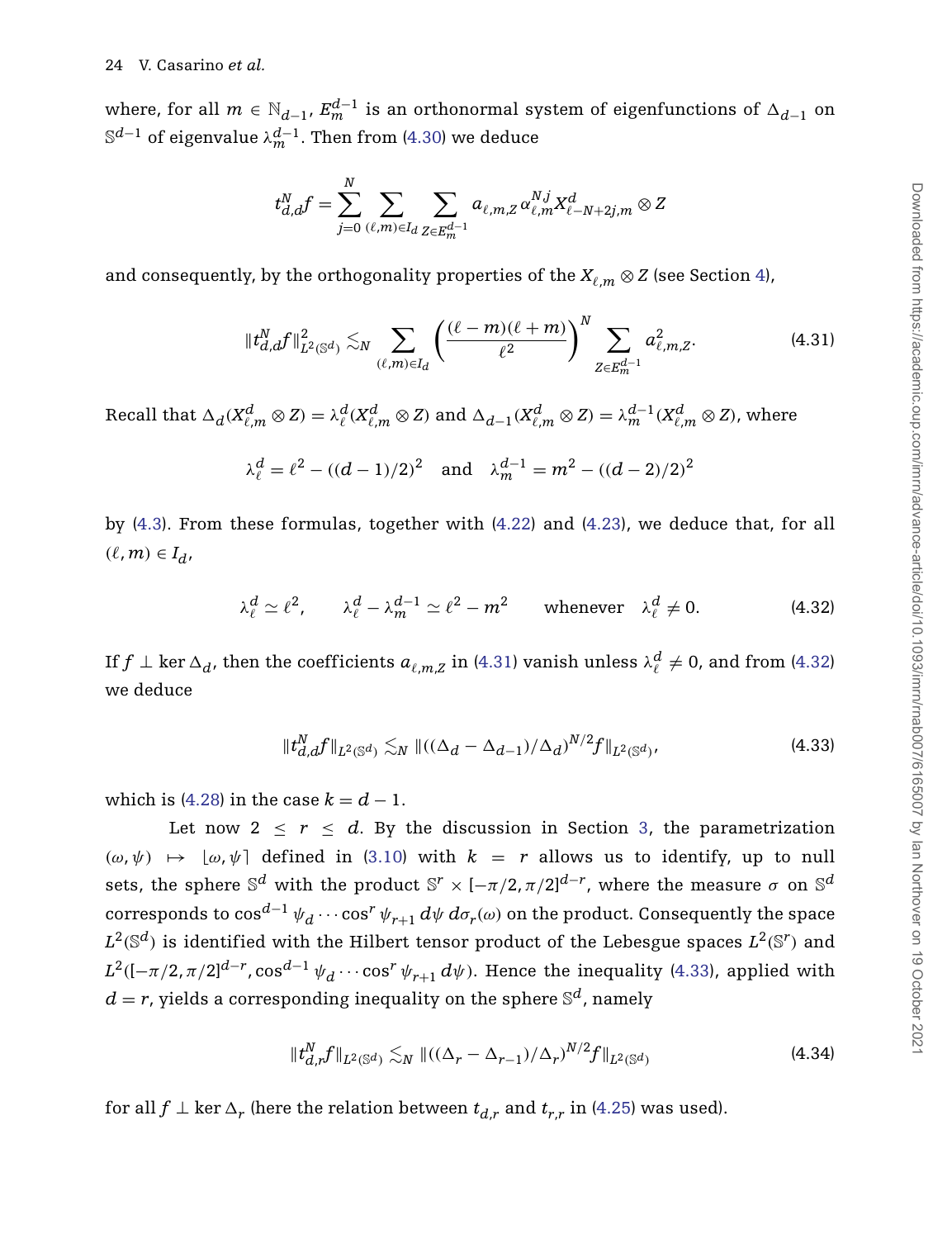where, for all $m \in \mathbb{N}_{d-1}$, $E^{d-1}_m$ is an orthonormal system of eigenfunctions of $\Delta_{d-1}$ on $\mathbb{S}^{d-1}$ of eigenvalue $\lambda^{d-1}_m$. Then from (4.30) we deduce

$$t^N_{d,d} f = \sum_{j=0}^{N} \sum_{(\ell,m)\in I_d} \sum_{Z\in E^{d-1}_m} a_{\ell,m,Z}\, \alpha^{N,j}_{\ell,m} X^d_{\ell-N+2j,m} \otimes Z$$

and consequently, by the orthogonality properties of the $X_{\ell,m} \otimes Z$ (see Section 4),

$$\|t^N_{d,d} f\|^2_{L^2(\mathbb{S}^d)} \lesssim_N \sum_{(\ell,m)\in I_d} \left(\frac{(\ell-m)(\ell+m)}{\ell^2}\right)^N \sum_{Z\in E^{d-1}_m} a^2_{\ell,m,Z}. \tag{4.31}$$

Recall that $\Delta_d(X^d_{\ell,m} \otimes Z) = \lambda^d_\ell (X^d_{\ell,m} \otimes Z)$ and $\Delta_{d-1}(X^d_{\ell,m} \otimes Z) = \lambda^{d-1}_m (X^d_{\ell,m} \otimes Z)$, where

$$\lambda^d_\ell = \ell^2 - ((d-1)/2)^2 \quad \text{and} \quad \lambda^{d-1}_m = m^2 - ((d-2)/2)^2$$

by (4.3). From these formulas, together with (4.22) and (4.23), we deduce that, for all $(\ell, m) \in I_d$,

$$\lambda^d_\ell \simeq \ell^2, \qquad \lambda^d_\ell - \lambda^{d-1}_m \simeq \ell^2 - m^2 \qquad \text{whenever} \quad \lambda^d_\ell \neq 0. \tag{4.32}$$

If $f \perp \ker \Delta_d$, then the coefficients $a_{\ell,m,Z}$ in (4.31) vanish unless $\lambda^d_\ell \neq 0$, and from (4.32) we deduce

$$\|t^N_{d,d} f\|_{L^2(\mathbb{S}^d)} \lesssim_N \|((\Delta_d - \Delta_{d-1})/\Delta_d)^{N/2} f\|_{L^2(\mathbb{S}^d)}, \tag{4.33}$$

which is (4.28) in the case $k = d-1$.

Let now $2 \leq r \leq d$. By the discussion in Section 3, the parametrization $(\omega, \psi) \mapsto \lfloor \omega, \psi \rceil$ defined in (3.10) with $k = r$ allows us to identify, up to null sets, the sphere $\mathbb{S}^d$ with the product $\mathbb{S}^r \times [-\pi/2, \pi/2]^{d-r}$, where the measure $\sigma$ on $\mathbb{S}^d$ corresponds to $\cos^{d-1}\psi_d \cdots \cos^r \psi_{r+1}\, d\psi\, d\sigma_r(\omega)$ on the product. Consequently the space $L^2(\mathbb{S}^d)$ is identified with the Hilbert tensor product of the Lebesgue spaces $L^2(\mathbb{S}^r)$ and $L^2([-\pi/2, \pi/2]^{d-r}, \cos^{d-1}\psi_d \cdots \cos^r \psi_{r+1}\, d\psi)$. Hence the inequality (4.33), applied with $d = r$, yields a corresponding inequality on the sphere $\mathbb{S}^d$, namely

$$\|t^N_{d,r} f\|_{L^2(\mathbb{S}^d)} \lesssim_N \|((\Delta_r - \Delta_{r-1})/\Delta_r)^{N/2} f\|_{L^2(\mathbb{S}^d)} \tag{4.34}$$

for all $f \perp \ker \Delta_r$ (here the relation between $t_{d,r}$ and $t_{r,r}$ in (4.25) was used).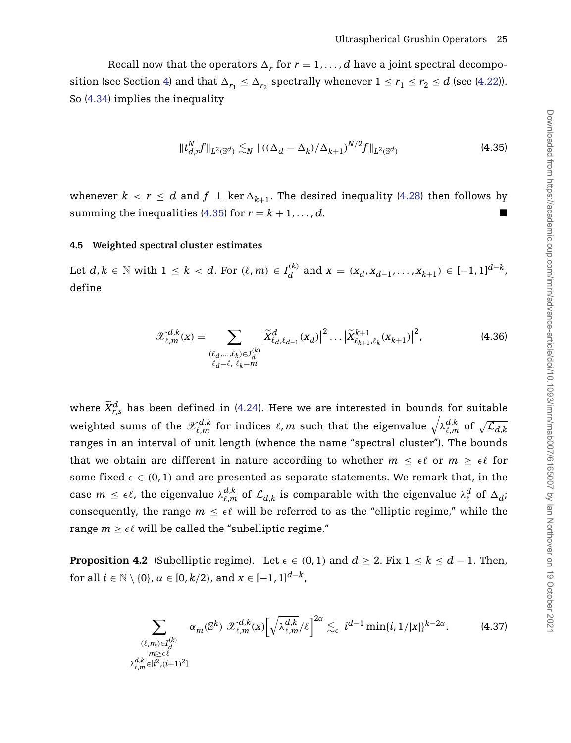Recall now that the operators $\Delta_r$ for $r = 1, \dots, d$ have a joint spectral decomposition (see Section 4) and that $\Delta_{r_1} \leq \Delta_{r_2}$ spectrally whenever $1 \leq r_1 \leq r_2 \leq d$ (see (4.22)). So (4.34) implies the inequality

$$\|t^N_{d,r} f\|_{L^2(\mathbb{S}^d)} \lesssim_N \|((\Delta_d - \Delta_k)/\Delta_{k+1})^{N/2} f\|_{L^2(\mathbb{S}^d)} \tag{4.35}$$

whenever $k < r \leq d$ and $f \perp \ker \Delta_{k+1}$. The desired inequality (4.28) then follows by summing the inequalities (4.35) for $r = k+1, \dots, d$. ■

### 4.5 Weighted spectral cluster estimates

Let $d, k \in \mathbb{N}$ with $1 \leq k < d$. For $(\ell, m) \in I^{(k)}_d$ and $x = (x_d, x_{d-1}, \dots, x_{k+1}) \in [-1,1]^{d-k}$, define

$$\mathscr{X}^{d,k}_{\ell,m}(x) = \sum_{\substack{(\ell_d,\dots,\ell_k) \in J^{(k)}_d \\ \ell_d = \ell,\ \ell_k = m}} \left|\widetilde{X}^d_{\ell_d,\ell_{d-1}}(x_d)\right|^2 \dots \left|\widetilde{X}^{k+1}_{\ell_{k+1},\ell_k}(x_{k+1})\right|^2, \tag{4.36}$$

where $\widetilde{X}^d_{r,s}$ has been defined in (4.24). Here we are interested in bounds for suitable weighted sums of the $\mathscr{X}^{d,k}_{\ell,m}$ for indices $\ell, m$ such that the eigenvalue $\sqrt{\lambda^{d,k}_{\ell,m}}$ of $\sqrt{\mathcal{L}_{d,k}}$ ranges in an interval of unit length (whence the name "spectral cluster"). The bounds that we obtain are different in nature according to whether $m \leq \epsilon\ell$ or $m \geq \epsilon\ell$ for some fixed $\epsilon \in (0,1)$ and are presented as separate statements. We remark that, in the case $m \leq \epsilon\ell$, the eigenvalue $\lambda^{d,k}_{\ell,m}$ of $\mathcal{L}_{d,k}$ is comparable with the eigenvalue $\lambda^d_\ell$ of $\Delta_d$; consequently, the range $m \leq \epsilon\ell$ will be referred to as the "elliptic regime," while the range $m \geq \epsilon\ell$ will be called the "subelliptic regime."

**Proposition 4.2** (Subelliptic regime). Let $\epsilon \in (0,1)$ and $d \geq 2$. Fix $1 \leq k \leq d-1$. Then, for all $i \in \mathbb{N} \setminus \{0\}$, $\alpha \in [0, k/2)$, and $x \in [-1,1]^{d-k}$,

$$\sum_{\substack{(\ell,m) \in I^{(k)}_d \\ m \geq \epsilon\ell \\ \lambda^{d,k}_{\ell,m} \in [i^2,(i+1)^2]}} \alpha_m(\mathbb{S}^k)\ \mathscr{X}^{d,k}_{\ell,m}(x) \Big[\sqrt{\lambda^{d,k}_{\ell,m}}/\ell\Big]^{2\alpha} \lesssim_\epsilon i^{d-1} \min\{i, 1/|x|\}^{k-2\alpha}. \tag{4.37}$$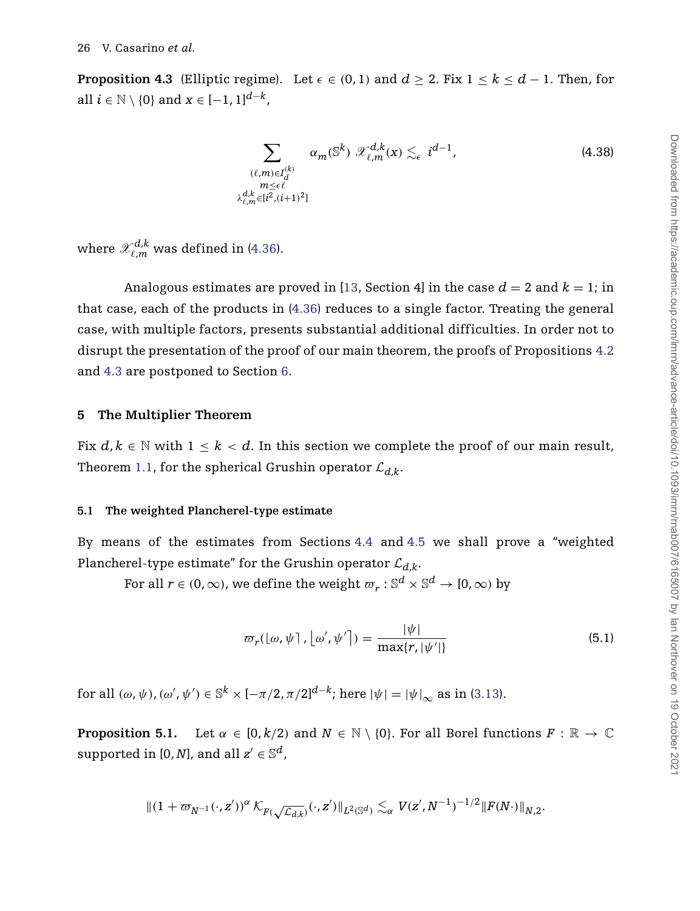**Proposition 4.3** (Elliptic regime). Let $\epsilon \in (0, 1)$ and $d \geq 2$. Fix $1 \leq k \leq d-1$. Then, for all $i \in \mathbb{N} \setminus \{0\}$ and $x \in [-1, 1]^{d-k}$,

$$\sum_{\substack{(\ell,m)\in I_d^{(k)} \\ m \leq \epsilon \ell \\ \lambda_{\ell,m}^{d,k} \in [i^2,(i+1)^2]}} \alpha_m(\mathbb{S}^k)\; \mathscr{X}_{\ell,m}^{d,k}(x) \lesssim_\epsilon i^{d-1}, \tag{4.38}$$

where $\mathscr{X}_{\ell,m}^{d,k}$ was defined in (4.36).

Analogous estimates are proved in [13, Section 4] in the case $d = 2$ and $k = 1$; in that case, each of the products in (4.36) reduces to a single factor. Treating the general case, with multiple factors, presents substantial additional difficulties. In order not to disrupt the presentation of the proof of our main theorem, the proofs of Propositions 4.2 and 4.3 are postponed to Section 6.

## 5 The Multiplier Theorem

Fix $d, k \in \mathbb{N}$ with $1 \leq k < d$. In this section we complete the proof of our main result, Theorem 1.1, for the spherical Grushin operator $\mathcal{L}_{d,k}$.

### 5.1 The weighted Plancherel-type estimate

By means of the estimates from Sections 4.4 and 4.5 we shall prove a "weighted Plancherel-type estimate" for the Grushin operator $\mathcal{L}_{d,k}$.

For all $r \in (0, \infty)$, we define the weight $\varpi_r : \mathbb{S}^d \times \mathbb{S}^d \to [0, \infty)$ by

$$\varpi_r(\lfloor \omega, \psi \rceil, \lfloor \omega', \psi' \rceil) = \frac{|\psi|}{\max\{r, |\psi'|\}} \tag{5.1}$$

for all $(\omega, \psi), (\omega', \psi') \in \mathbb{S}^k \times [-\pi/2, \pi/2]^{d-k}$; here $|\psi| = |\psi|_\infty$ as in (3.13).

**Proposition 5.1.** Let $\alpha \in [0, k/2)$ and $N \in \mathbb{N} \setminus \{0\}$. For all Borel functions $F : \mathbb{R} \to \mathbb{C}$ supported in $[0, N]$, and all $z' \in \mathbb{S}^d$,

$$\|(1 + \varpi_{N^{-1}}(\cdot, z'))^\alpha \, \mathcal{K}_{F(\sqrt{\mathcal{L}_{d,k}})}(\cdot, z')\|_{L^2(\mathbb{S}^d)} \lesssim_\alpha V(z', N^{-1})^{-1/2} \|F(N\cdot)\|_{N,2}.$$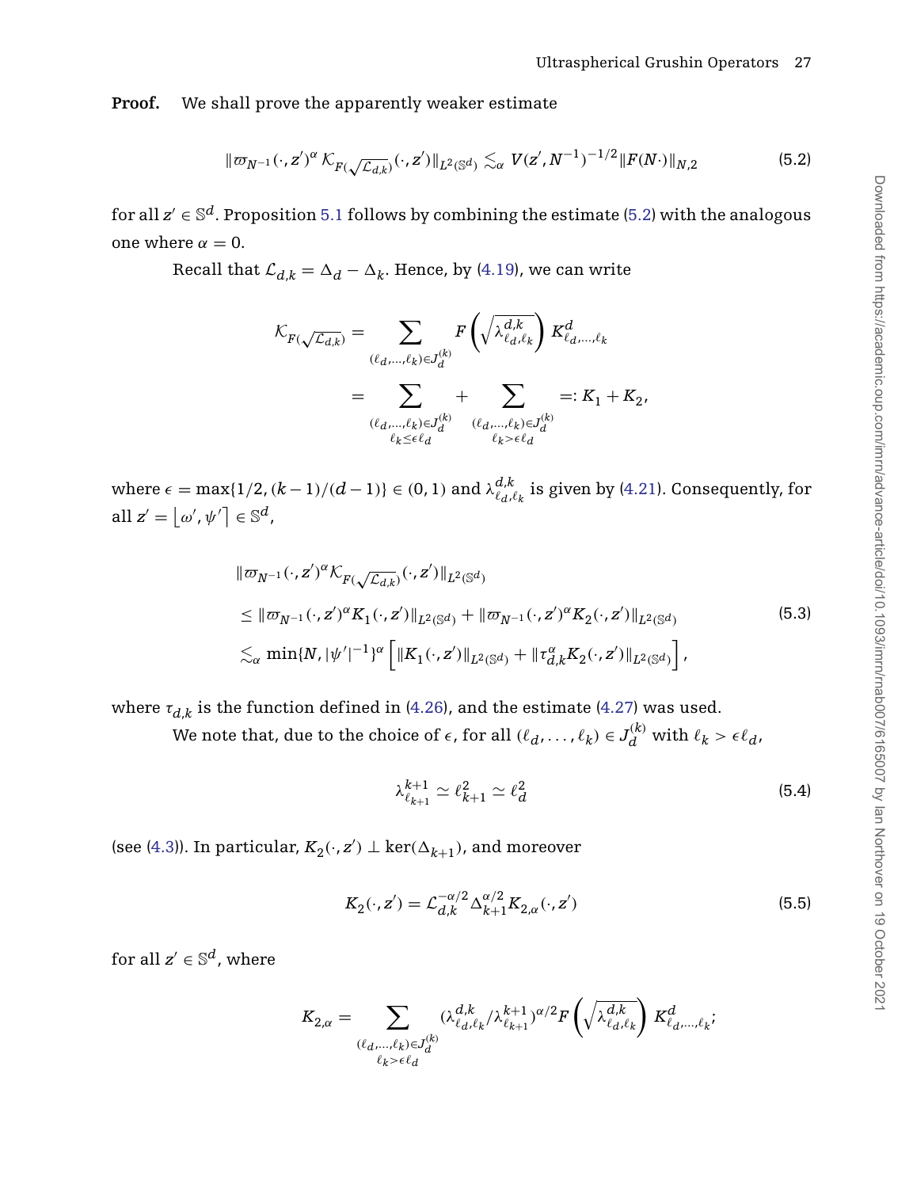**Proof.** We shall prove the apparently weaker estimate

$$\|\varpi_{N^{-1}}(\cdot, z')^{\alpha}\, \mathcal{K}_{F(\sqrt{\mathcal{L}_{d,k}})}(\cdot, z')\|_{L^2(\mathbb{S}^d)} \lesssim_{\alpha} V(z', N^{-1})^{-1/2} \|F(N\cdot)\|_{N,2} \tag{5.2}$$

for all $z' \in \mathbb{S}^d$. Proposition 5.1 follows by combining the estimate (5.2) with the analogous one where $\alpha = 0$.

Recall that $\mathcal{L}_{d,k} = \Delta_d - \Delta_k$. Hence, by (4.19), we can write

$$\begin{aligned}\mathcal{K}_{F(\sqrt{\mathcal{L}_{d,k}})} &= \sum_{(\ell_d,\ldots,\ell_k)\in J_d^{(k)}} F\left(\sqrt{\lambda^{d,k}_{\ell_d,\ell_k}}\right) K^d_{\ell_d,\ldots,\ell_k} \\ &= \sum_{\substack{(\ell_d,\ldots,\ell_k)\in J_d^{(k)} \\ \ell_k \le \epsilon \ell_d}} + \sum_{\substack{(\ell_d,\ldots,\ell_k)\in J_d^{(k)} \\ \ell_k > \epsilon \ell_d}} =: K_1 + K_2,\end{aligned}$$

where $\epsilon = \max\{1/2, (k-1)/(d-1)\} \in (0,1)$ and $\lambda^{d,k}_{\ell_d,\ell_k}$ is given by (4.21). Consequently, for all $z' = \lfloor \omega', \psi' \rceil \in \mathbb{S}^d$,

$$\begin{aligned}&\|\varpi_{N^{-1}}(\cdot, z')^{\alpha} \mathcal{K}_{F(\sqrt{\mathcal{L}_{d,k}})}(\cdot, z')\|_{L^2(\mathbb{S}^d)} \\ &\le \|\varpi_{N^{-1}}(\cdot, z')^{\alpha} K_1(\cdot, z')\|_{L^2(\mathbb{S}^d)} + \|\varpi_{N^{-1}}(\cdot, z')^{\alpha} K_2(\cdot, z')\|_{L^2(\mathbb{S}^d)} \\ &\lesssim_{\alpha} \min\{N, |\psi'|^{-1}\}^{\alpha} \left[ \|K_1(\cdot, z')\|_{L^2(\mathbb{S}^d)} + \|\tau^{\alpha}_{d,k} K_2(\cdot, z')\|_{L^2(\mathbb{S}^d)} \right],\end{aligned} \tag{5.3}$$

where $\tau_{d,k}$ is the function defined in (4.26), and the estimate (4.27) was used.

We note that, due to the choice of $\epsilon$, for all $(\ell_d, \ldots, \ell_k) \in J_d^{(k)}$ with $\ell_k > \epsilon \ell_d$,

$$\lambda^{k+1}_{\ell_{k+1}} \simeq \ell^2_{k+1} \simeq \ell^2_d \tag{5.4}$$

(see (4.3)). In particular, $K_2(\cdot, z') \perp \ker(\Delta_{k+1})$, and moreover

$$K_2(\cdot, z') = \mathcal{L}^{-\alpha/2}_{d,k} \Delta^{\alpha/2}_{k+1} K_{2,\alpha}(\cdot, z') \tag{5.5}$$

for all $z' \in \mathbb{S}^d$, where

$$K_{2,\alpha} = \sum_{\substack{(\ell_d,\ldots,\ell_k)\in J_d^{(k)} \\ \ell_k > \epsilon \ell_d}} (\lambda^{d,k}_{\ell_d,\ell_k} / \lambda^{k+1}_{\ell_{k+1}})^{\alpha/2} F\left(\sqrt{\lambda^{d,k}_{\ell_d,\ell_k}}\right) K^d_{\ell_d,\ldots,\ell_k};$$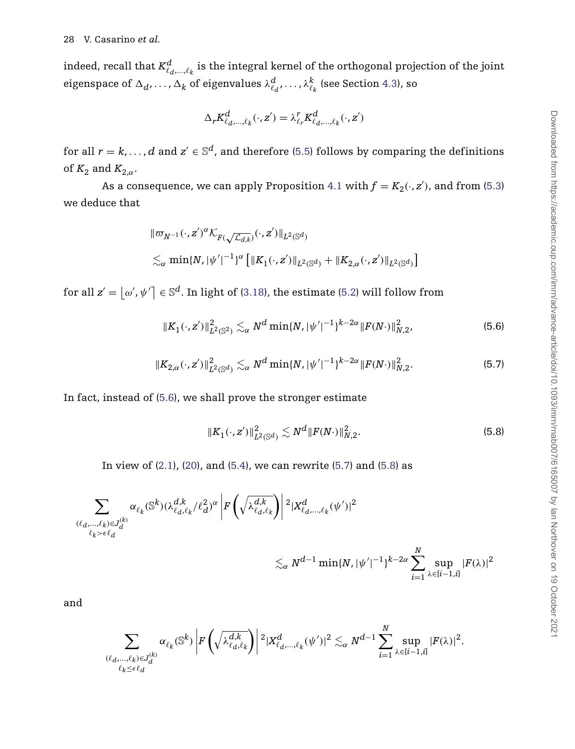indeed, recall that $K^d_{\ell_d,\dots,\ell_k}$ is the integral kernel of the orthogonal projection of the joint eigenspace of $\Delta_d,\dots,\Delta_k$ of eigenvalues $\lambda^d_{\ell_d},\dots,\lambda^k_{\ell_k}$ (see Section 4.3), so

$$\Delta_r K^d_{\ell_d,\dots,\ell_k}(\cdot,z') = \lambda^r_{\ell_r} K^d_{\ell_d,\dots,\ell_k}(\cdot,z')$$

for all $r = k,\dots,d$ and $z' \in \mathbb{S}^d$, and therefore (5.5) follows by comparing the definitions of $K_2$ and $K_{2,\alpha}$.

As a consequence, we can apply Proposition 4.1 with $f = K_2(\cdot,z')$, and from (5.3) we deduce that

$$\begin{aligned}
&\|\varpi_{N^{-1}}(\cdot,z')^\alpha \mathcal{K}_{F(\sqrt{\mathcal{L}_{d,k}})}(\cdot,z')\|_{L^2(\mathbb{S}^d)} \\
&\lesssim_\alpha \min\{N,|\psi'|^{-1}\}^\alpha \left[\|K_1(\cdot,z')\|_{L^2(\mathbb{S}^d)} + \|K_{2,\alpha}(\cdot,z')\|_{L^2(\mathbb{S}^d)}\right]
\end{aligned}$$

for all $z' = \lfloor \omega',\psi' \rceil \in \mathbb{S}^d$. In light of (3.18), the estimate (5.2) will follow from

$$\|K_1(\cdot,z')\|^2_{L^2(\mathbb{S}^2)} \lesssim_\alpha N^d \min\{N,|\psi'|^{-1}\}^{k-2\alpha} \|F(N\cdot)\|^2_{N,2}, \tag{5.6}$$

$$\|K_{2,\alpha}(\cdot,z')\|^2_{L^2(\mathbb{S}^d)} \lesssim_\alpha N^d \min\{N,|\psi'|^{-1}\}^{k-2\alpha} \|F(N\cdot)\|^2_{N,2}. \tag{5.7}$$

In fact, instead of (5.6), we shall prove the stronger estimate

$$\|K_1(\cdot,z')\|^2_{L^2(\mathbb{S}^d)} \lesssim N^d \|F(N\cdot)\|^2_{N,2}. \tag{5.8}$$

In view of (2.1), (20), and (5.4), we can rewrite (5.7) and (5.8) as

$$\begin{aligned}
&\sum_{\substack{(\ell_d,\dots,\ell_k)\in J^{(k)}_d \\ \ell_k > \epsilon \ell_d}} \alpha_{\ell_k}(\mathbb{S}^k)(\lambda^{d,k}_{\ell_d,\ell_k}/\ell_d^2)^\alpha \left|F\left(\sqrt{\lambda^{d,k}_{\ell_d,\ell_k}}\right)\right|^2 |X^d_{\ell_d,\dots,\ell_k}(\psi')|^2 \\
&\qquad\qquad \lesssim_\alpha N^{d-1} \min\{N,|\psi'|^{-1}\}^{k-2\alpha} \sum_{i=1}^N \sup_{\lambda\in[i-1,i]} |F(\lambda)|^2
\end{aligned}$$

and

$$\sum_{\substack{(\ell_d,\dots,\ell_k)\in J^{(k)}_d \\ \ell_k \le \epsilon \ell_d}} \alpha_{\ell_k}(\mathbb{S}^k) \left|F\left(\sqrt{\lambda^{d,k}_{\ell_d,\ell_k}}\right)\right|^2 |X^d_{\ell_d,\dots,\ell_k}(\psi')|^2 \lesssim_\alpha N^{d-1} \sum_{i=1}^N \sup_{\lambda\in[i-1,i]} |F(\lambda)|^2.$$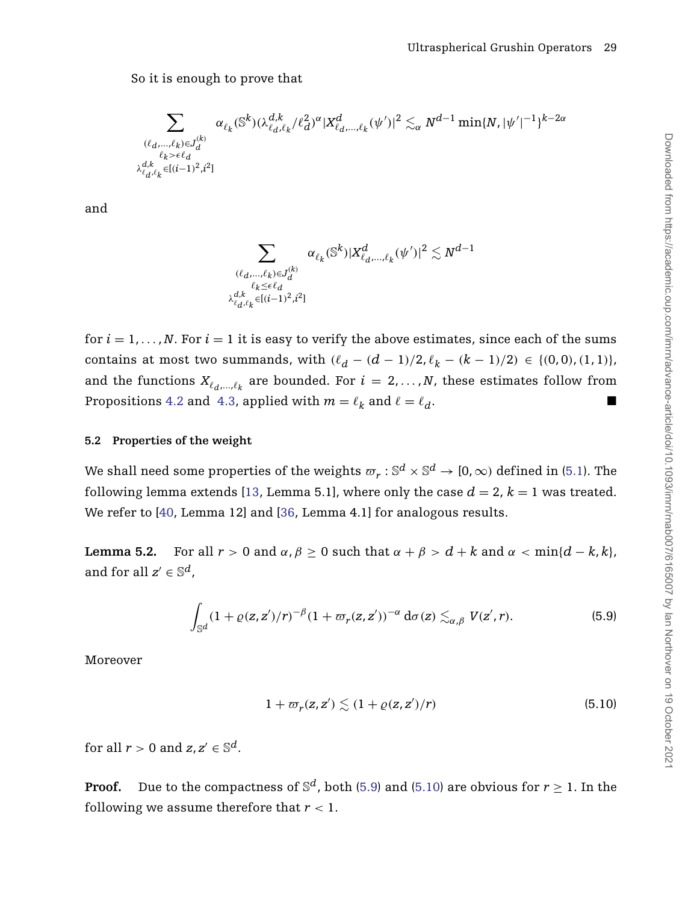So it is enough to prove that

$$\sum_{\substack{(\ell_d,\ldots,\ell_k)\in J_d^{(k)} \\ \ell_k>\epsilon\ell_d \\ \lambda^{d,k}_{\ell_d,\ell_k}\in[(i-1)^2,i^2]}} \alpha_{\ell_k}(\mathbb{S}^k)(\lambda^{d,k}_{\ell_d,\ell_k}/\ell_d^2)^{\alpha}|X^d_{\ell_d,\ldots,\ell_k}(\psi')|^2 \lesssim_\alpha N^{d-1}\min\{N,|\psi'|^{-1}\}^{k-2\alpha}$$

and

$$\sum_{\substack{(\ell_d,\ldots,\ell_k)\in J_d^{(k)} \\ \ell_k\leq\epsilon\ell_d \\ \lambda^{d,k}_{\ell_d,\ell_k}\in[(i-1)^2,i^2]}} \alpha_{\ell_k}(\mathbb{S}^k)|X^d_{\ell_d,\ldots,\ell_k}(\psi')|^2 \lesssim N^{d-1}$$

for $i=1,\ldots,N$. For $i=1$ it is easy to verify the above estimates, since each of the sums contains at most two summands, with $(\ell_d-(d-1)/2,\ell_k-(k-1)/2)\in\{(0,0),(1,1)\}$, and the functions $X_{\ell_d,\ldots,\ell_k}$ are bounded. For $i=2,\ldots,N$, these estimates follow from Propositions 4.2 and 4.3, applied with $m=\ell_k$ and $\ell=\ell_d$. ■

### 5.2 Properties of the weight

We shall need some properties of the weights $\varpi_r:\mathbb{S}^d\times\mathbb{S}^d\to[0,\infty)$ defined in (5.1). The following lemma extends [13, Lemma 5.1], where only the case $d=2$, $k=1$ was treated. We refer to [40, Lemma 12] and [36, Lemma 4.1] for analogous results.

**Lemma 5.2.** For all $r>0$ and $\alpha,\beta\geq 0$ such that $\alpha+\beta>d+k$ and $\alpha<\min\{d-k,k\}$, and for all $z'\in\mathbb{S}^d$,

$$\int_{\mathbb{S}^d}(1+\varrho(z,z')/r)^{-\beta}(1+\varpi_r(z,z'))^{-\alpha}\,\mathrm{d}\sigma(z)\lesssim_{\alpha,\beta}V(z',r). \tag{5.9}$$

Moreover

$$1+\varpi_r(z,z')\lesssim(1+\varrho(z,z')/r) \tag{5.10}$$

for all $r>0$ and $z,z'\in\mathbb{S}^d$.

**Proof.** Due to the compactness of $\mathbb{S}^d$, both (5.9) and (5.10) are obvious for $r\geq 1$. In the following we assume therefore that $r<1$.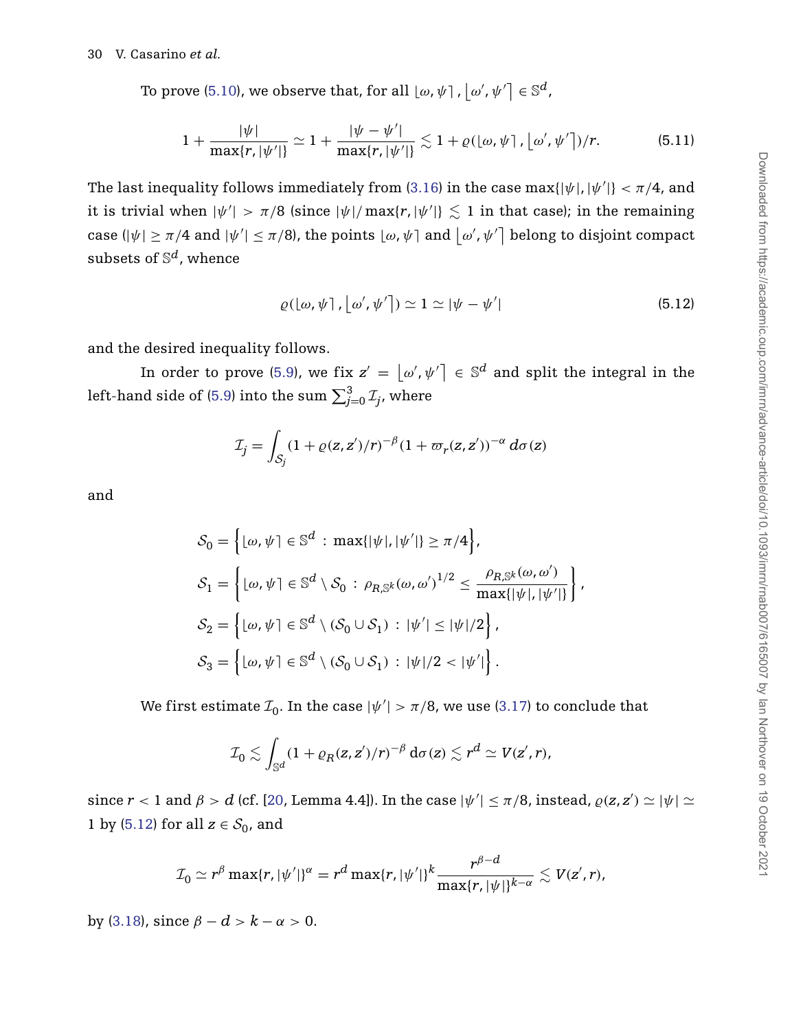To prove (5.10), we observe that, for all $\lfloor \omega, \psi \rceil, \lfloor \omega', \psi' \rceil \in \mathbb{S}^d$,

$$1 + \frac{|\psi|}{\max\{r, |\psi'|\}} \simeq 1 + \frac{|\psi - \psi'|}{\max\{r, |\psi'|\}} \lesssim 1 + \varrho(\lfloor \omega, \psi \rceil, \lfloor \omega', \psi' \rceil)/r. \tag{5.11}$$

The last inequality follows immediately from (3.16) in the case $\max\{|\psi|, |\psi'|\} < \pi/4$, and it is trivial when $|\psi'| > \pi/8$ (since $|\psi|/\max\{r, |\psi'|\} \lesssim 1$ in that case); in the remaining case ($|\psi| \geq \pi/4$ and $|\psi'| \leq \pi/8$), the points $\lfloor \omega, \psi \rceil$ and $\lfloor \omega', \psi' \rceil$ belong to disjoint compact subsets of $\mathbb{S}^d$, whence

$$\varrho(\lfloor \omega, \psi \rceil, \lfloor \omega', \psi' \rceil) \simeq 1 \simeq |\psi - \psi'| \tag{5.12}$$

and the desired inequality follows.

In order to prove (5.9), we fix $z' = \lfloor \omega', \psi' \rceil \in \mathbb{S}^d$ and split the integral in the left-hand side of (5.9) into the sum $\sum_{j=0}^{3} \mathcal{I}_j$, where

$$\mathcal{I}_j = \int_{\mathcal{S}_j} (1 + \varrho(z, z')/r)^{-\beta} (1 + \varpi_r(z, z'))^{-\alpha} \, d\sigma(z)$$

and

$$\begin{aligned}
\mathcal{S}_0 &= \left\{ \lfloor \omega, \psi \rceil \in \mathbb{S}^d \,:\, \max\{|\psi|, |\psi'|\} \geq \pi/4 \right\}, \\
\mathcal{S}_1 &= \left\{ \lfloor \omega, \psi \rceil \in \mathbb{S}^d \setminus \mathcal{S}_0 \,:\, \rho_{R,\mathbb{S}^k}(\omega, \omega')^{1/2} \leq \frac{\rho_{R,\mathbb{S}^k}(\omega, \omega')}{\max\{|\psi|, |\psi'|\}} \right\}, \\
\mathcal{S}_2 &= \left\{ \lfloor \omega, \psi \rceil \in \mathbb{S}^d \setminus (\mathcal{S}_0 \cup \mathcal{S}_1) \,:\, |\psi'| \leq |\psi|/2 \right\}, \\
\mathcal{S}_3 &= \left\{ \lfloor \omega, \psi \rceil \in \mathbb{S}^d \setminus (\mathcal{S}_0 \cup \mathcal{S}_1) \,:\, |\psi|/2 < |\psi'| \right\}.
\end{aligned}$$

We first estimate $\mathcal{I}_0$. In the case $|\psi'| > \pi/8$, we use (3.17) to conclude that

$$\mathcal{I}_0 \lesssim \int_{\mathbb{S}^d} (1 + \varrho_R(z, z')/r)^{-\beta} \, \mathrm{d}\sigma(z) \lesssim r^d \simeq V(z', r),$$

since $r < 1$ and $\beta > d$ (cf. [20, Lemma 4.4]). In the case $|\psi'| \leq \pi/8$, instead, $\varrho(z, z') \simeq |\psi| \simeq 1$ by (5.12) for all $z \in \mathcal{S}_0$, and

$$\mathcal{I}_0 \simeq r^\beta \max\{r, |\psi'|\}^\alpha = r^d \max\{r, |\psi'|\}^k \frac{r^{\beta - d}}{\max\{r, |\psi|\}^{k - \alpha}} \lesssim V(z', r),$$

by (3.18), since $\beta - d > k - \alpha > 0$.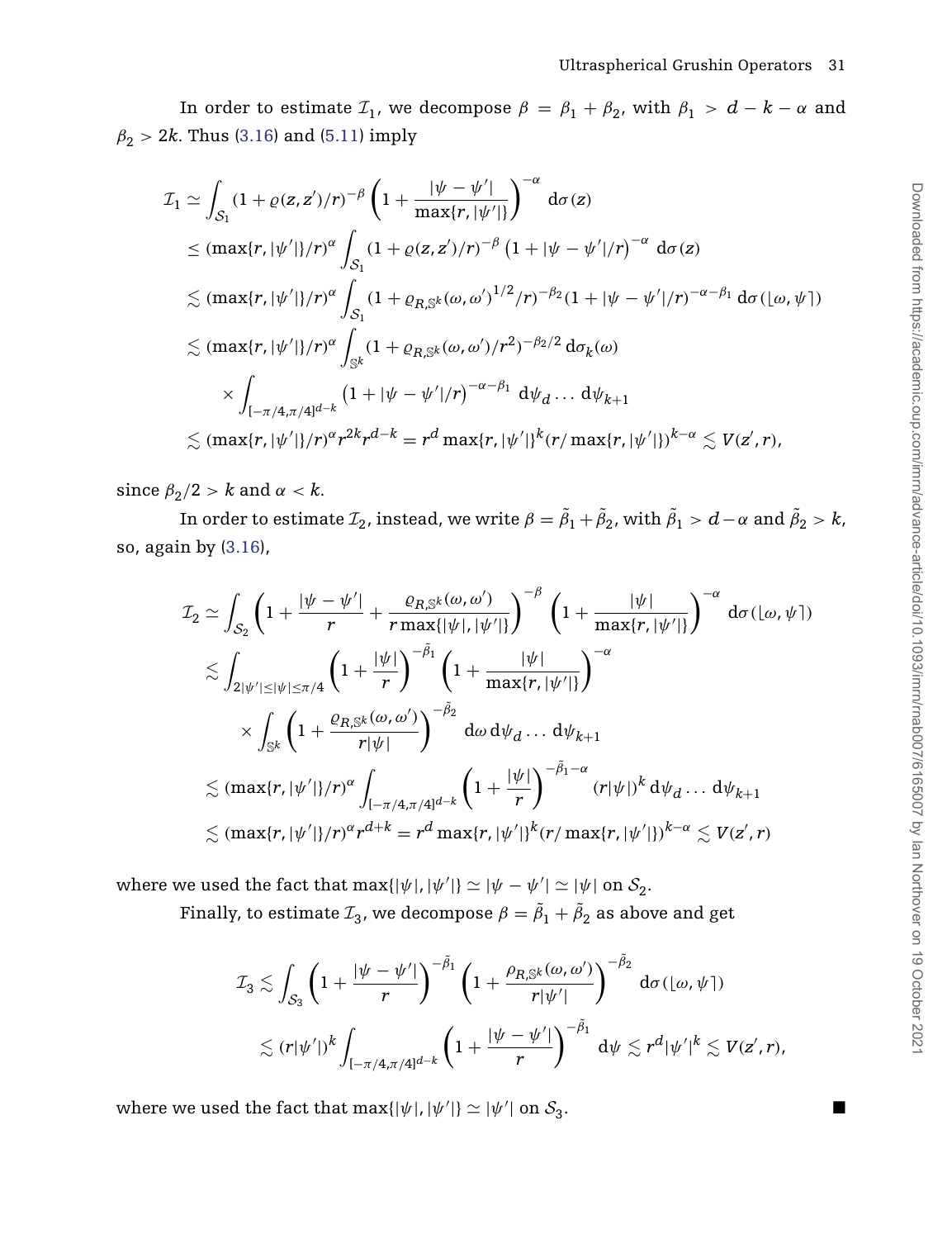In order to estimate $\mathcal{I}_1$, we decompose $\beta = \beta_1 + \beta_2$, with $\beta_1 > d - k - \alpha$ and $\beta_2 > 2k$. Thus (3.16) and (5.11) imply

$$
\begin{aligned}
\mathcal{I}_1 &\simeq \int_{\mathcal{S}_1} (1 + \varrho(z, z')/r)^{-\beta} \left(1 + \frac{|\psi - \psi'|}{\max\{r, |\psi'|\}}\right)^{-\alpha} \,\mathrm{d}\sigma(z) \\
&\leq (\max\{r, |\psi'|\}/r)^{\alpha} \int_{\mathcal{S}_1} (1 + \varrho(z, z')/r)^{-\beta} \left(1 + |\psi - \psi'|/r\right)^{-\alpha} \,\mathrm{d}\sigma(z) \\
&\lesssim (\max\{r, |\psi'|\}/r)^{\alpha} \int_{\mathcal{S}_1} (1 + \varrho_{R,\mathbb{S}^k}(\omega, \omega')^{1/2}/r)^{-\beta_2} (1 + |\psi - \psi'|/r)^{-\alpha-\beta_1} \,\mathrm{d}\sigma(\lfloor \omega, \psi \rceil) \\
&\lesssim (\max\{r, |\psi'|\}/r)^{\alpha} \int_{\mathbb{S}^k} (1 + \varrho_{R,\mathbb{S}^k}(\omega, \omega')/r^2)^{-\beta_2/2} \,\mathrm{d}\sigma_k(\omega) \\
&\qquad \times \int_{[-\pi/4, \pi/4]^{d-k}} \left(1 + |\psi - \psi'|/r\right)^{-\alpha-\beta_1} \,\mathrm{d}\psi_d \ldots \mathrm{d}\psi_{k+1} \\
&\lesssim (\max\{r, |\psi'|\}/r)^{\alpha} r^{2k} r^{d-k} = r^d \max\{r, |\psi'|\}^k (r/\max\{r, |\psi'|\})^{k-\alpha} \lesssim V(z', r),
\end{aligned}
$$

since $\beta_2/2 > k$ and $\alpha < k$.

In order to estimate $\mathcal{I}_2$, instead, we write $\beta = \tilde{\beta}_1 + \tilde{\beta}_2$, with $\tilde{\beta}_1 > d - \alpha$ and $\tilde{\beta}_2 > k$, so, again by (3.16),

$$
\begin{aligned}
\mathcal{I}_2 &\simeq \int_{\mathcal{S}_2} \left(1 + \frac{|\psi - \psi'|}{r} + \frac{\varrho_{R,\mathbb{S}^k}(\omega, \omega')}{r \max\{|\psi|, |\psi'|\}}\right)^{-\beta} \left(1 + \frac{|\psi|}{\max\{r, |\psi'|\}}\right)^{-\alpha} \,\mathrm{d}\sigma(\lfloor \omega, \psi \rceil) \\
&\lesssim \int_{2|\psi'| \leq |\psi| \leq \pi/4} \left(1 + \frac{|\psi|}{r}\right)^{-\tilde{\beta}_1} \left(1 + \frac{|\psi|}{\max\{r, |\psi'|\}}\right)^{-\alpha} \\
&\qquad \times \int_{\mathbb{S}^k} \left(1 + \frac{\varrho_{R,\mathbb{S}^k}(\omega, \omega')}{r|\psi|}\right)^{-\tilde{\beta}_2} \,\mathrm{d}\omega \,\mathrm{d}\psi_d \ldots \mathrm{d}\psi_{k+1} \\
&\lesssim (\max\{r, |\psi'|\}/r)^{\alpha} \int_{[-\pi/4, \pi/4]^{d-k}} \left(1 + \frac{|\psi|}{r}\right)^{-\tilde{\beta}_1 - \alpha} (r|\psi|)^k \,\mathrm{d}\psi_d \ldots \mathrm{d}\psi_{k+1} \\
&\lesssim (\max\{r, |\psi'|\}/r)^{\alpha} r^{d+k} = r^d \max\{r, |\psi'|\}^k (r/\max\{r, |\psi'|\})^{k-\alpha} \lesssim V(z', r)
\end{aligned}
$$

where we used the fact that $\max\{|\psi|, |\psi'|\} \simeq |\psi - \psi'| \simeq |\psi|$ on $\mathcal{S}_2$.

Finally, to estimate $\mathcal{I}_3$, we decompose $\beta = \tilde{\beta}_1 + \tilde{\beta}_2$ as above and get

$$
\begin{aligned}
\mathcal{I}_3 &\lesssim \int_{\mathcal{S}_3} \left(1 + \frac{|\psi - \psi'|}{r}\right)^{-\tilde{\beta}_1} \left(1 + \frac{\rho_{R,\mathbb{S}^k}(\omega, \omega')}{r|\psi'|}\right)^{-\tilde{\beta}_2} \,\mathrm{d}\sigma(\lfloor \omega, \psi \rceil) \\
&\lesssim (r|\psi'|)^k \int_{[-\pi/4, \pi/4]^{d-k}} \left(1 + \frac{|\psi - \psi'|}{r}\right)^{-\tilde{\beta}_1} \,\mathrm{d}\psi \lesssim r^d |\psi'|^k \lesssim V(z', r),
\end{aligned}
$$

where we used the fact that $\max\{|\psi|, |\psi'|\} \simeq |\psi'|$ on $\mathcal{S}_3$. ∎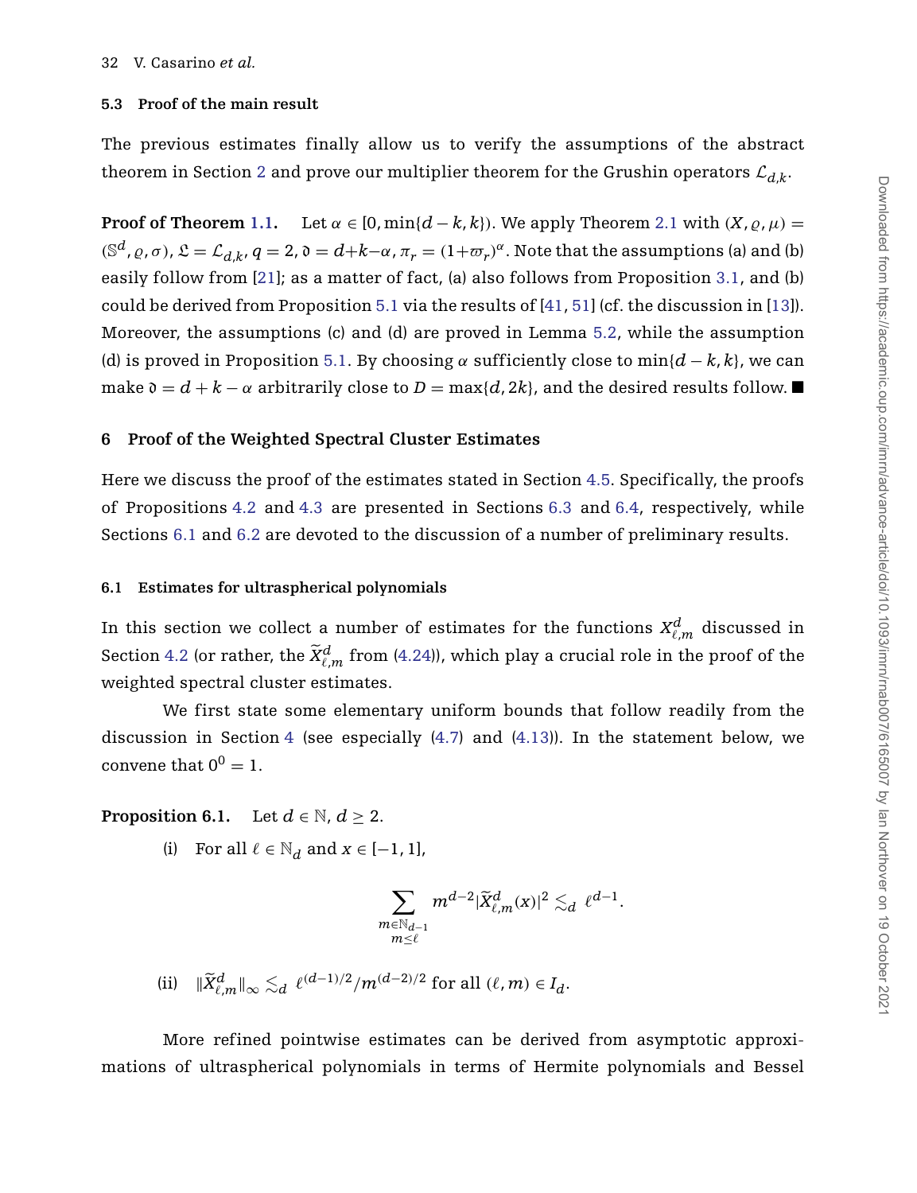### 5.3 Proof of the main result

The previous estimates finally allow us to verify the assumptions of the abstract theorem in Section 2 and prove our multiplier theorem for the Grushin operators $\mathcal{L}_{d,k}$.

**Proof of Theorem 1.1.** Let $\alpha \in [0, \min\{d-k, k\})$. We apply Theorem 2.1 with $(X, \varrho, \mu) = (\mathbb{S}^d, \varrho, \sigma)$, $\mathfrak{L} = \mathcal{L}_{d,k}$, $q = 2$, $\mathfrak{d} = d+k-\alpha$, $\pi_r = (1+\varpi_r)^\alpha$. Note that the assumptions (a) and (b) easily follow from [21]; as a matter of fact, (a) also follows from Proposition 3.1, and (b) could be derived from Proposition 5.1 via the results of [41, 51] (cf. the discussion in [13]). Moreover, the assumptions (c) and (d) are proved in Lemma 5.2, while the assumption (d) is proved in Proposition 5.1. By choosing $\alpha$ sufficiently close to $\min\{d-k, k\}$, we can make $\mathfrak{d} = d+k-\alpha$ arbitrarily close to $D = \max\{d, 2k\}$, and the desired results follow. ■

## 6 Proof of the Weighted Spectral Cluster Estimates

Here we discuss the proof of the estimates stated in Section 4.5. Specifically, the proofs of Propositions 4.2 and 4.3 are presented in Sections 6.3 and 6.4, respectively, while Sections 6.1 and 6.2 are devoted to the discussion of a number of preliminary results.

### 6.1 Estimates for ultraspherical polynomials

In this section we collect a number of estimates for the functions $X^d_{\ell,m}$ discussed in Section 4.2 (or rather, the $\widetilde{X}^d_{\ell,m}$ from (4.24)), which play a crucial role in the proof of the weighted spectral cluster estimates.

We first state some elementary uniform bounds that follow readily from the discussion in Section 4 (see especially (4.7) and (4.13)). In the statement below, we convene that $0^0 = 1$.

**Proposition 6.1.** Let $d \in \mathbb{N}$, $d \geq 2$.

(i) For all $\ell \in \mathbb{N}_d$ and $x \in [-1, 1]$,

$$\sum_{\substack{m \in \mathbb{N}_{d-1} \\ m \leq \ell}} m^{d-2} |\widetilde{X}^d_{\ell,m}(x)|^2 \lesssim_d \ell^{d-1}.$$

(ii) $\|\widetilde{X}^d_{\ell,m}\|_\infty \lesssim_d \ell^{(d-1)/2}/m^{(d-2)/2}$ for all $(\ell, m) \in I_d$.

More refined pointwise estimates can be derived from asymptotic approximations of ultraspherical polynomials in terms of Hermite polynomials and Bessel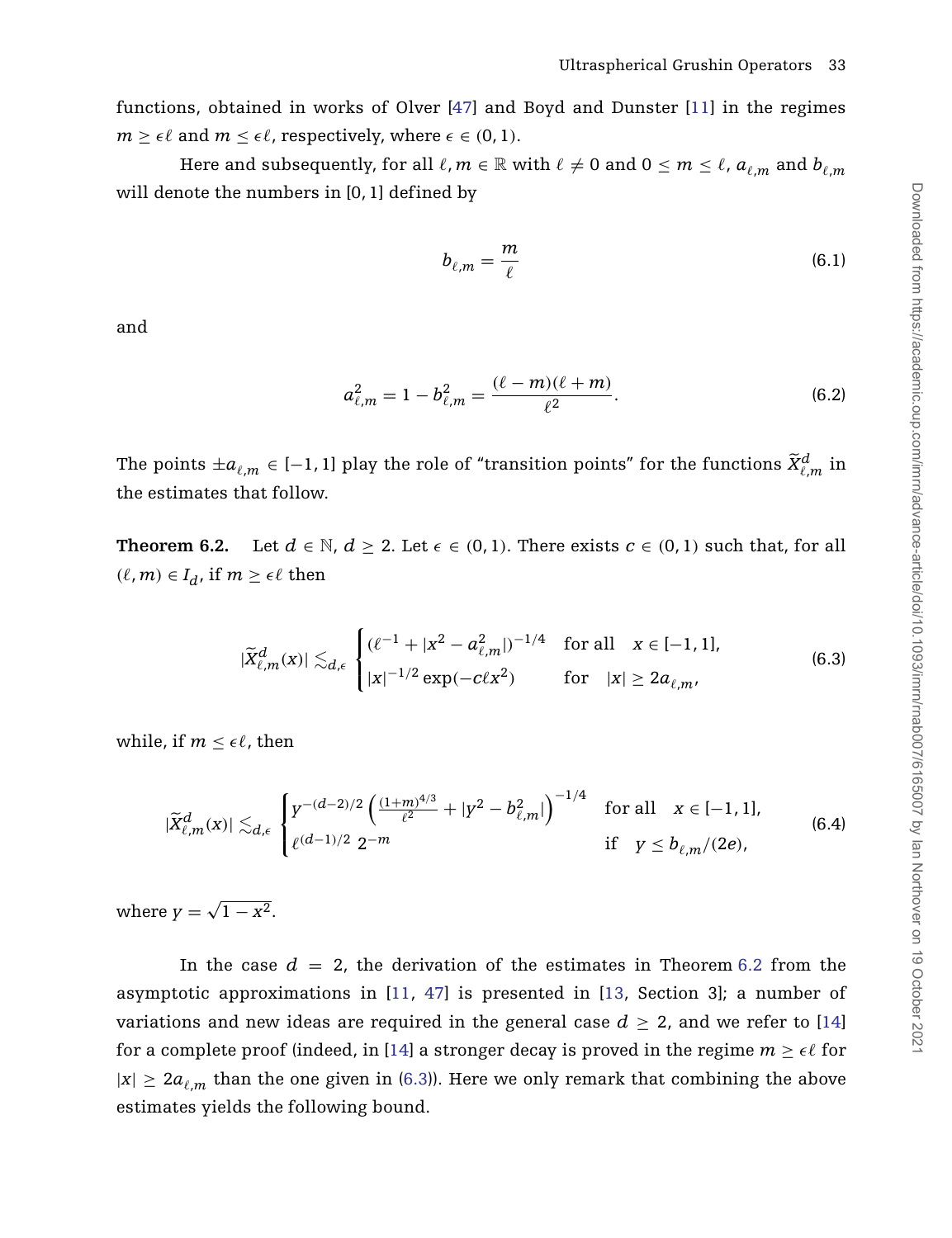functions, obtained in works of Olver [47] and Boyd and Dunster [11] in the regimes $m \geq \epsilon\ell$ and $m \leq \epsilon\ell$, respectively, where $\epsilon \in (0,1)$.

Here and subsequently, for all $\ell, m \in \mathbb{R}$ with $\ell \neq 0$ and $0 \leq m \leq \ell$, $a_{\ell,m}$ and $b_{\ell,m}$ will denote the numbers in $[0,1]$ defined by

$$b_{\ell,m} = \frac{m}{\ell} \tag{6.1}$$

and

$$a_{\ell,m}^2 = 1 - b_{\ell,m}^2 = \frac{(\ell - m)(\ell + m)}{\ell^2}. \tag{6.2}$$

The points $\pm a_{\ell,m} \in [-1,1]$ play the role of "transition points" for the functions $\widetilde{X}^d_{\ell,m}$ in the estimates that follow.

**Theorem 6.2.** Let $d \in \mathbb{N}$, $d \geq 2$. Let $\epsilon \in (0,1)$. There exists $c \in (0,1)$ such that, for all $(\ell, m) \in I_d$, if $m \geq \epsilon\ell$ then

$$|\widetilde{X}^d_{\ell,m}(x)| \lesssim_{d,\epsilon} \begin{cases} (\ell^{-1} + |x^2 - a_{\ell,m}^2|)^{-1/4} & \text{for all} \quad x \in [-1,1], \\ |x|^{-1/2} \exp(-c\ell x^2) & \text{for} \quad |x| \geq 2a_{\ell,m}, \end{cases} \tag{6.3}$$

while, if $m \leq \epsilon\ell$, then

$$|\widetilde{X}^d_{\ell,m}(x)| \lesssim_{d,\epsilon} \begin{cases} y^{-(d-2)/2} \left( \frac{(1+m)^{4/3}}{\ell^2} + |y^2 - b_{\ell,m}^2| \right)^{-1/4} & \text{for all} \quad x \in [-1,1], \\ \ell^{(d-1)/2}\, 2^{-m} & \text{if} \quad y \leq b_{\ell,m}/(2e), \end{cases} \tag{6.4}$$

where $y = \sqrt{1 - x^2}$.

In the case $d = 2$, the derivation of the estimates in Theorem 6.2 from the asymptotic approximations in [11, 47] is presented in [13, Section 3]; a number of variations and new ideas are required in the general case $d \geq 2$, and we refer to [14] for a complete proof (indeed, in [14] a stronger decay is proved in the regime $m \geq \epsilon\ell$ for $|x| \geq 2a_{\ell,m}$ than the one given in (6.3)). Here we only remark that combining the above estimates yields the following bound.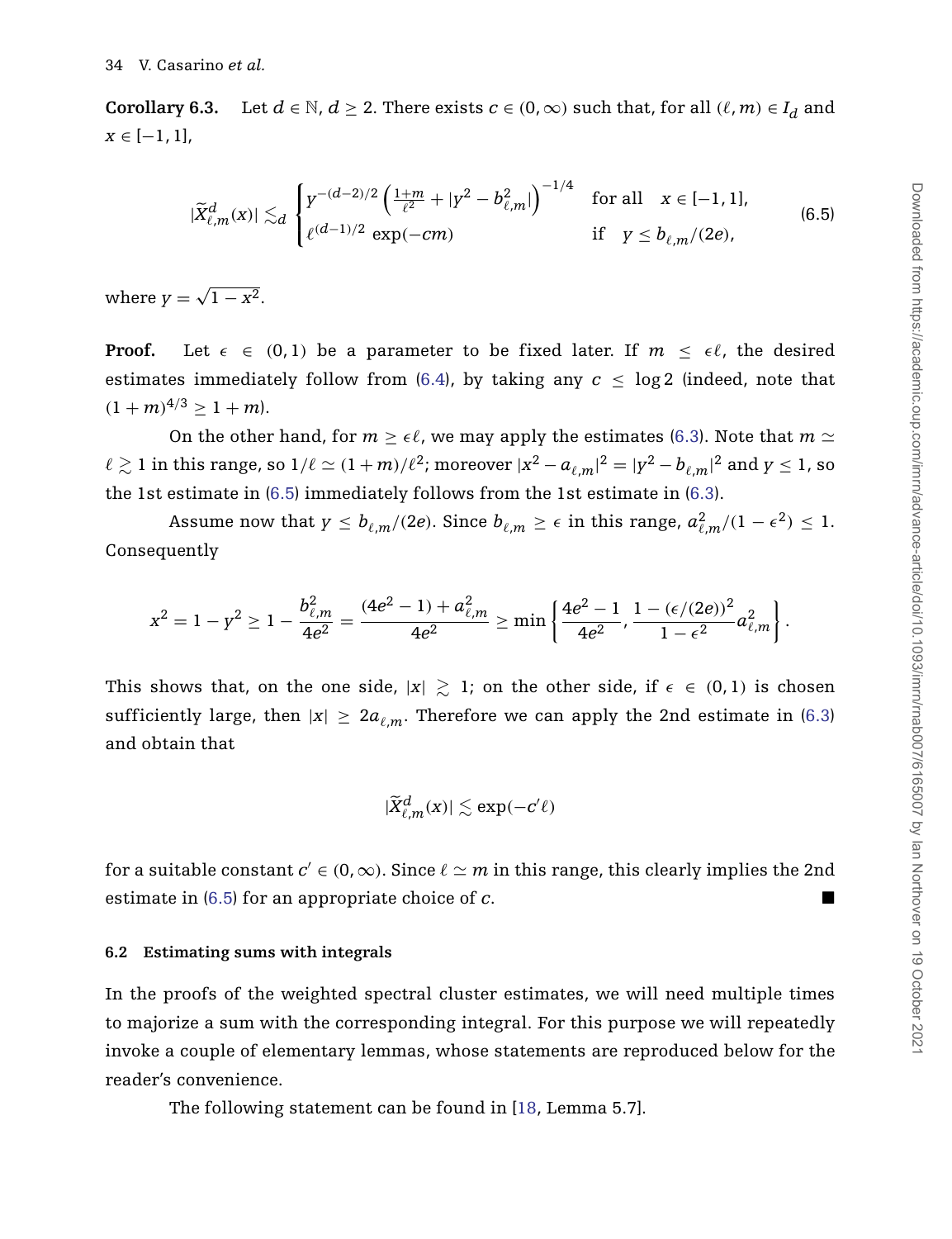**Corollary 6.3.** Let $d \in \mathbb{N}$, $d \geq 2$. There exists $c \in (0, \infty)$ such that, for all $(\ell, m) \in I_d$ and $x \in [-1, 1]$,

$$
|\widetilde{X}^d_{\ell,m}(x)| \lesssim_d \begin{cases} y^{-(d-2)/2} \left( \frac{1+m}{\ell^2} + |y^2 - b^2_{\ell,m}| \right)^{-1/4} & \text{for all} \quad x \in [-1, 1], \\ \ell^{(d-1)/2} \exp(-cm) & \text{if} \quad y \leq b_{\ell,m}/(2e), \end{cases} \tag{6.5}
$$

where $y = \sqrt{1 - x^2}$.

**Proof.** Let $\epsilon \in (0, 1)$ be a parameter to be fixed later. If $m \leq \epsilon \ell$, the desired estimates immediately follow from (6.4), by taking any $c \leq \log 2$ (indeed, note that $(1 + m)^{4/3} \geq 1 + m$).

On the other hand, for $m \geq \epsilon \ell$, we may apply the estimates (6.3). Note that $m \simeq \ell \gtrsim 1$ in this range, so $1/\ell \simeq (1 + m)/\ell^2$; moreover $|x^2 - a_{\ell,m}|^2 = |y^2 - b_{\ell,m}|^2$ and $y \leq 1$, so the 1st estimate in (6.5) immediately follows from the 1st estimate in (6.3).

Assume now that $y \leq b_{\ell,m}/(2e)$. Since $b_{\ell,m} \geq \epsilon$ in this range, $a^2_{\ell,m}/(1 - \epsilon^2) \leq 1$. Consequently

$$
x^2 = 1 - y^2 \geq 1 - \frac{b^2_{\ell,m}}{4e^2} = \frac{(4e^2 - 1) + a^2_{\ell,m}}{4e^2} \geq \min \left\{ \frac{4e^2 - 1}{4e^2}, \frac{1 - (\epsilon/(2e))^2}{1 - \epsilon^2} a^2_{\ell,m} \right\}.
$$

This shows that, on the one side, $|x| \gtrsim 1$; on the other side, if $\epsilon \in (0, 1)$ is chosen sufficiently large, then $|x| \geq 2a_{\ell,m}$. Therefore we can apply the 2nd estimate in (6.3) and obtain that

$$
|\widetilde{X}^d_{\ell,m}(x)| \lesssim \exp(-c'\ell)
$$

for a suitable constant $c' \in (0, \infty)$. Since $\ell \simeq m$ in this range, this clearly implies the 2nd estimate in (6.5) for an appropriate choice of $c$. ■

### 6.2 Estimating sums with integrals

In the proofs of the weighted spectral cluster estimates, we will need multiple times to majorize a sum with the corresponding integral. For this purpose we will repeatedly invoke a couple of elementary lemmas, whose statements are reproduced below for the reader's convenience.

The following statement can be found in [18, Lemma 5.7].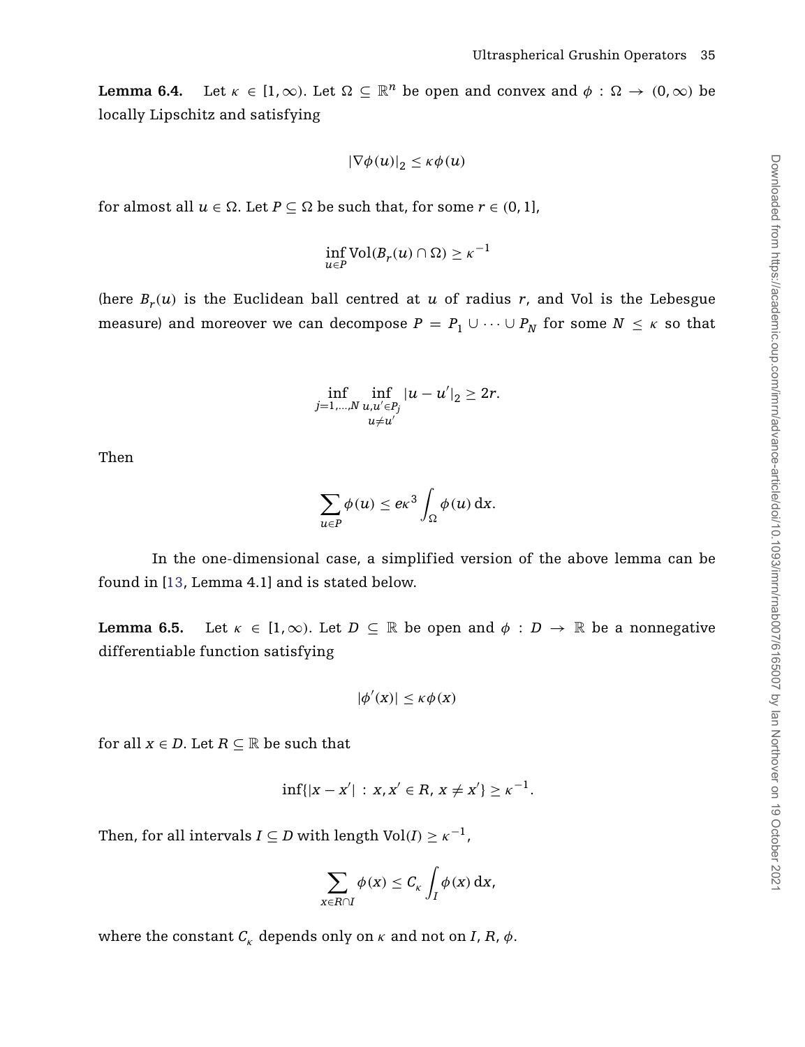**Lemma 6.4.** Let $\kappa \in [1, \infty)$. Let $\Omega \subseteq \mathbb{R}^n$ be open and convex and $\phi : \Omega \to (0, \infty)$ be locally Lipschitz and satisfying

$$|\nabla \phi(u)|_2 \leq \kappa \phi(u)$$

for almost all $u \in \Omega$. Let $P \subseteq \Omega$ be such that, for some $r \in (0, 1]$,

$$\inf_{u \in P} \mathrm{Vol}(B_r(u) \cap \Omega) \geq \kappa^{-1}$$

(here $B_r(u)$ is the Euclidean ball centred at $u$ of radius $r$, and Vol is the Lebesgue measure) and moreover we can decompose $P = P_1 \cup \cdots \cup P_N$ for some $N \leq \kappa$ so that

$$\inf_{j=1,\ldots,N} \inf_{\substack{u,u' \in P_j \\ u \neq u'}} |u - u'|_2 \geq 2r.$$

Then

$$\sum_{u \in P} \phi(u) \leq e\kappa^3 \int_\Omega \phi(u) \, \mathrm{d}x.$$

In the one-dimensional case, a simplified version of the above lemma can be found in [13, Lemma 4.1] and is stated below.

**Lemma 6.5.** Let $\kappa \in [1, \infty)$. Let $D \subseteq \mathbb{R}$ be open and $\phi : D \to \mathbb{R}$ be a nonnegative differentiable function satisfying

$$|\phi'(x)| \leq \kappa \phi(x)$$

for all $x \in D$. Let $R \subseteq \mathbb{R}$ be such that

$$\inf\{|x - x'| : x, x' \in R, \, x \neq x'\} \geq \kappa^{-1}.$$

Then, for all intervals $I \subseteq D$ with length $\mathrm{Vol}(I) \geq \kappa^{-1}$,

$$\sum_{x \in R \cap I} \phi(x) \leq C_\kappa \int_I \phi(x) \, \mathrm{d}x,$$

where the constant $C_\kappa$ depends only on $\kappa$ and not on $I$, $R$, $\phi$.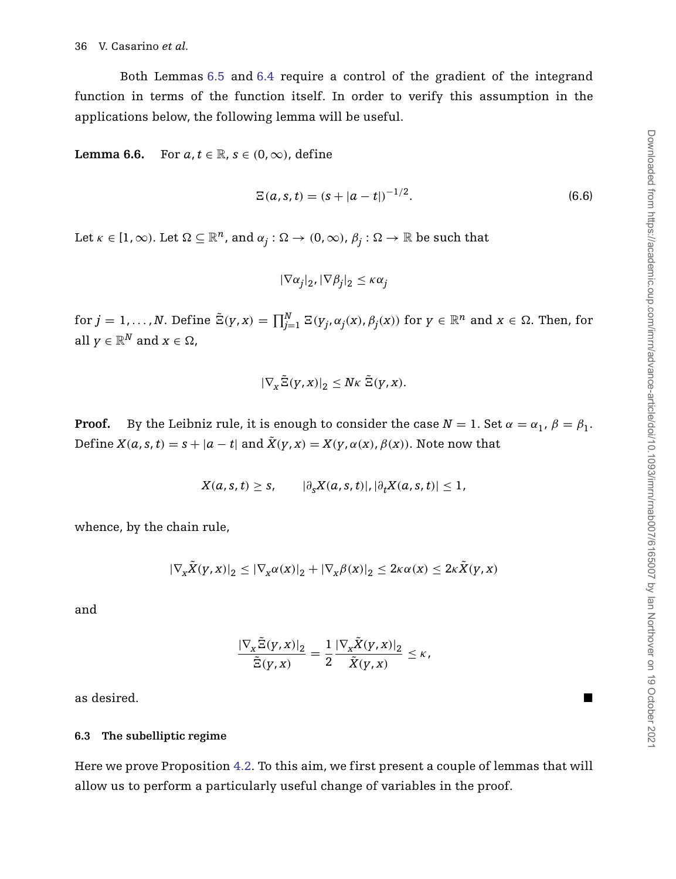Both Lemmas 6.5 and 6.4 require a control of the gradient of the integrand function in terms of the function itself. In order to verify this assumption in the applications below, the following lemma will be useful.

**Lemma 6.6.** For $a, t \in \mathbb{R}$, $s \in (0, \infty)$, define

$$\Xi(a, s, t) = (s + |a - t|)^{-1/2}. \tag{6.6}$$

Let $\kappa \in [1, \infty)$. Let $\Omega \subseteq \mathbb{R}^n$, and $\alpha_j : \Omega \to (0, \infty)$, $\beta_j : \Omega \to \mathbb{R}$ be such that

$$|\nabla \alpha_j|_2, |\nabla \beta_j|_2 \leq \kappa \alpha_j$$

for $j = 1, \dots, N$. Define $\tilde{\Xi}(y, x) = \prod_{j=1}^{N} \Xi(y_j, \alpha_j(x), \beta_j(x))$ for $y \in \mathbb{R}^n$ and $x \in \Omega$. Then, for all $y \in \mathbb{R}^N$ and $x \in \Omega$,

$$|\nabla_x \tilde{\Xi}(y, x)|_2 \leq N\kappa \, \tilde{\Xi}(y, x).$$

**Proof.** By the Leibniz rule, it is enough to consider the case $N = 1$. Set $\alpha = \alpha_1$, $\beta = \beta_1$. Define $X(a, s, t) = s + |a - t|$ and $\tilde{X}(y, x) = X(y, \alpha(x), \beta(x))$. Note now that

$$X(a, s, t) \geq s, \qquad |\partial_s X(a, s, t)|, |\partial_t X(a, s, t)| \leq 1,$$

whence, by the chain rule,

$$|\nabla_x \tilde{X}(y, x)|_2 \leq |\nabla_x \alpha(x)|_2 + |\nabla_x \beta(x)|_2 \leq 2\kappa \alpha(x) \leq 2\kappa \tilde{X}(y, x)$$

and

$$\frac{|\nabla_x \tilde{\Xi}(y, x)|_2}{\tilde{\Xi}(y, x)} = \frac{1}{2} \frac{|\nabla_x \tilde{X}(y, x)|_2}{\tilde{X}(y, x)} \leq \kappa,$$

as desired. ∎

### 6.3 The subelliptic regime

Here we prove Proposition 4.2. To this aim, we first present a couple of lemmas that will allow us to perform a particularly useful change of variables in the proof.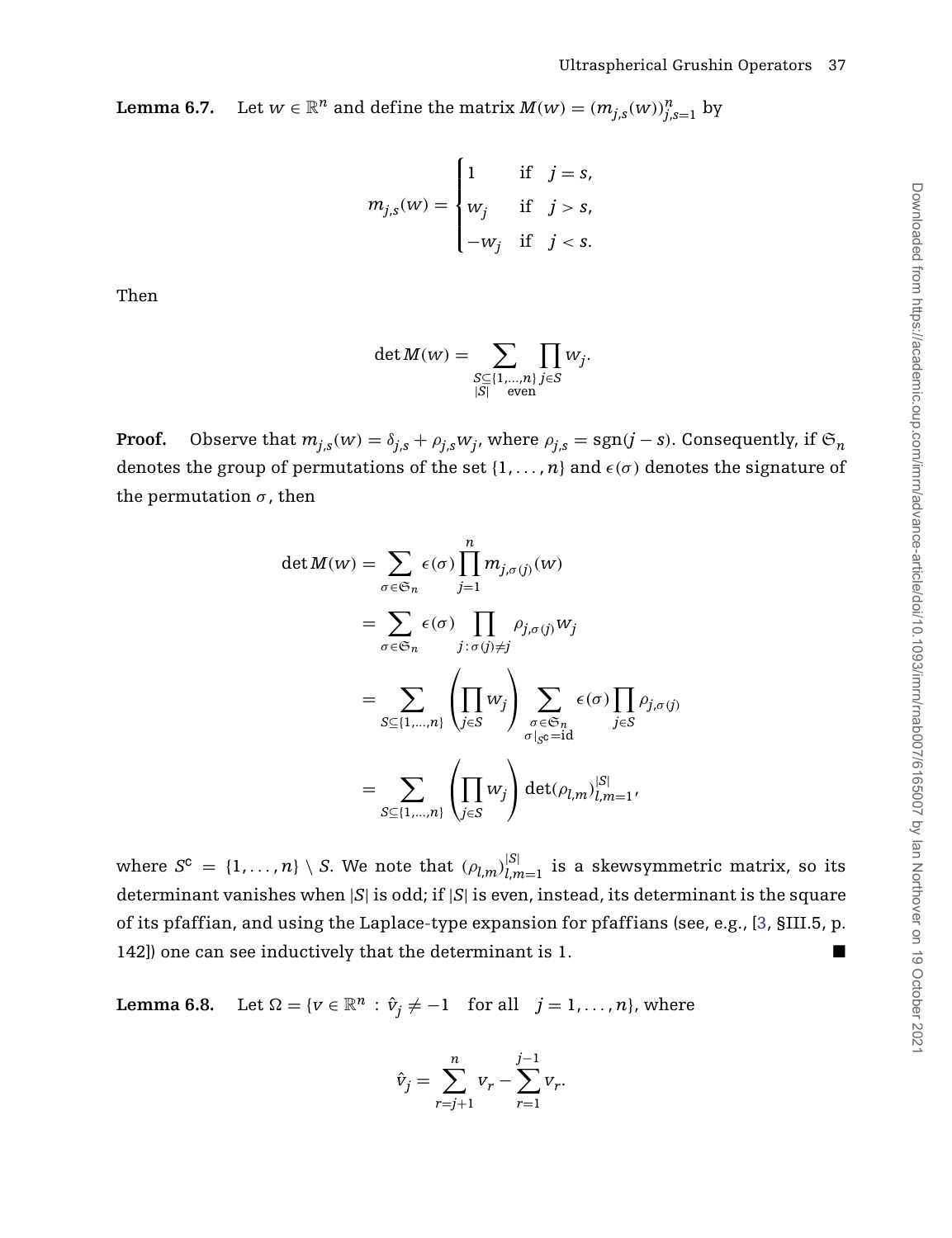**Lemma 6.7.** Let $w \in \mathbb{R}^n$ and define the matrix $M(w) = (m_{j,s}(w))_{j,s=1}^n$ by

$$m_{j,s}(w) = \begin{cases} 1 & \text{if} \quad j = s, \\ w_j & \text{if} \quad j > s, \\ -w_j & \text{if} \quad j < s. \end{cases}$$

Then

$$\det M(w) = \sum_{\substack{S \subseteq \{1,\dots,n\} \\ |S| \quad \text{even}}} \prod_{j \in S} w_j.$$

**Proof.** Observe that $m_{j,s}(w) = \delta_{j,s} + \rho_{j,s} w_j$, where $\rho_{j,s} = \operatorname{sgn}(j - s)$. Consequently, if $\mathfrak{S}_n$ denotes the group of permutations of the set $\{1, \dots, n\}$ and $\epsilon(\sigma)$ denotes the signature of the permutation $\sigma$, then

$$\begin{aligned}
\det M(w) &= \sum_{\sigma \in \mathfrak{S}_n} \epsilon(\sigma) \prod_{j=1}^n m_{j,\sigma(j)}(w) \\
&= \sum_{\sigma \in \mathfrak{S}_n} \epsilon(\sigma) \prod_{j \,:\, \sigma(j) \neq j} \rho_{j,\sigma(j)} w_j \\
&= \sum_{S \subseteq \{1,\dots,n\}} \left( \prod_{j \in S} w_j \right) \sum_{\substack{\sigma \in \mathfrak{S}_n \\ \sigma|_{S^c} = \mathrm{id}}} \epsilon(\sigma) \prod_{j \in S} \rho_{j,\sigma(j)} \\
&= \sum_{S \subseteq \{1,\dots,n\}} \left( \prod_{j \in S} w_j \right) \det(\rho_{l,m})_{l,m=1}^{|S|},
\end{aligned}$$

where $S^c = \{1, \dots, n\} \setminus S$. We note that $(\rho_{l,m})_{l,m=1}^{|S|}$ is a skewsymmetric matrix, so its determinant vanishes when $|S|$ is odd; if $|S|$ is even, instead, its determinant is the square of its pfaffian, and using the Laplace-type expansion for pfaffians (see, e.g., [3, §III.5, p. 142]) one can see inductively that the determinant is 1. ■

**Lemma 6.8.** Let $\Omega = \{v \in \mathbb{R}^n \,:\, \hat{v}_j \neq -1 \quad \text{for all} \quad j = 1, \dots, n\}$, where

$$\hat{v}_j = \sum_{r=j+1}^n v_r - \sum_{r=1}^{j-1} v_r.$$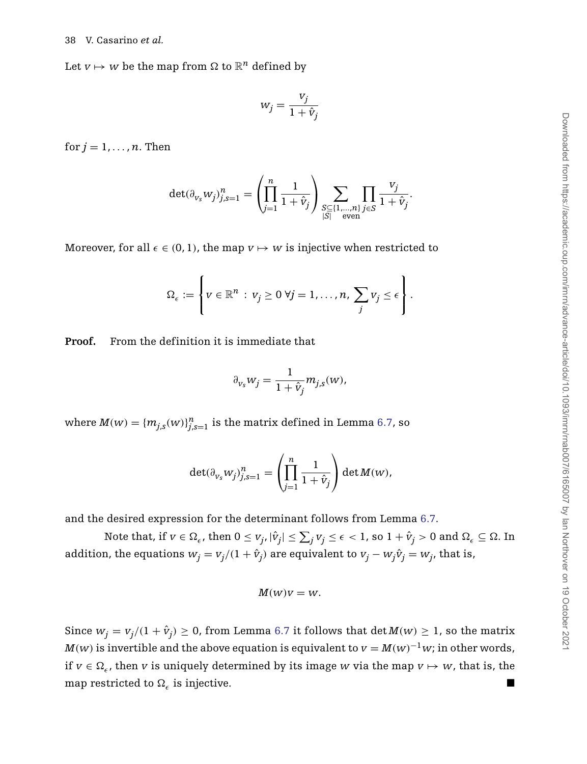Let $v \mapsto w$ be the map from $\Omega$ to $\mathbb{R}^n$ defined by

$$w_j = \frac{v_j}{1 + \hat{v}_j}$$

for $j = 1, \ldots, n$. Then

$$\det(\partial_{v_s} w_j)_{j,s=1}^n = \left( \prod_{j=1}^n \frac{1}{1+\hat{v}_j} \right) \sum_{\substack{S \subseteq \{1,\ldots,n\} \\ |S| \text{ even}}} \prod_{j \in S} \frac{v_j}{1+\hat{v}_j}.$$

Moreover, for all $\epsilon \in (0,1)$, the map $v \mapsto w$ is injective when restricted to

$$\Omega_\epsilon := \left\{ v \in \mathbb{R}^n \,:\, v_j \geq 0 \ \forall j = 1, \ldots, n, \ \sum_j v_j \leq \epsilon \right\}.$$

**Proof.** From the definition it is immediate that

$$\partial_{v_s} w_j = \frac{1}{1+\hat{v}_j} m_{j,s}(w),$$

where $M(w) = \{m_{j,s}(w)\}_{j,s=1}^n$ is the matrix defined in Lemma 6.7, so

$$\det(\partial_{v_s} w_j)_{j,s=1}^n = \left( \prod_{j=1}^n \frac{1}{1+\hat{v}_j} \right) \det M(w),$$

and the desired expression for the determinant follows from Lemma 6.7.

Note that, if $v \in \Omega_\epsilon$, then $0 \leq v_j, |\hat{v}_j| \leq \sum_j v_j \leq \epsilon < 1$, so $1 + \hat{v}_j > 0$ and $\Omega_\epsilon \subseteq \Omega$. In addition, the equations $w_j = v_j/(1+\hat{v}_j)$ are equivalent to $v_j - w_j \hat{v}_j = w_j$, that is,

$$M(w)v = w.$$

Since $w_j = v_j/(1+\hat{v}_j) \geq 0$, from Lemma 6.7 it follows that $\det M(w) \geq 1$, so the matrix $M(w)$ is invertible and the above equation is equivalent to $v = M(w)^{-1}w$; in other words, if $v \in \Omega_\epsilon$, then $v$ is uniquely determined by its image $w$ via the map $v \mapsto w$, that is, the map restricted to $\Omega_\epsilon$ is injective. ■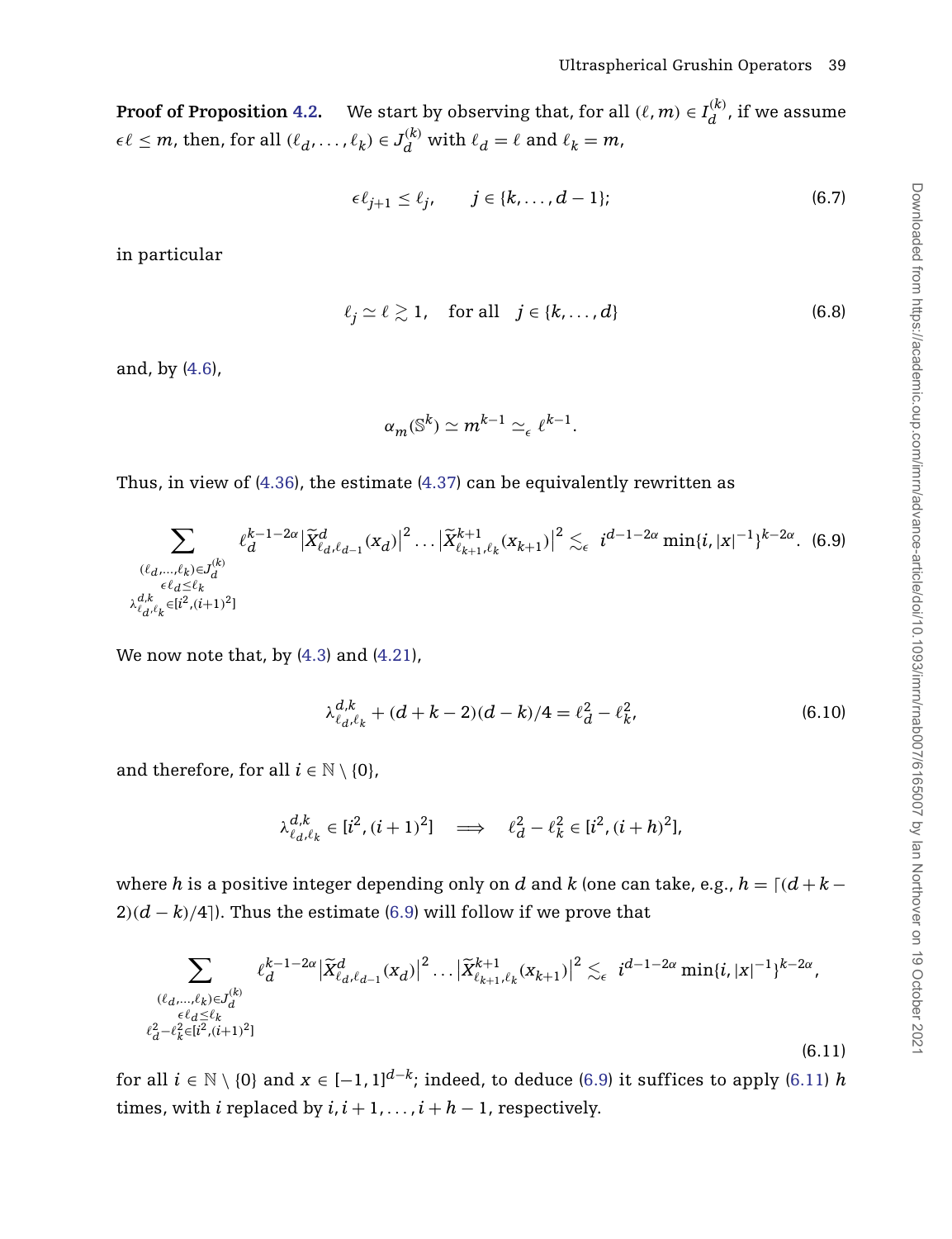**Proof of Proposition 4.2.** We start by observing that, for all $(\ell, m) \in I_d^{(k)}$, if we assume $\epsilon\ell \le m$, then, for all $(\ell_d, \dots, \ell_k) \in J_d^{(k)}$ with $\ell_d = \ell$ and $\ell_k = m$,

$$\epsilon\ell_{j+1} \le \ell_j, \qquad j \in \{k, \dots, d-1\}; \tag{6.7}$$

in particular

$$\ell_j \simeq \ell \gtrsim 1, \quad \text{for all} \quad j \in \{k, \dots, d\} \tag{6.8}$$

and, by (4.6),

$$\alpha_m(\mathbb{S}^k) \simeq m^{k-1} \simeq_\epsilon \ell^{k-1}.$$

Thus, in view of (4.36), the estimate (4.37) can be equivalently rewritten as

$$\sum_{\substack{(\ell_d,\dots,\ell_k)\in J_d^{(k)} \\ \epsilon\ell_d \le \ell_k \\ \lambda^{d,k}_{\ell_d,\ell_k} \in [i^2,(i+1)^2]}} \ell_d^{k-1-2\alpha} \left|\widetilde{X}^d_{\ell_d,\ell_{d-1}}(x_d)\right|^2 \dots \left|\widetilde{X}^{k+1}_{\ell_{k+1},\ell_k}(x_{k+1})\right|^2 \lesssim_\epsilon i^{d-1-2\alpha} \min\{i, |x|^{-1}\}^{k-2\alpha}. \tag{6.9}$$

We now note that, by (4.3) and (4.21),

$$\lambda^{d,k}_{\ell_d,\ell_k} + (d+k-2)(d-k)/4 = \ell_d^2 - \ell_k^2, \tag{6.10}$$

and therefore, for all $i \in \mathbb{N} \setminus \{0\}$,

$$\lambda^{d,k}_{\ell_d,\ell_k} \in [i^2, (i+1)^2] \quad \Longrightarrow \quad \ell_d^2 - \ell_k^2 \in [i^2, (i+h)^2],$$

where $h$ is a positive integer depending only on $d$ and $k$ (one can take, e.g., $h = \lceil (d+k-2)(d-k)/4 \rceil$). Thus the estimate (6.9) will follow if we prove that

$$\sum_{\substack{(\ell_d,\dots,\ell_k)\in J_d^{(k)} \\ \epsilon\ell_d \le \ell_k \\ \ell_d^2-\ell_k^2 \in [i^2,(i+1)^2]}} \ell_d^{k-1-2\alpha} \left|\widetilde{X}^d_{\ell_d,\ell_{d-1}}(x_d)\right|^2 \dots \left|\widetilde{X}^{k+1}_{\ell_{k+1},\ell_k}(x_{k+1})\right|^2 \lesssim_\epsilon i^{d-1-2\alpha} \min\{i, |x|^{-1}\}^{k-2\alpha}, \tag{6.11}$$

for all $i \in \mathbb{N} \setminus \{0\}$ and $x \in [-1, 1]^{d-k}$; indeed, to deduce (6.9) it suffices to apply (6.11) $h$ times, with $i$ replaced by $i, i+1, \dots, i+h-1$, respectively.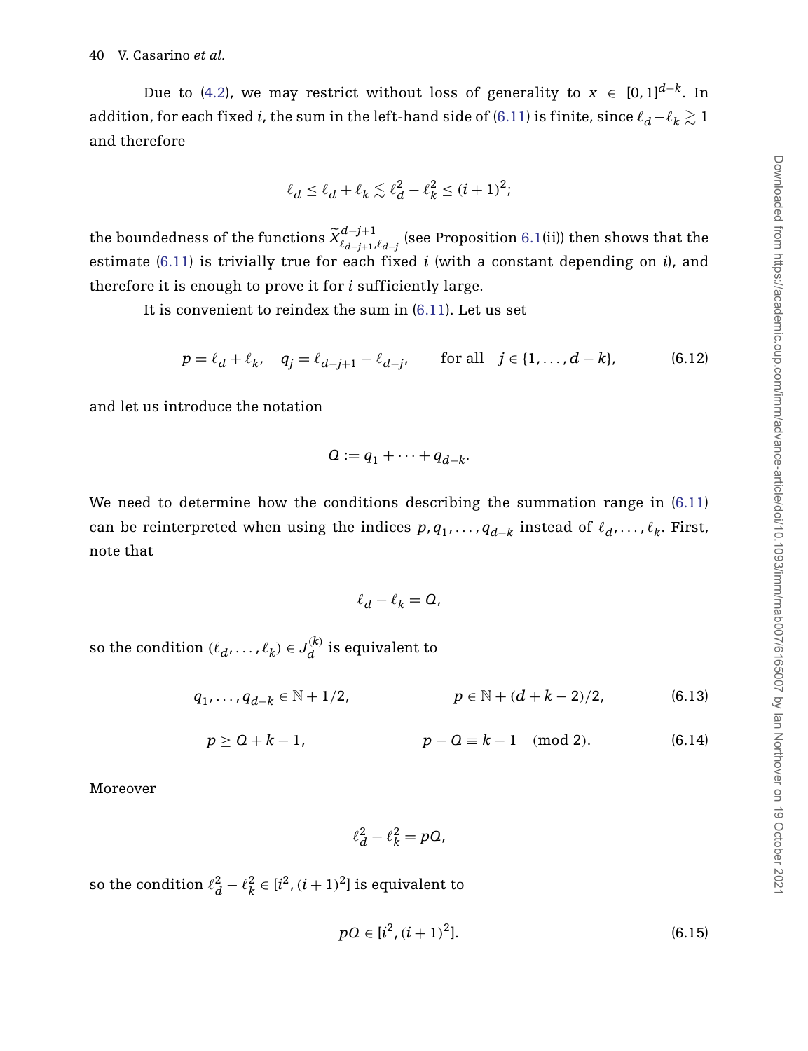Due to (4.2), we may restrict without loss of generality to $x \in [0,1]^{d-k}$. In addition, for each fixed $i$, the sum in the left-hand side of (6.11) is finite, since $\ell_d - \ell_k \gtrsim 1$ and therefore

$$\ell_d \le \ell_d + \ell_k \lesssim \ell_d^2 - \ell_k^2 \le (i+1)^2;$$

the boundedness of the functions $\widetilde{X}^{d-j+1}_{\ell_{d-j+1},\ell_{d-j}}$ (see Proposition 6.1(ii)) then shows that the estimate (6.11) is trivially true for each fixed $i$ (with a constant depending on $i$), and therefore it is enough to prove it for $i$ sufficiently large.

It is convenient to reindex the sum in (6.11). Let us set

$$p = \ell_d + \ell_k, \quad q_j = \ell_{d-j+1} - \ell_{d-j}, \qquad \text{for all} \quad j \in \{1, \dots, d-k\}, \tag{6.12}$$

and let us introduce the notation

$$Q := q_1 + \dots + q_{d-k}.$$

We need to determine how the conditions describing the summation range in (6.11) can be reinterpreted when using the indices $p, q_1, \dots, q_{d-k}$ instead of $\ell_d, \dots, \ell_k$. First, note that

$$\ell_d - \ell_k = Q,$$

so the condition $(\ell_d, \dots, \ell_k) \in J_d^{(k)}$ is equivalent to

$$q_1, \dots, q_{d-k} \in \mathbb{N} + 1/2, \qquad\qquad p \in \mathbb{N} + (d+k-2)/2, \tag{6.13}$$

$$p \ge Q + k - 1, \qquad\qquad p - Q \equiv k - 1 \pmod 2. \tag{6.14}$$

Moreover

$$\ell_d^2 - \ell_k^2 = pQ,$$

so the condition $\ell_d^2 - \ell_k^2 \in [i^2, (i+1)^2]$ is equivalent to

$$pQ \in [i^2, (i+1)^2]. \tag{6.15}$$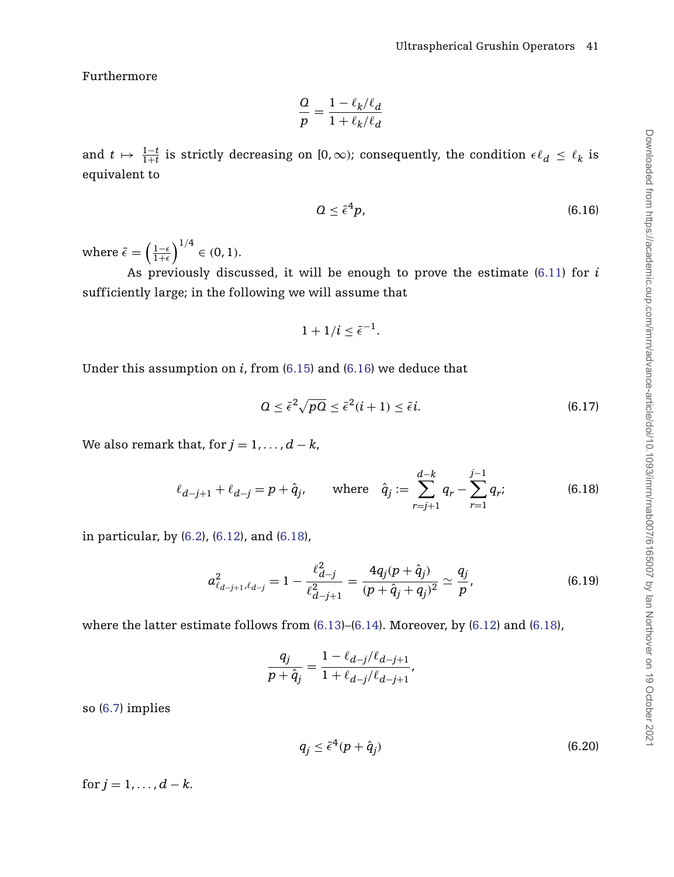Furthermore

$$\frac{Q}{p} = \frac{1 - \ell_k/\ell_d}{1 + \ell_k/\ell_d}$$

and $t \mapsto \frac{1-t}{1+t}$ is strictly decreasing on $[0,\infty)$; consequently, the condition $\epsilon \ell_d \leq \ell_k$ is equivalent to

$$Q \leq \bar{\epsilon}^4 p, \tag{6.16}$$

where $\bar{\epsilon} = \left(\frac{1-\epsilon}{1+\epsilon}\right)^{1/4} \in (0,1)$.

As previously discussed, it will be enough to prove the estimate (6.11) for $i$ sufficiently large; in the following we will assume that

$$1 + 1/i \leq \bar{\epsilon}^{-1}.$$

Under this assumption on $i$, from (6.15) and (6.16) we deduce that

$$Q \leq \bar{\epsilon}^2 \sqrt{pQ} \leq \bar{\epsilon}^2 (i+1) \leq \bar{\epsilon} i. \tag{6.17}$$

We also remark that, for $j = 1, \dots, d-k$,

$$\ell_{d-j+1} + \ell_{d-j} = p + \hat{q}_j, \qquad \text{where} \quad \hat{q}_j := \sum_{r=j+1}^{d-k} q_r - \sum_{r=1}^{j-1} q_r; \tag{6.18}$$

in particular, by (6.2), (6.12), and (6.18),

$$a^2_{\ell_{d-j+1},\ell_{d-j}} = 1 - \frac{\ell^2_{d-j}}{\ell^2_{d-j+1}} = \frac{4q_j(p+\hat{q}_j)}{(p+\hat{q}_j+q_j)^2} \simeq \frac{q_j}{p}, \tag{6.19}$$

where the latter estimate follows from (6.13)–(6.14). Moreover, by (6.12) and (6.18),

$$\frac{q_j}{p+\hat{q}_j} = \frac{1 - \ell_{d-j}/\ell_{d-j+1}}{1 + \ell_{d-j}/\ell_{d-j+1}},$$

so (6.7) implies

$$q_j \leq \bar{\epsilon}^4 (p + \hat{q}_j) \tag{6.20}$$

for $j = 1, \dots, d-k$.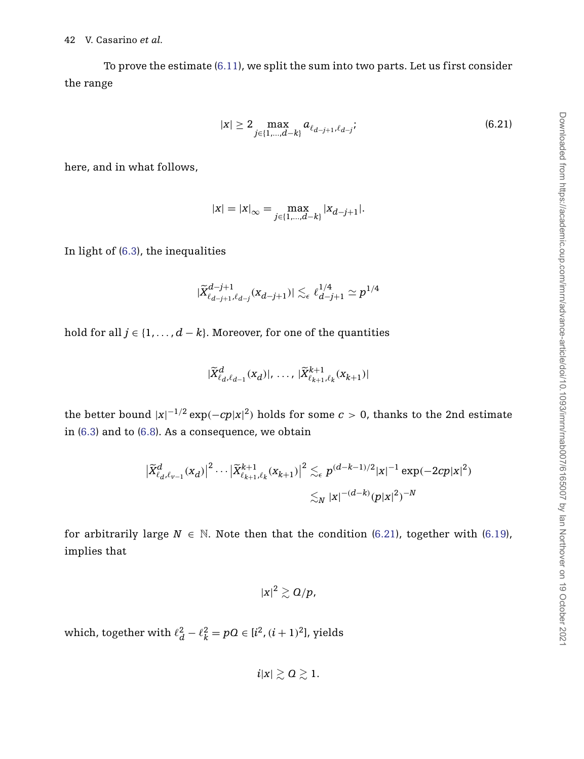To prove the estimate (6.11), we split the sum into two parts. Let us first consider the range

$$|x| \geq 2 \max_{j \in \{1,\ldots,d-k\}} a_{\ell_{d-j+1},\ell_{d-j}}; \tag{6.21}$$

here, and in what follows,

$$|x| = |x|_\infty = \max_{j \in \{1,\ldots,d-k\}} |x_{d-j+1}|.$$

In light of (6.3), the inequalities

$$|\widetilde{X}^{d-j+1}_{\ell_{d-j+1},\ell_{d-j}}(x_{d-j+1})| \lesssim_\epsilon \ell_{d-j+1}^{1/4} \simeq p^{1/4}$$

hold for all $j \in \{1, \ldots, d-k\}$. Moreover, for one of the quantities

$$|\widetilde{X}^{d}_{\ell_d,\ell_{d-1}}(x_d)|, \ \ldots, \ |\widetilde{X}^{k+1}_{\ell_{k+1},\ell_k}(x_{k+1})|$$

the better bound $|x|^{-1/2} \exp(-cp|x|^2)$ holds for some $c > 0$, thanks to the 2nd estimate in (6.3) and to (6.8). As a consequence, we obtain

$$\begin{aligned}
\left|\widetilde{X}^{d}_{\ell_d,\ell_{v-1}}(x_d)\right|^2 \cdots \left|\widetilde{X}^{k+1}_{\ell_{k+1},\ell_k}(x_{k+1})\right|^2 &\lesssim_\epsilon p^{(d-k-1)/2} |x|^{-1} \exp(-2cp|x|^2) \\
&\lesssim_N |x|^{-(d-k)} (p|x|^2)^{-N}
\end{aligned}$$

for arbitrarily large $N \in \mathbb{N}$. Note then that the condition (6.21), together with (6.19), implies that

$$|x|^2 \gtrsim Q/p,$$

which, together with $\ell_d^2 - \ell_k^2 = pQ \in [i^2, (i+1)^2]$, yields

$$i|x| \gtrsim Q \gtrsim 1.$$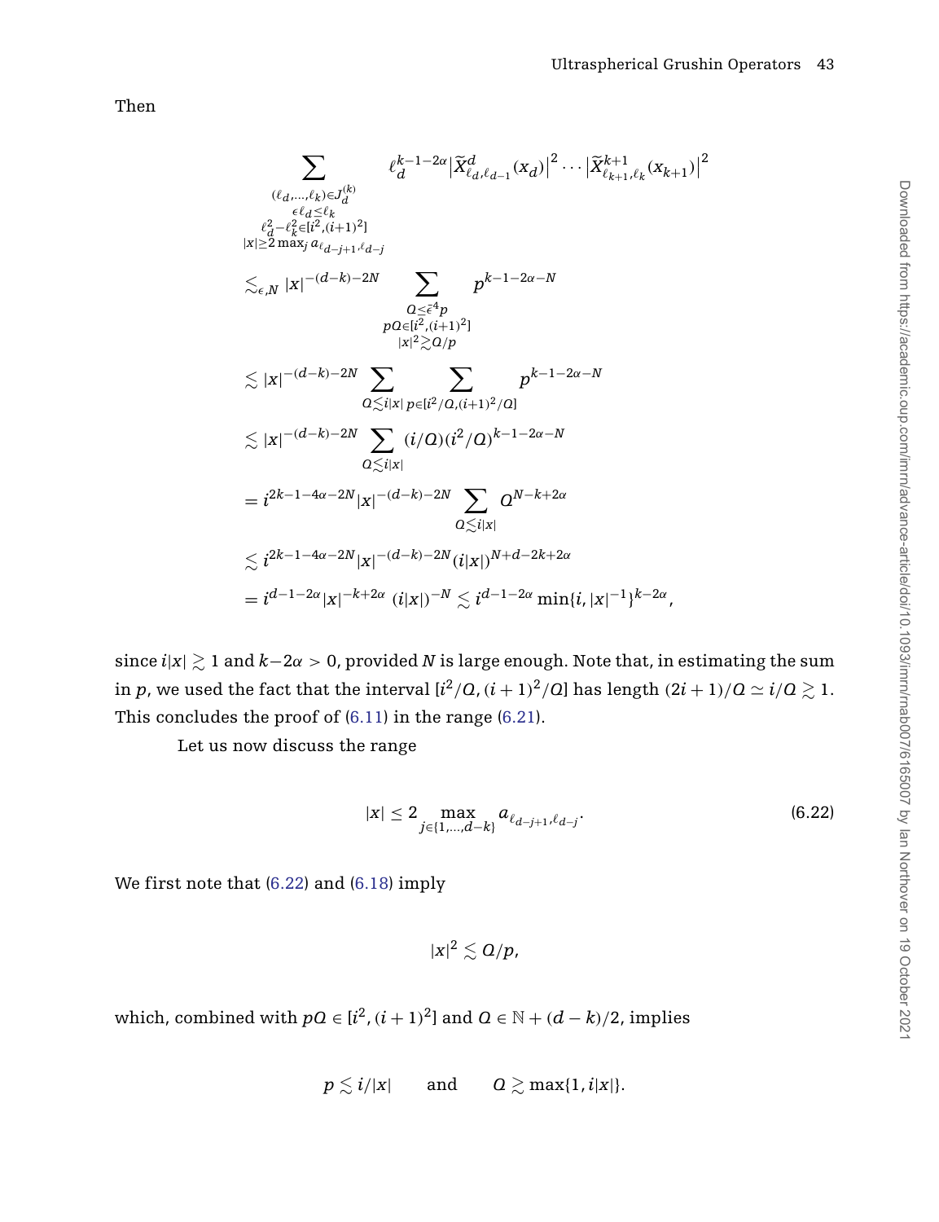Then

$$
\begin{aligned}
&\sum_{\substack{(\ell_d,\dots,\ell_k)\in J_d^{(k)} \\ \epsilon\ell_d\le\ell_k \\ \ell_d^2-\ell_k^2\in[i^2,(i+1)^2] \\ |x|\ge 2\max_j a_{\ell_{d-j+1},\ell_{d-j}}}} \ell_d^{k-1-2\alpha}\left|\widetilde{X}^d_{\ell_d,\ell_{d-1}}(x_d)\right|^2\cdots\left|\widetilde{X}^{k+1}_{\ell_{k+1},\ell_k}(x_{k+1})\right|^2 \\
&\lesssim_{\epsilon,N} |x|^{-(d-k)-2N} \sum_{\substack{Q\le\bar{\epsilon}^4 p \\ pQ\in[i^2,(i+1)^2] \\ |x|^2\gtrsim Q/p}} p^{k-1-2\alpha-N} \\
&\lesssim |x|^{-(d-k)-2N} \sum_{Q\lesssim i|x|}\ \sum_{p\in[i^2/Q,(i+1)^2/Q]} p^{k-1-2\alpha-N} \\
&\lesssim |x|^{-(d-k)-2N} \sum_{Q\lesssim i|x|} (i/Q)(i^2/Q)^{k-1-2\alpha-N} \\
&= i^{2k-1-4\alpha-2N}|x|^{-(d-k)-2N} \sum_{Q\lesssim i|x|} Q^{N-k+2\alpha} \\
&\lesssim i^{2k-1-4\alpha-2N}|x|^{-(d-k)-2N}(i|x|)^{N+d-2k+2\alpha} \\
&= i^{d-1-2\alpha}|x|^{-k+2\alpha}\ (i|x|)^{-N} \lesssim i^{d-1-2\alpha}\min\{i,|x|^{-1}\}^{k-2\alpha},
\end{aligned}
$$

since $i|x|\gtrsim 1$ and $k-2\alpha>0$, provided $N$ is large enough. Note that, in estimating the sum in $p$, we used the fact that the interval $[i^2/Q,(i+1)^2/Q]$ has length $(2i+1)/Q\simeq i/Q\gtrsim 1$. This concludes the proof of (6.11) in the range (6.21).

Let us now discuss the range

$$
|x|\le 2\max_{j\in\{1,\dots,d-k\}} a_{\ell_{d-j+1},\ell_{d-j}}. \tag{6.22}
$$

We first note that (6.22) and (6.18) imply

$$
|x|^2\lesssim Q/p,
$$

which, combined with $pQ\in[i^2,(i+1)^2]$ and $Q\in\mathbb{N}+(d-k)/2$, implies

$$
p\lesssim i/|x| \qquad \text{and} \qquad Q\gtrsim\max\{1,i|x|\}.
$$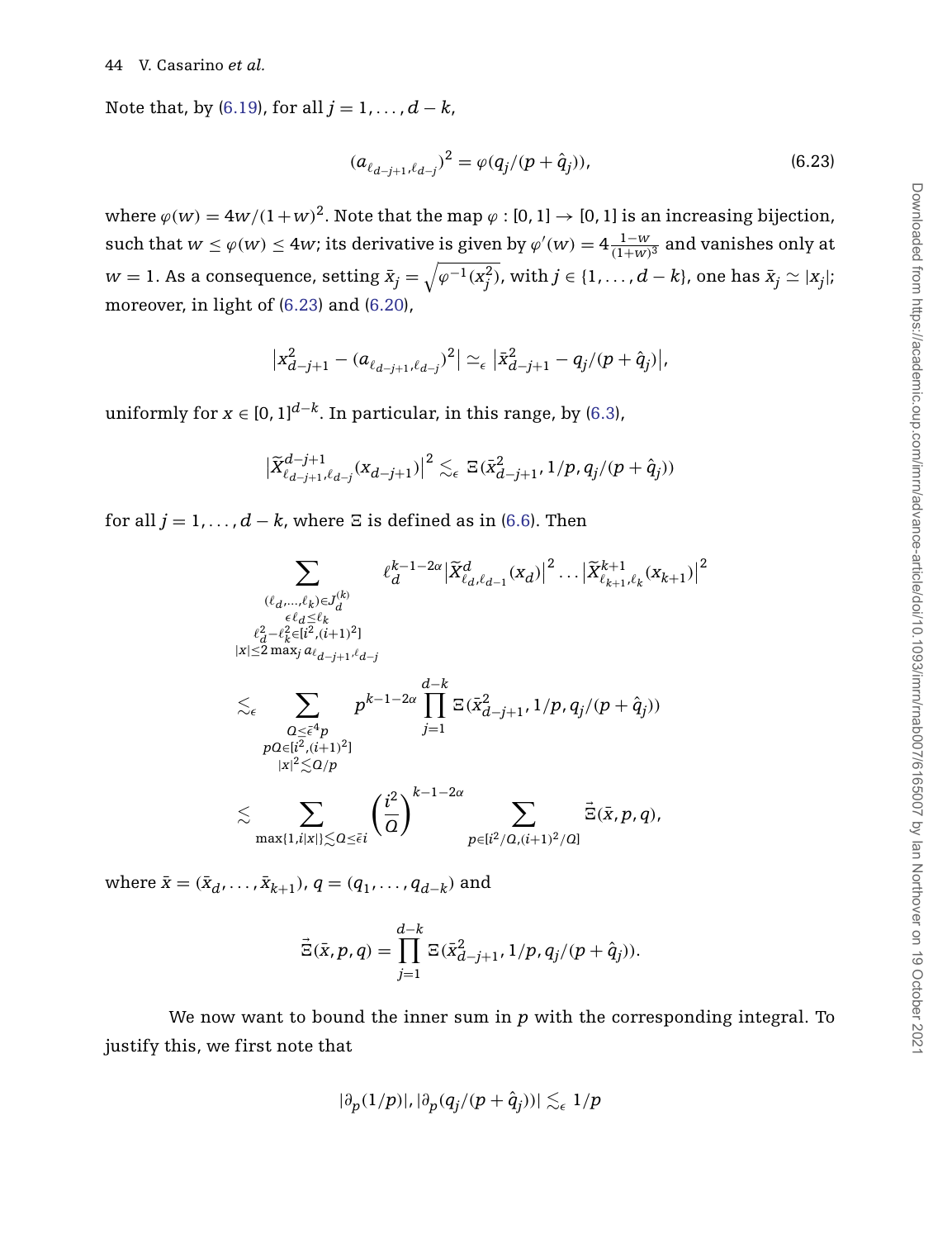Note that, by (6.19), for all $j = 1, \dots, d-k$,

$$(a_{\ell_{d-j+1},\ell_{d-j}})^2 = \varphi(q_j/(p+\hat{q}_j)), \tag{6.23}$$

where $\varphi(w) = 4w/(1+w)^2$. Note that the map $\varphi : [0,1] \to [0,1]$ is an increasing bijection, such that $w \le \varphi(w) \le 4w$; its derivative is given by $\varphi'(w) = 4\frac{1-w}{(1+w)^3}$ and vanishes only at $w = 1$. As a consequence, setting $\bar{x}_j = \sqrt{\varphi^{-1}(x_j^2)}$, with $j \in \{1, \dots, d-k\}$, one has $\bar{x}_j \simeq |x_j|$; moreover, in light of (6.23) and (6.20),

$$\left|x_{d-j+1}^2 - (a_{\ell_{d-j+1},\ell_{d-j}})^2\right| \simeq_\epsilon \left|\bar{x}_{d-j+1}^2 - q_j/(p+\hat{q}_j)\right|,$$

uniformly for $x \in [0,1]^{d-k}$. In particular, in this range, by (6.3),

$$\left|\widetilde{X}^{d-j+1}_{\ell_{d-j+1},\ell_{d-j}}(x_{d-j+1})\right|^2 \lesssim_\epsilon \Xi(\bar{x}_{d-j+1}^2, 1/p, q_j/(p+\hat{q}_j))$$

for all $j = 1, \dots, d-k$, where $\Xi$ is defined as in (6.6). Then

$$\begin{aligned}
&\sum_{\substack{(\ell_d,\dots,\ell_k)\in J_d^{(k)} \\ \epsilon\ell_d \le \ell_k \\ \ell_d^2-\ell_k^2 \in [i^2,(i+1)^2] \\ |x| \le 2\max_j a_{\ell_{d-j+1},\ell_{d-j}}}} \ell_d^{k-1-2\alpha} \left|\widetilde{X}^d_{\ell_d,\ell_{d-1}}(x_d)\right|^2 \dots \left|\widetilde{X}^{k+1}_{\ell_{k+1},\ell_k}(x_{k+1})\right|^2 \\
&\lesssim_\epsilon \sum_{\substack{Q \le \bar{\epsilon}^4 p \\ pQ \in [i^2,(i+1)^2] \\ |x|^2 \lesssim Q/p}} p^{k-1-2\alpha} \prod_{j=1}^{d-k} \Xi(\bar{x}_{d-j+1}^2, 1/p, q_j/(p+\hat{q}_j)) \\
&\lesssim \sum_{\max\{1, i|x|\} \lesssim Q \le \bar{\epsilon} i} \left(\frac{i^2}{Q}\right)^{k-1-2\alpha} \sum_{p \in [i^2/Q, (i+1)^2/Q]} \vec{\Xi}(\bar{x}, p, q),
\end{aligned}$$

where $\bar{x} = (\bar{x}_d, \dots, \bar{x}_{k+1})$, $q = (q_1, \dots, q_{d-k})$ and

$$\vec{\Xi}(\bar{x}, p, q) = \prod_{j=1}^{d-k} \Xi(\bar{x}_{d-j+1}^2, 1/p, q_j/(p+\hat{q}_j)).$$

We now want to bound the inner sum in $p$ with the corresponding integral. To justify this, we first note that

$$|\partial_p(1/p)|, |\partial_p(q_j/(p+\hat{q}_j))| \lesssim_\epsilon 1/p$$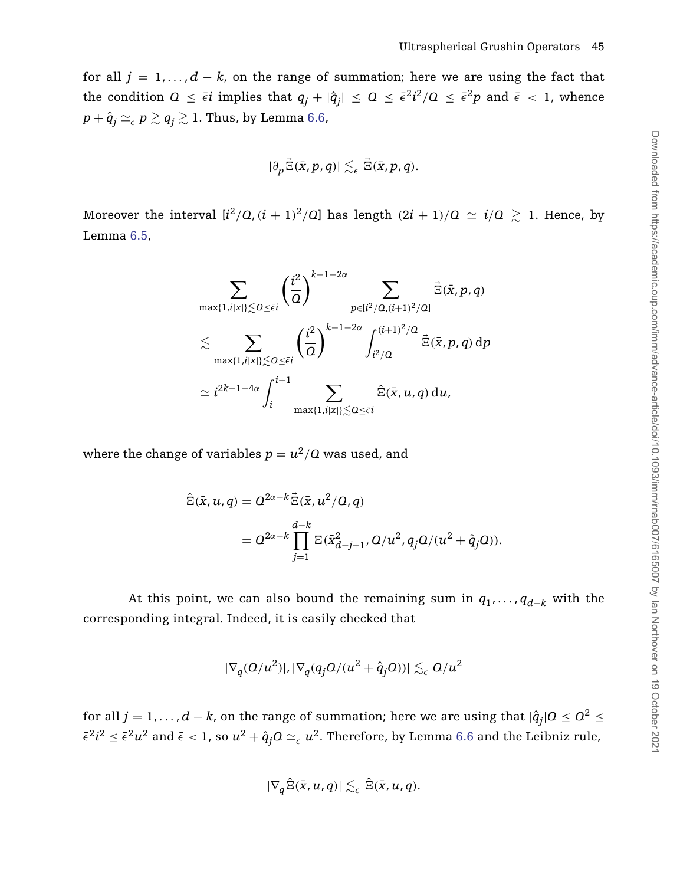for all $j = 1, \dots, d-k$, on the range of summation; here we are using the fact that the condition $Q \leq \bar{\epsilon} i$ implies that $q_j + |\hat{q}_j| \leq Q \leq \bar{\epsilon}^2 i^2/Q \leq \bar{\epsilon}^2 p$ and $\bar{\epsilon} < 1$, whence $p + \hat{q}_j \simeq_\epsilon p \gtrsim q_j \gtrsim 1$. Thus, by Lemma 6.6,

$$|\partial_p \vec{\Xi}(\bar{x}, p, q)| \lesssim_\epsilon \vec{\Xi}(\bar{x}, p, q).$$

Moreover the interval $[i^2/Q, (i+1)^2/Q]$ has length $(2i+1)/Q \simeq i/Q \gtrsim 1$. Hence, by Lemma 6.5,

$$\begin{aligned}
&\sum_{\max\{1, i|x|\} \lesssim Q \leq \bar{\epsilon} i} \left(\frac{i^2}{Q}\right)^{k-1-2\alpha} \sum_{p \in [i^2/Q, (i+1)^2/Q]} \vec{\Xi}(\bar{x}, p, q) \\
&\lesssim \sum_{\max\{1, i|x|\} \lesssim Q \leq \bar{\epsilon} i} \left(\frac{i^2}{Q}\right)^{k-1-2\alpha} \int_{i^2/Q}^{(i+1)^2/Q} \vec{\Xi}(\bar{x}, p, q) \, \mathrm{d}p \\
&\simeq i^{2k-1-4\alpha} \int_i^{i+1} \sum_{\max\{1, i|x|\} \lesssim Q \leq \bar{\epsilon} i} \hat{\Xi}(\bar{x}, u, q) \, \mathrm{d}u,
\end{aligned}$$

where the change of variables $p = u^2/Q$ was used, and

$$\begin{aligned}
\hat{\Xi}(\bar{x}, u, q) &= Q^{2\alpha - k} \vec{\Xi}(\bar{x}, u^2/Q, q) \\
&= Q^{2\alpha - k} \prod_{j=1}^{d-k} \Xi(\bar{x}_{d-j+1}^2, Q/u^2, q_j Q/(u^2 + \hat{q}_j Q)).
\end{aligned}$$

At this point, we can also bound the remaining sum in $q_1, \dots, q_{d-k}$ with the corresponding integral. Indeed, it is easily checked that

$$|\nabla_q (Q/u^2)|, |\nabla_q (q_j Q/(u^2 + \hat{q}_j Q))| \lesssim_\epsilon Q/u^2$$

for all $j = 1, \dots, d-k$, on the range of summation; here we are using that $|\hat{q}_j| Q \leq Q^2 \leq \bar{\epsilon}^2 i^2 \leq \bar{\epsilon}^2 u^2$ and $\bar{\epsilon} < 1$, so $u^2 + \hat{q}_j Q \simeq_\epsilon u^2$. Therefore, by Lemma 6.6 and the Leibniz rule,

$$|\nabla_q \hat{\Xi}(\bar{x}, u, q)| \lesssim_\epsilon \hat{\Xi}(\bar{x}, u, q).$$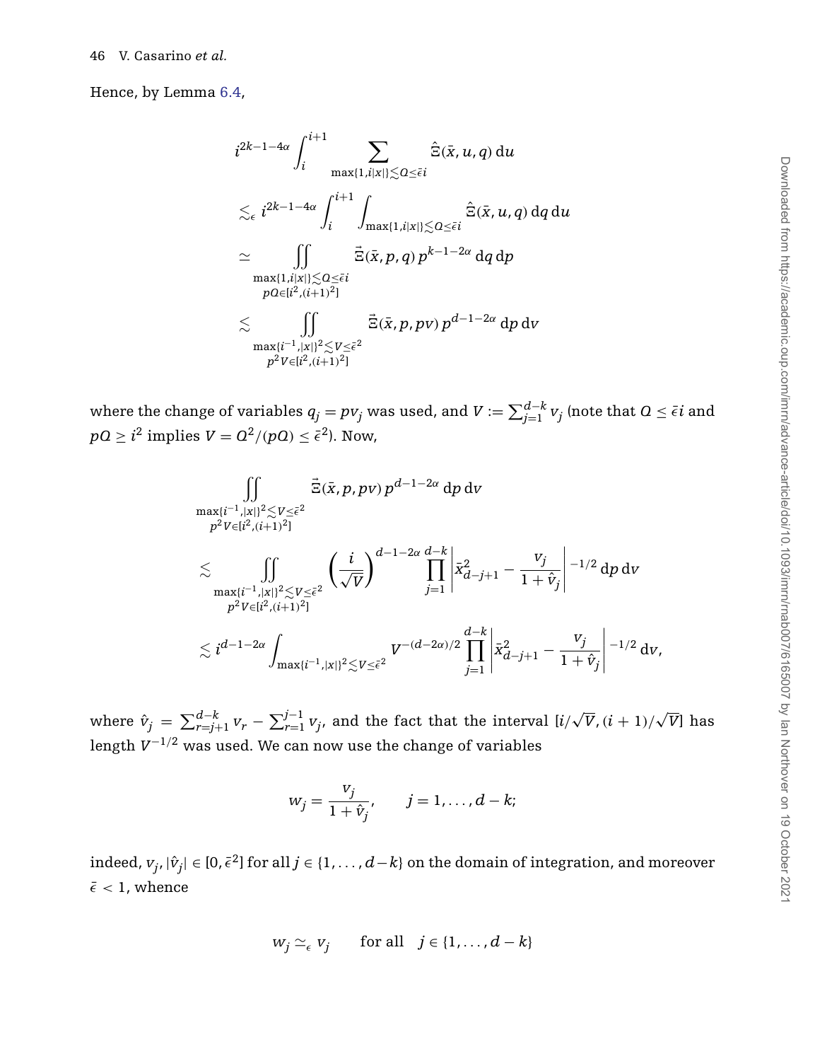Hence, by Lemma 6.4,

$$
\begin{aligned}
&i^{2k-1-4\alpha} \int_i^{i+1} \sum_{\max\{1, i|x|\} \lesssim Q \le \bar{\epsilon} i} \hat{\Xi}(\bar{x}, u, q) \, \mathrm{d}u \\
&\lesssim_\epsilon i^{2k-1-4\alpha} \int_i^{i+1} \int_{\max\{1, i|x|\} \lesssim Q \le \bar{\epsilon} i} \hat{\Xi}(\bar{x}, u, q) \, \mathrm{d}q \, \mathrm{d}u \\
&\simeq \iint_{\substack{\max\{1, i|x|\} \lesssim Q \le \bar{\epsilon} i \\ pQ \in [i^2, (i+1)^2]}} \vec{\Xi}(\bar{x}, p, q) \, p^{k-1-2\alpha} \, \mathrm{d}q \, \mathrm{d}p \\
&\lesssim \iint_{\substack{\max\{i^{-1}, |x|\}^2 \lesssim V \le \bar{\epsilon}^2 \\ p^2 V \in [i^2, (i+1)^2]}} \vec{\Xi}(\bar{x}, p, pv) \, p^{d-1-2\alpha} \, \mathrm{d}p \, \mathrm{d}v
\end{aligned}
$$

where the change of variables $q_j = pv_j$ was used, and $V := \sum_{j=1}^{d-k} v_j$ (note that $Q \le \bar{\epsilon} i$ and $pQ \ge i^2$ implies $V = Q^2/(pQ) \le \bar{\epsilon}^2$). Now,

$$
\begin{aligned}
&\iint_{\substack{\max\{i^{-1}, |x|\}^2 \lesssim V \le \bar{\epsilon}^2 \\ p^2 V \in [i^2, (i+1)^2]}} \vec{\Xi}(\bar{x}, p, pv) \, p^{d-1-2\alpha} \, \mathrm{d}p \, \mathrm{d}v \\
&\lesssim \iint_{\substack{\max\{i^{-1}, |x|\}^2 \lesssim V \le \bar{\epsilon}^2 \\ p^2 V \in [i^2, (i+1)^2]}} \left( \frac{i}{\sqrt{V}} \right)^{d-1-2\alpha} \prod_{j=1}^{d-k} \left| \bar{x}_{d-j+1}^2 - \frac{v_j}{1 + \hat{v}_j} \right|^{-1/2} \mathrm{d}p \, \mathrm{d}v \\
&\lesssim i^{d-1-2\alpha} \int_{\max\{i^{-1}, |x|\}^2 \lesssim V \le \bar{\epsilon}^2} V^{-(d-2\alpha)/2} \prod_{j=1}^{d-k} \left| \bar{x}_{d-j+1}^2 - \frac{v_j}{1 + \hat{v}_j} \right|^{-1/2} \mathrm{d}v,
\end{aligned}
$$

where $\hat{v}_j = \sum_{r=j+1}^{d-k} v_r - \sum_{r=1}^{j-1} v_j$, and the fact that the interval $[i/\sqrt{V}, (i+1)/\sqrt{V}]$ has length $V^{-1/2}$ was used. We can now use the change of variables

$$
w_j = \frac{v_j}{1 + \hat{v}_j}, \qquad j = 1, \dots, d-k;
$$

indeed, $v_j, |\hat{v}_j| \in [0, \bar{\epsilon}^2]$ for all $j \in \{1, \dots, d-k\}$ on the domain of integration, and moreover $\bar{\epsilon} < 1$, whence

$$
w_j \simeq_\epsilon v_j \qquad \text{for all} \quad j \in \{1, \dots, d-k\}
$$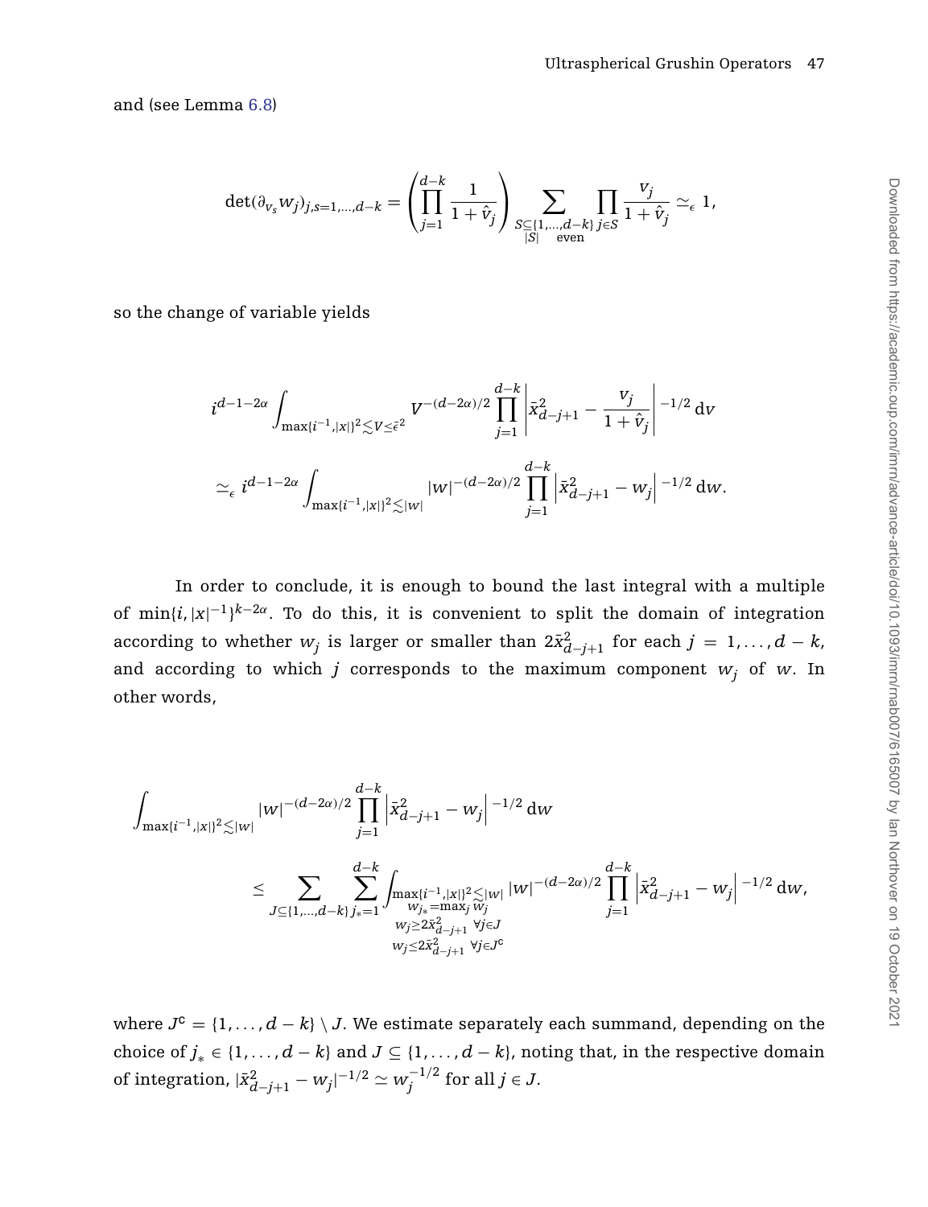and (see Lemma 6.8)

$$\det(\partial_{v_s} w_j)_{j,s=1,\dots,d-k} = \left(\prod_{j=1}^{d-k} \frac{1}{1+\hat{v}_j}\right) \sum_{\substack{S\subseteq\{1,\dots,d-k\} \\ |S| \text{ even}}} \prod_{j\in S} \frac{v_j}{1+\hat{v}_j} \simeq_\epsilon 1,$$

so the change of variable yields

$$i^{d-1-2\alpha} \int_{\max\{i^{-1},|x|\}^2 \lesssim V \leq \bar{\epsilon}^2} V^{-(d-2\alpha)/2} \prod_{j=1}^{d-k} \left| \bar{x}_{d-j+1}^2 - \frac{v_j}{1+\hat{v}_j} \right|^{-1/2} \mathrm{d}v$$

$$\simeq_\epsilon i^{d-1-2\alpha} \int_{\max\{i^{-1},|x|\}^2 \lesssim |w|} |w|^{-(d-2\alpha)/2} \prod_{j=1}^{d-k} \left| \bar{x}_{d-j+1}^2 - w_j \right|^{-1/2} \mathrm{d}w.$$

In order to conclude, it is enough to bound the last integral with a multiple of $\min\{i, |x|^{-1}\}^{k-2\alpha}$. To do this, it is convenient to split the domain of integration according to whether $w_j$ is larger or smaller than $2\bar{x}_{d-j+1}^2$ for each $j = 1, \dots, d-k$, and according to which $j$ corresponds to the maximum component $w_j$ of $w$. In other words,

$$\int_{\max\{i^{-1},|x|\}^2 \lesssim |w|} |w|^{-(d-2\alpha)/2} \prod_{j=1}^{d-k} \left| \bar{x}_{d-j+1}^2 - w_j \right|^{-1/2} \mathrm{d}w$$

$$\leq \sum_{J\subseteq\{1,\dots,d-k\}} \sum_{j_*=1}^{d-k} \int_{\substack{\max\{i^{-1},|x|\}^2 \lesssim |w| \\ w_{j_*} = \max_j w_j \\ w_j \geq 2\bar{x}_{d-j+1}^2 \ \forall j\in J \\ w_j \leq 2\bar{x}_{d-j+1}^2 \ \forall j\in J^c}} |w|^{-(d-2\alpha)/2} \prod_{j=1}^{d-k} \left| \bar{x}_{d-j+1}^2 - w_j \right|^{-1/2} \mathrm{d}w,$$

where $J^c = \{1, \dots, d-k\} \setminus J$. We estimate separately each summand, depending on the choice of $j_* \in \{1, \dots, d-k\}$ and $J \subseteq \{1, \dots, d-k\}$, noting that, in the respective domain of integration, $|\bar{x}_{d-j+1}^2 - w_j|^{-1/2} \simeq w_j^{-1/2}$ for all $j \in J$.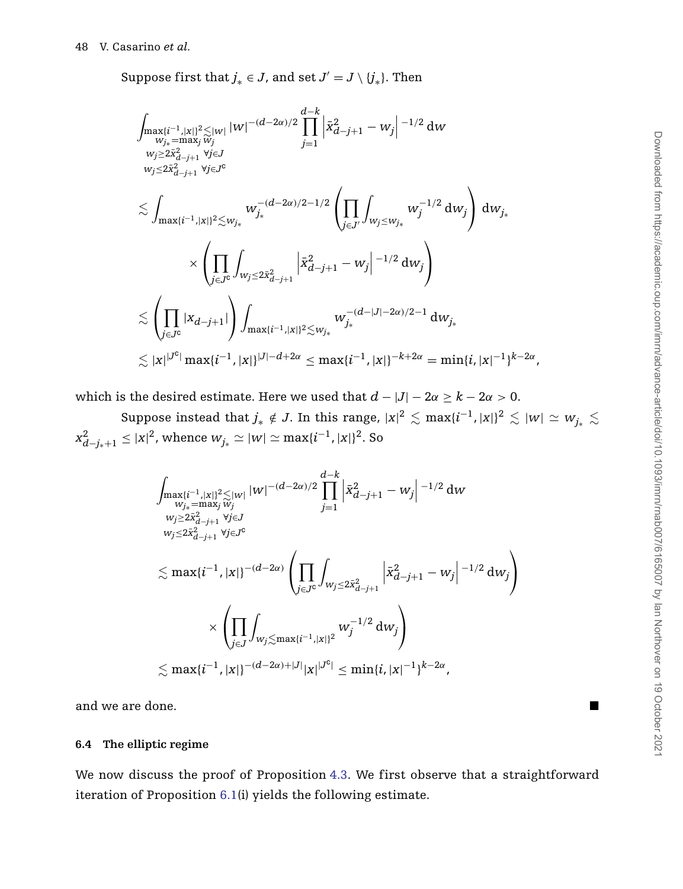Suppose first that $j_* \in J$, and set $J' = J \setminus \{j_*\}$. Then

$$
\begin{aligned}
&\int_{\substack{\max\{i^{-1},|x|\}^2 \lesssim |w| \\ w_{j_*} = \max_j w_j \\ w_j \geq 2\bar{x}^2_{d-j+1} \ \forall j \in J \\ w_j \leq 2\bar{x}^2_{d-j+1} \ \forall j \in J^c}} |w|^{-(d-2\alpha)/2} \prod_{j=1}^{d-k} \left| \bar{x}^2_{d-j+1} - w_j \right|^{-1/2} \mathrm{d}w \\
&\lesssim \int_{\max\{i^{-1},|x|\}^2 \lesssim w_{j_*}} w_{j_*}^{-(d-2\alpha)/2-1/2} \left( \prod_{j \in J'} \int_{w_j \leq w_{j_*}} w_j^{-1/2} \,\mathrm{d}w_j \right) \mathrm{d}w_{j_*} \\
&\qquad \times \left( \prod_{j \in J^c} \int_{w_j \leq 2\bar{x}^2_{d-j+1}} \left| \bar{x}^2_{d-j+1} - w_j \right|^{-1/2} \mathrm{d}w_j \right) \\
&\lesssim \left( \prod_{j \in J^c} |x_{d-j+1}| \right) \int_{\max\{i^{-1},|x|\}^2 \lesssim w_{j_*}} w_{j_*}^{-(d-|J|-2\alpha)/2-1} \,\mathrm{d}w_{j_*} \\
&\lesssim |x|^{|J^c|} \max\{i^{-1},|x|\}^{|J|-d+2\alpha} \leq \max\{i^{-1},|x|\}^{-k+2\alpha} = \min\{i,|x|^{-1}\}^{k-2\alpha},
\end{aligned}
$$

which is the desired estimate. Here we used that $d - |J| - 2\alpha \geq k - 2\alpha > 0$.

Suppose instead that $j_* \notin J$. In this range, $|x|^2 \lesssim \max\{i^{-1},|x|\}^2 \lesssim |w| \simeq w_{j_*} \lesssim x^2_{d-j_*+1} \leq |x|^2$, whence $w_{j_*} \simeq |w| \simeq \max\{i^{-1},|x|\}^2$. So

$$
\begin{aligned}
&\int_{\substack{\max\{i^{-1},|x|\}^2 \lesssim |w| \\ w_{j_*} = \max_j w_j \\ w_j \geq 2\bar{x}^2_{d-j+1} \ \forall j \in J \\ w_j \leq 2\bar{x}^2_{d-j+1} \ \forall j \in J^c}} |w|^{-(d-2\alpha)/2} \prod_{j=1}^{d-k} \left| \bar{x}^2_{d-j+1} - w_j \right|^{-1/2} \mathrm{d}w \\
&\lesssim \max\{i^{-1},|x|\}^{-(d-2\alpha)} \left( \prod_{j \in J^c} \int_{w_j \leq 2\bar{x}^2_{d-j+1}} \left| \bar{x}^2_{d-j+1} - w_j \right|^{-1/2} \mathrm{d}w_j \right) \\
&\qquad \times \left( \prod_{j \in J} \int_{w_j \lesssim \max\{i^{-1},|x|\}^2} w_j^{-1/2} \,\mathrm{d}w_j \right) \\
&\lesssim \max\{i^{-1},|x|\}^{-(d-2\alpha)+|J|} |x|^{|J^c|} \leq \min\{i,|x|^{-1}\}^{k-2\alpha},
\end{aligned}
$$

and we are done. ∎

### 6.4 The elliptic regime

We now discuss the proof of Proposition 4.3. We first observe that a straightforward iteration of Proposition 6.1(i) yields the following estimate.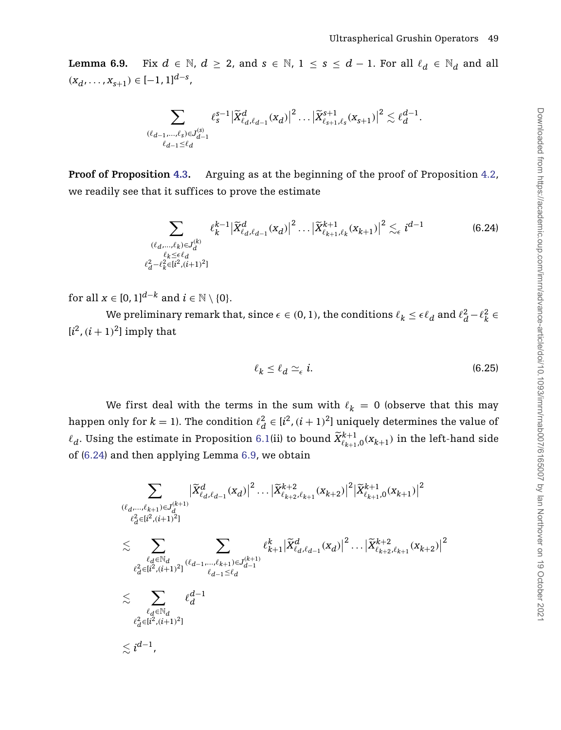**Lemma 6.9.** Fix $d \in \mathbb{N}$, $d \geq 2$, and $s \in \mathbb{N}$, $1 \leq s \leq d-1$. For all $\ell_d \in \mathbb{N}_d$ and all $(x_d, \ldots, x_{s+1}) \in [-1,1]^{d-s}$,

$$\sum_{\substack{(\ell_{d-1},\ldots,\ell_s)\in J_{d-1}^{(s)} \\ \ell_{d-1}\leq \ell_d}} \ell_s^{s-1} \left|\widetilde{X}^d_{\ell_d,\ell_{d-1}}(x_d)\right|^2 \ldots \left|\widetilde{X}^{s+1}_{\ell_{s+1},\ell_s}(x_{s+1})\right|^2 \lesssim \ell_d^{d-1}.$$

**Proof of Proposition 4.3.** Arguing as at the beginning of the proof of Proposition 4.2, we readily see that it suffices to prove the estimate

$$\sum_{\substack{(\ell_d,\ldots,\ell_k)\in J_d^{(k)} \\ \ell_k \leq \epsilon \ell_d \\ \ell_d^2-\ell_k^2\in[i^2,(i+1)^2]}} \ell_k^{k-1} \left|\widetilde{X}^d_{\ell_d,\ell_{d-1}}(x_d)\right|^2 \ldots \left|\widetilde{X}^{k+1}_{\ell_{k+1},\ell_k}(x_{k+1})\right|^2 \lesssim_\epsilon i^{d-1} \tag{6.24}$$

for all $x \in [0,1]^{d-k}$ and $i \in \mathbb{N}\setminus\{0\}$.

We preliminary remark that, since $\epsilon \in (0,1)$, the conditions $\ell_k \leq \epsilon \ell_d$ and $\ell_d^2 - \ell_k^2 \in [i^2,(i+1)^2]$ imply that

$$\ell_k \leq \ell_d \simeq_\epsilon i. \tag{6.25}$$

We first deal with the terms in the sum with $\ell_k = 0$ (observe that this may happen only for $k=1$). The condition $\ell_d^2 \in [i^2,(i+1)^2]$ uniquely determines the value of $\ell_d$. Using the estimate in Proposition 6.1(ii) to bound $\widetilde{X}^{k+1}_{\ell_{k+1},0}(x_{k+1})$ in the left-hand side of (6.24) and then applying Lemma 6.9, we obtain

$$\begin{aligned}
&\sum_{\substack{(\ell_d,\ldots,\ell_{k+1})\in J_d^{(k+1)} \\ \ell_d^2\in[i^2,(i+1)^2]}} \left|\widetilde{X}^d_{\ell_d,\ell_{d-1}}(x_d)\right|^2 \ldots \left|\widetilde{X}^{k+2}_{\ell_{k+2},\ell_{k+1}}(x_{k+2})\right|^2 \left|\widetilde{X}^{k+1}_{\ell_{k+1},0}(x_{k+1})\right|^2 \\
&\lesssim \sum_{\substack{\ell_d\in\mathbb{N}_d \\ \ell_d^2\in[i^2,(i+1)^2]}} \sum_{\substack{(\ell_{d-1},\ldots,\ell_{k+1})\in J_{d-1}^{(k+1)} \\ \ell_{d-1}\leq\ell_d}} \ell_{k+1}^k \left|\widetilde{X}^d_{\ell_d,\ell_{d-1}}(x_d)\right|^2 \ldots \left|\widetilde{X}^{k+2}_{\ell_{k+2},\ell_{k+1}}(x_{k+2})\right|^2 \\
&\lesssim \sum_{\substack{\ell_d\in\mathbb{N}_d \\ \ell_d^2\in[i^2,(i+1)^2]}} \ell_d^{d-1} \\
&\lesssim i^{d-1},
\end{aligned}$$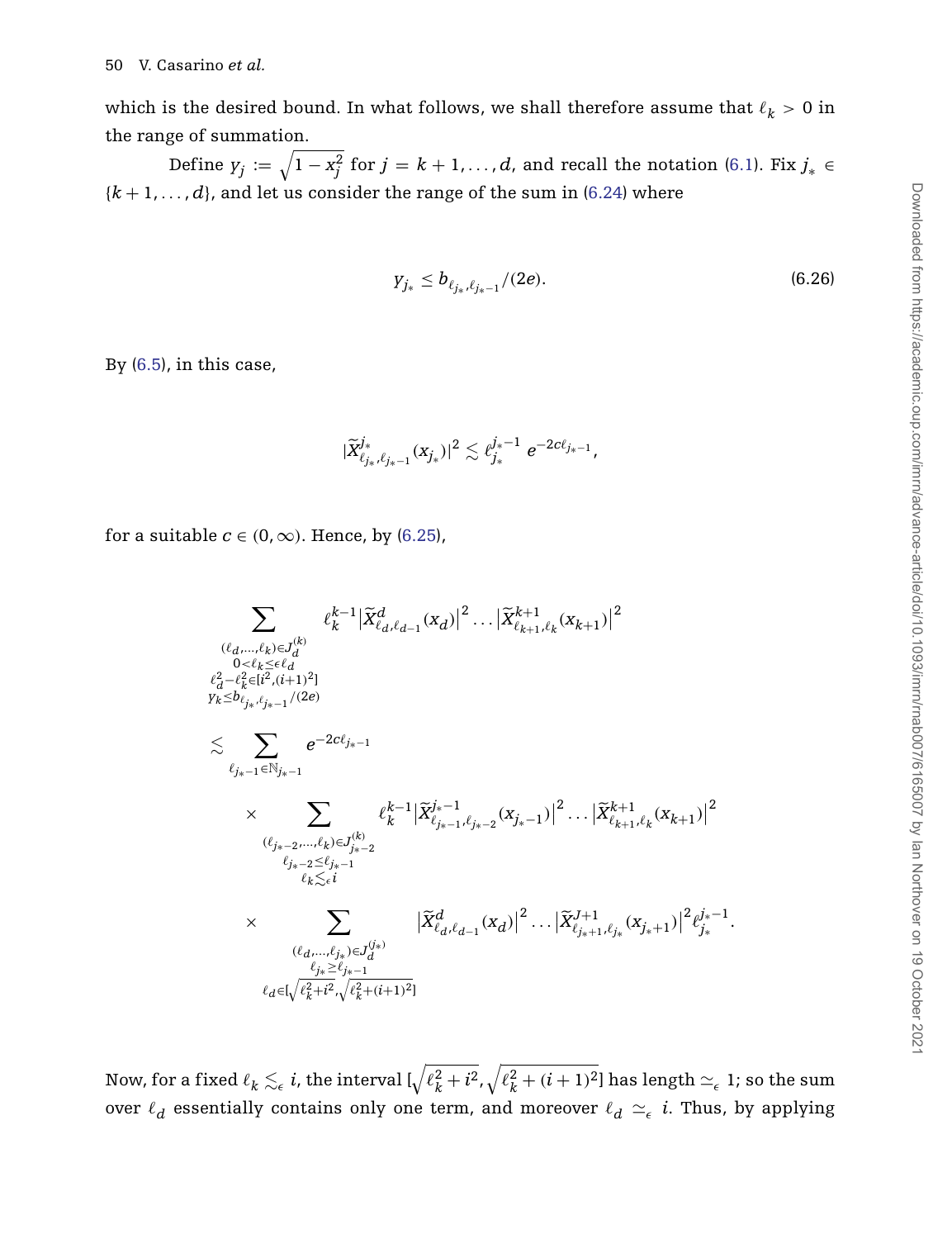which is the desired bound. In what follows, we shall therefore assume that $\ell_k > 0$ in the range of summation.

Define $y_j := \sqrt{1 - x_j^2}$ for $j = k+1, \dots, d$, and recall the notation (6.1). Fix $j_* \in \{k+1, \dots, d\}$, and let us consider the range of the sum in (6.24) where

$$y_{j_*} \le b_{\ell_{j_*}, \ell_{j_*-1}}/(2e). \tag{6.26}$$

By (6.5), in this case,

$$|\widetilde{X}^{j_*}_{\ell_{j_*}, \ell_{j_*-1}}(x_{j_*})|^2 \lesssim \ell_{j_*}^{j_*-1} \, e^{-2c\ell_{j_*-1}},$$

for a suitable $c \in (0, \infty)$. Hence, by (6.25),

$$\begin{aligned}
&\sum_{\substack{(\ell_d, \dots, \ell_k) \in J_d^{(k)} \\ 0 < \ell_k \le \epsilon \ell_d \\ \ell_d^2 - \ell_k^2 \in [i^2, (i+1)^2] \\ y_k \le b_{\ell_{j_*}, \ell_{j_*-1}}/(2e)}} \ell_k^{k-1} \big|\widetilde{X}^d_{\ell_d, \ell_{d-1}}(x_d)\big|^2 \dots \big|\widetilde{X}^{k+1}_{\ell_{k+1}, \ell_k}(x_{k+1})\big|^2 \\
&\lesssim \sum_{\ell_{j_*-1} \in \mathbb{N}_{j_*-1}} e^{-2c\ell_{j_*-1}} \\
&\quad \times \sum_{\substack{(\ell_{j_*-2}, \dots, \ell_k) \in J_{j_*-2}^{(k)} \\ \ell_{j_*-2} \le \ell_{j_*-1} \\ \ell_k \lesssim_\epsilon i}} \ell_k^{k-1} \big|\widetilde{X}^{j_*-1}_{\ell_{j_*-1}, \ell_{j_*-2}}(x_{j_*-1})\big|^2 \dots \big|\widetilde{X}^{k+1}_{\ell_{k+1}, \ell_k}(x_{k+1})\big|^2 \\
&\quad \times \sum_{\substack{(\ell_d, \dots, \ell_{j_*}) \in J_d^{(j_*)} \\ \ell_{j_*} \ge \ell_{j_*-1} \\ \ell_d \in [\sqrt{\ell_k^2 + i^2}, \sqrt{\ell_k^2 + (i+1)^2}]}} \big|\widetilde{X}^d_{\ell_d, \ell_{d-1}}(x_d)\big|^2 \dots \big|\widetilde{X}^{J+1}_{\ell_{j_*+1}, \ell_{j_*}}(x_{j_*+1})\big|^2 \ell_{j_*}^{j_*-1}.
\end{aligned}$$

Now, for a fixed $\ell_k \lesssim_\epsilon i$, the interval $[\sqrt{\ell_k^2 + i^2}, \sqrt{\ell_k^2 + (i+1)^2}]$ has length $\simeq_\epsilon 1$; so the sum over $\ell_d$ essentially contains only one term, and moreover $\ell_d \simeq_\epsilon i$. Thus, by applying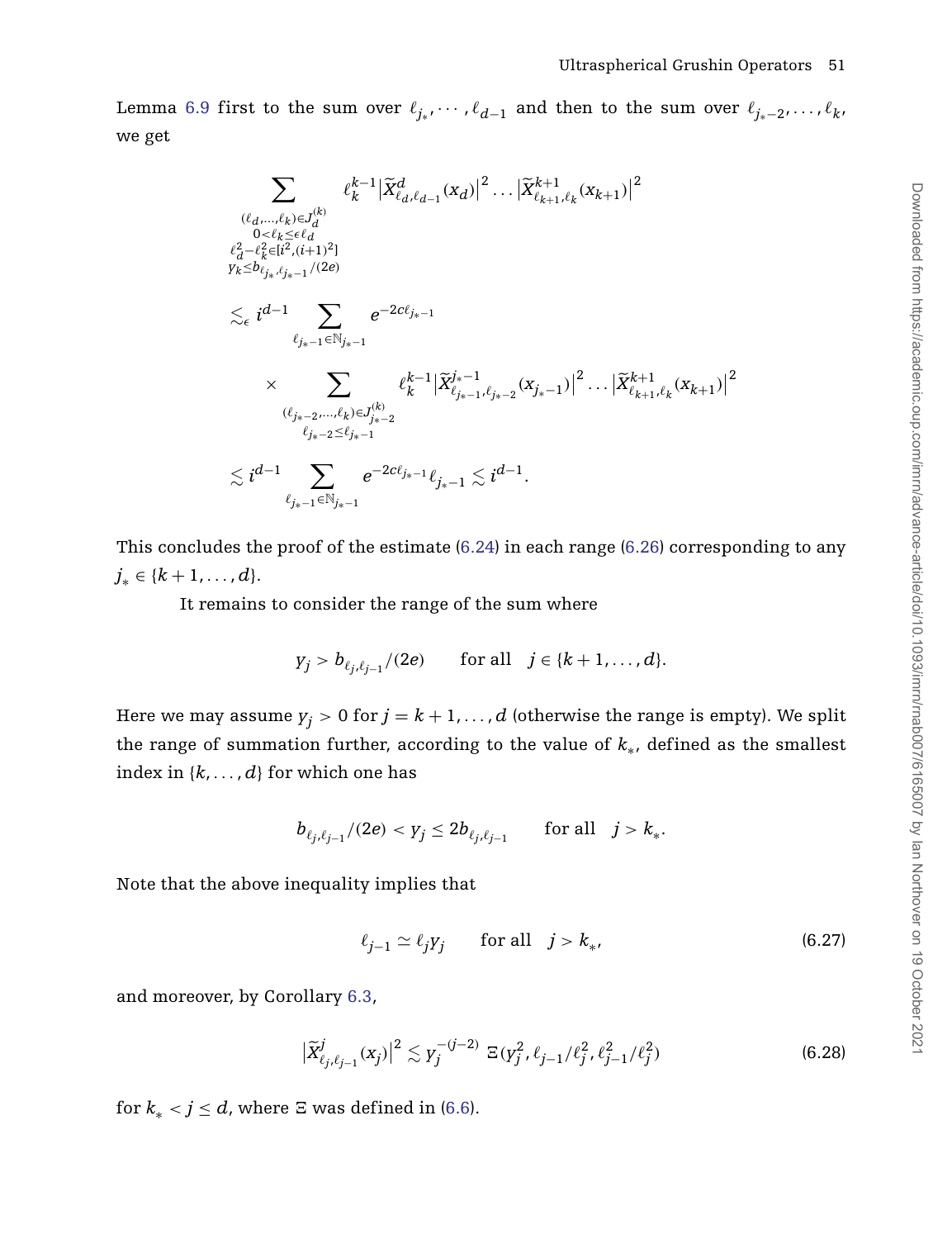Lemma 6.9 first to the sum over $\ell_{j_*}, \cdots, \ell_{d-1}$ and then to the sum over $\ell_{j_*-2}, \ldots, \ell_k$, we get

$$
\begin{aligned}
&\sum_{\substack{(\ell_d,\ldots,\ell_k)\in J_d^{(k)} \\ 0<\ell_k\le\epsilon\ell_d \\ \ell_d^2-\ell_k^2\in[i^2,(i+1)^2] \\ y_k\le b_{\ell_{j_*},\ell_{j_*-1}}/(2e)}} \ell_k^{k-1}\left|\widetilde{X}^d_{\ell_d,\ell_{d-1}}(x_d)\right|^2 \ldots \left|\widetilde{X}^{k+1}_{\ell_{k+1},\ell_k}(x_{k+1})\right|^2 \\
&\lesssim_\epsilon i^{d-1} \sum_{\ell_{j_*-1}\in\mathbb{N}_{j_*-1}} e^{-2c\ell_{j_*-1}} \\
&\qquad \times \sum_{\substack{(\ell_{j_*-2},\ldots,\ell_k)\in J_{j_*-2}^{(k)} \\ \ell_{j_*-2}\le\ell_{j_*-1}}} \ell_k^{k-1}\left|\widetilde{X}^{j_*-1}_{\ell_{j_*-1},\ell_{j_*-2}}(x_{j_*-1})\right|^2 \ldots \left|\widetilde{X}^{k+1}_{\ell_{k+1},\ell_k}(x_{k+1})\right|^2 \\
&\lesssim i^{d-1} \sum_{\ell_{j_*-1}\in\mathbb{N}_{j_*-1}} e^{-2c\ell_{j_*-1}}\ell_{j_*-1} \lesssim i^{d-1}.
\end{aligned}
$$

This concludes the proof of the estimate (6.24) in each range (6.26) corresponding to any $j_* \in \{k+1,\ldots,d\}$.

It remains to consider the range of the sum where

$$
y_j > b_{\ell_j,\ell_{j-1}}/(2e) \qquad \text{for all} \quad j \in \{k+1,\ldots,d\}.
$$

Here we may assume $y_j > 0$ for $j = k+1,\ldots,d$ (otherwise the range is empty). We split the range of summation further, according to the value of $k_*$, defined as the smallest index in $\{k,\ldots,d\}$ for which one has

$$
b_{\ell_j,\ell_{j-1}}/(2e) < y_j \le 2b_{\ell_j,\ell_{j-1}} \qquad \text{for all} \quad j > k_*.
$$

Note that the above inequality implies that

$$
\ell_{j-1} \simeq \ell_j y_j \qquad \text{for all} \quad j > k_*, \tag{6.27}
$$

and moreover, by Corollary 6.3,

$$
\left|\widetilde{X}^j_{\ell_j,\ell_{j-1}}(x_j)\right|^2 \lesssim y_j^{-(j-2)}\ \Xi(y_j^2, \ell_{j-1}/\ell_j^2, \ell_{j-1}^2/\ell_j^2) \tag{6.28}
$$

for $k_* < j \le d$, where $\Xi$ was defined in (6.6).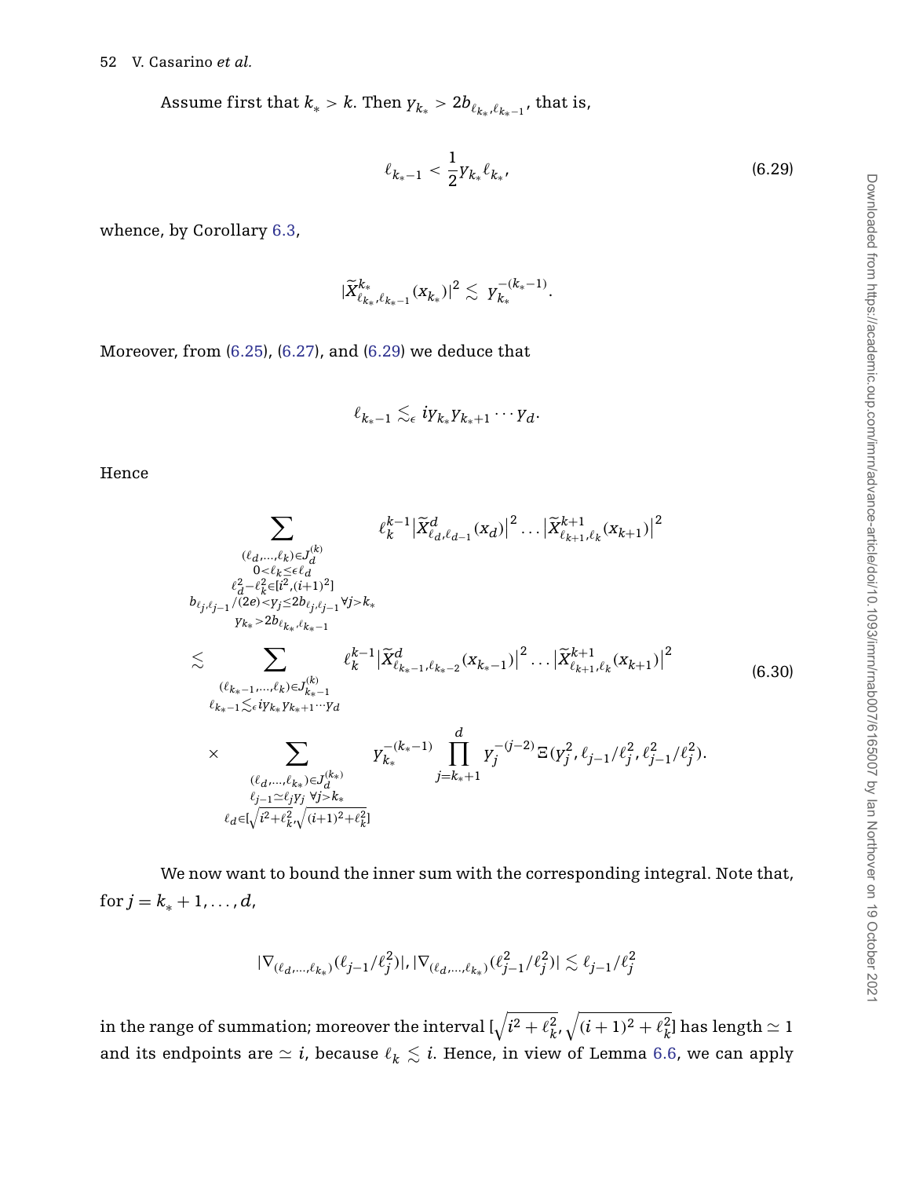Assume first that $k_* > k$. Then $y_{k_*} > 2b_{\ell_{k_*},\ell_{k_*-1}}$, that is,

$$\ell_{k_*-1} < \frac{1}{2} y_{k_*} \ell_{k_*}, \tag{6.29}$$

whence, by Corollary 6.3,

$$|\widetilde{X}^{k_*}_{\ell_{k_*},\ell_{k_*-1}}(x_{k_*})|^2 \lesssim y_{k_*}^{-(k_*-1)}.$$

Moreover, from (6.25), (6.27), and (6.29) we deduce that

$$\ell_{k_*-1} \lesssim_\epsilon i y_{k_*} y_{k_*+1} \cdots y_d.$$

Hence

$$\begin{aligned}
&\sum_{\substack{(\ell_d,\dots,\ell_k)\in J_d^{(k)} \\ 0<\ell_k\le\epsilon\ell_d \\ \ell_d^2-\ell_k^2\in[i^2,(i+1)^2] \\ b_{\ell_j,\ell_{j-1}}/(2e)<y_j\le 2b_{\ell_j,\ell_{j-1}}\ \forall j>k_* \\ y_{k_*}>2b_{\ell_{k_*},\ell_{k_*-1}}}} \ell_k^{k-1}\big|\widetilde{X}^d_{\ell_d,\ell_{d-1}}(x_d)\big|^2 \dots \big|\widetilde{X}^{k+1}_{\ell_{k+1},\ell_k}(x_{k+1})\big|^2 \\
&\lesssim \sum_{\substack{(\ell_{k_*-1},\dots,\ell_k)\in J_{k_*-1}^{(k)} \\ \ell_{k_*-1}\lesssim_\epsilon i y_{k_*} y_{k_*+1}\cdots y_d}} \ell_k^{k-1}\big|\widetilde{X}^d_{\ell_{k_*-1},\ell_{k_*-2}}(x_{k_*-1})\big|^2 \dots \big|\widetilde{X}^{k+1}_{\ell_{k+1},\ell_k}(x_{k+1})\big|^2 \\
&\quad\times \sum_{\substack{(\ell_d,\dots,\ell_{k_*})\in J_d^{(k_*)} \\ \ell_{j-1}\simeq\ell_j y_j\ \forall j>k_* \\ \ell_d\in[\sqrt{i^2+\ell_k^2},\sqrt{(i+1)^2+\ell_k^2}]}} y_{k_*}^{-(k_*-1)} \prod_{j=k_*+1}^{d} y_j^{-(j-2)}\, \Xi(y_j^2, \ell_{j-1}/\ell_j^2, \ell_{j-1}^2/\ell_j^2).
\end{aligned} \tag{6.30}$$

We now want to bound the inner sum with the corresponding integral. Note that, for $j = k_*+1,\dots,d$,

$$|\nabla_{(\ell_d,\dots,\ell_{k_*})}(\ell_{j-1}/\ell_j^2)|, |\nabla_{(\ell_d,\dots,\ell_{k_*})}(\ell_{j-1}^2/\ell_j^2)| \lesssim \ell_{j-1}/\ell_j^2$$

in the range of summation; moreover the interval $[\sqrt{i^2+\ell_k^2}, \sqrt{(i+1)^2+\ell_k^2}]$ has length $\simeq 1$ and its endpoints are $\simeq i$, because $\ell_k \lesssim i$. Hence, in view of Lemma 6.6, we can apply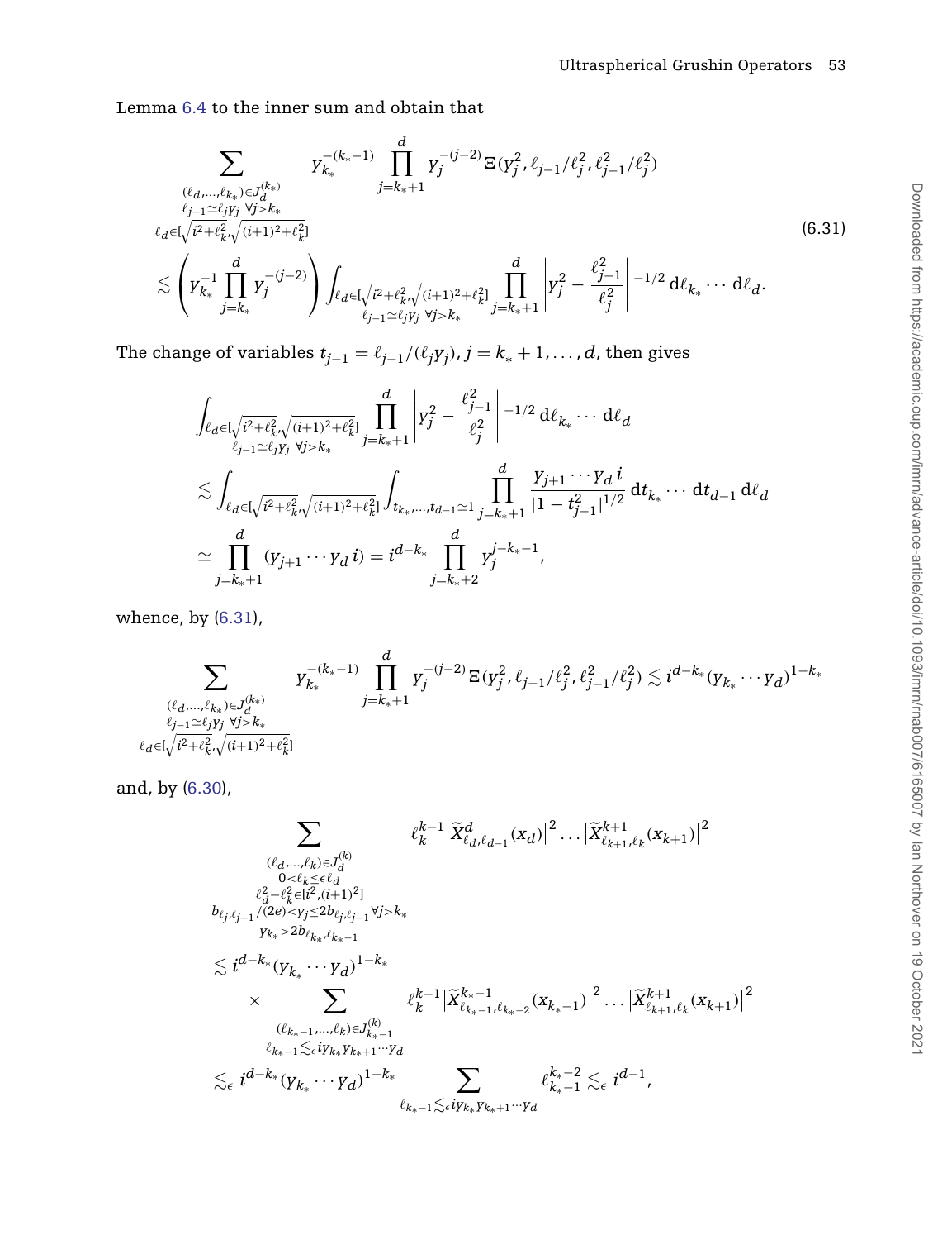Lemma 6.4 to the inner sum and obtain that

$$
\begin{aligned}
&\sum_{\substack{(\ell_d,\dots,\ell_{k_*})\in J_d^{(k_*)}\\ \ell_{j-1}\simeq \ell_j y_j\ \forall j>k_*\\ \ell_d\in[\sqrt{i^2+\ell_k^2},\sqrt{(i+1)^2+\ell_k^2}]}} y_{k_*}^{-(k_*-1)} \prod_{j=k_*+1}^{d} y_j^{-(j-2)}\, \Xi(y_j^2, \ell_{j-1}/\ell_j^2, \ell_{j-1}^2/\ell_j^2) \\
&\lesssim \left( y_{k_*}^{-1} \prod_{j=k_*}^{d} y_j^{-(j-2)} \right) \int_{\substack{\ell_d\in[\sqrt{i^2+\ell_k^2},\sqrt{(i+1)^2+\ell_k^2}]\\ \ell_{j-1}\simeq \ell_j y_j\ \forall j>k_*}} \prod_{j=k_*+1}^{d} \left| y_j^2 - \frac{\ell_{j-1}^2}{\ell_j^2} \right|^{-1/2} \mathrm{d}\ell_{k_*}\cdots \mathrm{d}\ell_d.
\end{aligned}
\tag{6.31}
$$

The change of variables $t_{j-1} = \ell_{j-1}/(\ell_j y_j)$, $j = k_*+1,\dots,d$, then gives

$$
\begin{aligned}
&\int_{\substack{\ell_d\in[\sqrt{i^2+\ell_k^2},\sqrt{(i+1)^2+\ell_k^2}]\\ \ell_{j-1}\simeq \ell_j y_j\ \forall j>k_*}} \prod_{j=k_*+1}^{d} \left| y_j^2 - \frac{\ell_{j-1}^2}{\ell_j^2} \right|^{-1/2} \mathrm{d}\ell_{k_*}\cdots \mathrm{d}\ell_d \\
&\lesssim \int_{\ell_d\in[\sqrt{i^2+\ell_k^2},\sqrt{(i+1)^2+\ell_k^2}]} \int_{t_{k_*},\dots,t_{d-1}\simeq 1} \prod_{j=k_*+1}^{d} \frac{y_{j+1}\cdots y_d\, i}{|1-t_{j-1}^2|^{1/2}}\, \mathrm{d}t_{k_*}\cdots \mathrm{d}t_{d-1}\, \mathrm{d}\ell_d \\
&\simeq \prod_{j=k_*+1}^{d} (y_{j+1}\cdots y_d\, i) = i^{d-k_*} \prod_{j=k_*+2}^{d} y_j^{j-k_*-1},
\end{aligned}
$$

whence, by (6.31),

$$
\sum_{\substack{(\ell_d,\dots,\ell_{k_*})\in J_d^{(k_*)}\\ \ell_{j-1}\simeq \ell_j y_j\ \forall j>k_*\\ \ell_d\in[\sqrt{i^2+\ell_k^2},\sqrt{(i+1)^2+\ell_k^2}]}} y_{k_*}^{-(k_*-1)} \prod_{j=k_*+1}^{d} y_j^{-(j-2)}\, \Xi(y_j^2, \ell_{j-1}/\ell_j^2, \ell_{j-1}^2/\ell_j^2) \lesssim i^{d-k_*} (y_{k_*}\cdots y_d)^{1-k_*}
$$

and, by (6.30),

$$
\begin{aligned}
&\sum_{\substack{(\ell_d,\dots,\ell_k)\in J_d^{(k)}\\ 0<\ell_k\le \epsilon \ell_d\\ \ell_d^2-\ell_k^2\in[i^2,(i+1)^2]\\ b_{\ell_j,\ell_{j-1}}/(2e)<y_j\le 2b_{\ell_j,\ell_{j-1}}\forall j>k_*\\ y_{k_*}>2b_{\ell_{k_*},\ell_{k_*-1}}}} \ell_k^{k-1} \left|\widetilde{X}^d_{\ell_d,\ell_{d-1}}(x_d)\right|^2 \dots \left|\widetilde{X}^{k+1}_{\ell_{k+1},\ell_k}(x_{k+1})\right|^2 \\
&\lesssim i^{d-k_*} (y_{k_*}\cdots y_d)^{1-k_*} \\
&\qquad \times \sum_{\substack{(\ell_{k_*-1},\dots,\ell_k)\in J_{k_*-1}^{(k)}\\ \ell_{k_*-1}\lesssim_\epsilon i y_{k_*} y_{k_*+1}\cdots y_d}} \ell_k^{k-1} \left|\widetilde{X}^{k_*-1}_{\ell_{k_*-1},\ell_{k_*-2}}(x_{k_*-1})\right|^2 \dots \left|\widetilde{X}^{k+1}_{\ell_{k+1},\ell_k}(x_{k+1})\right|^2 \\
&\lesssim_\epsilon i^{d-k_*} (y_{k_*}\cdots y_d)^{1-k_*} \sum_{\ell_{k_*-1}\lesssim_\epsilon i y_{k_*} y_{k_*+1}\cdots y_d} \ell_{k_*-1}^{k_*-2} \lesssim_\epsilon i^{d-1},
\end{aligned}
$$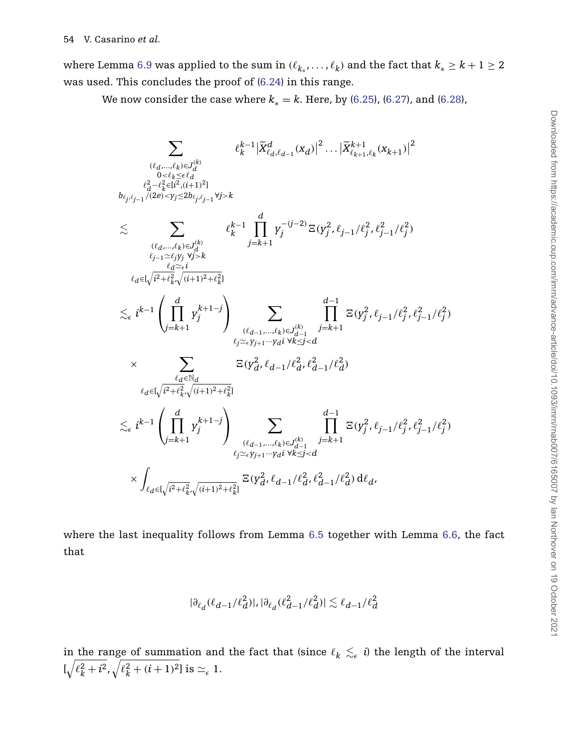where Lemma 6.9 was applied to the sum in $(\ell_{k_*}, \dots, \ell_k)$ and the fact that $k_* \geq k+1 \geq 2$ was used. This concludes the proof of (6.24) in this range.

We now consider the case where $k_* = k$. Here, by (6.25), (6.27), and (6.28),

$$
\begin{aligned}
&\sum_{\substack{(\ell_d,\dots,\ell_k)\in J_d^{(k)} \\ 0<\ell_k\leq \epsilon \ell_d \\ \ell_d^2-\ell_k^2\in[i^2,(i+1)^2] \\ b_{\ell_j,\ell_{j-1}}/(2e)<y_j\leq 2b_{\ell_j,\ell_{j-1}}\ \forall j>k}} \ell_k^{k-1} \left|\widetilde{X}^d_{\ell_d,\ell_{d-1}}(x_d)\right|^2 \dots \left|\widetilde{X}^{k+1}_{\ell_{k+1},\ell_k}(x_{k+1})\right|^2 \\
&\lesssim \sum_{\substack{(\ell_d,\dots,\ell_k)\in J_d^{(k)} \\ \ell_{j-1}\simeq \ell_j y_j\ \forall j>k \\ \ell_d \simeq_\epsilon i \\ \ell_d\in[\sqrt{i^2+\ell_k^2},\sqrt{(i+1)^2+\ell_k^2}]}} \ell_k^{k-1} \prod_{j=k+1}^{d} y_j^{-(j-2)}\, \Xi(y_j^2, \ell_{j-1}/\ell_j^2, \ell_{j-1}^2/\ell_j^2) \\
&\lesssim_\epsilon i^{k-1} \left(\prod_{j=k+1}^{d} y_j^{k+1-j}\right) \sum_{\substack{(\ell_{d-1},\dots,\ell_k)\in J_{d-1}^{(k)} \\ \ell_j\simeq_\epsilon y_{j+1}\cdots y_d i\ \forall k\leq j<d}} \prod_{j=k+1}^{d-1} \Xi(y_j^2, \ell_{j-1}/\ell_j^2, \ell_{j-1}^2/\ell_j^2) \\
&\quad\times \sum_{\substack{\ell_d\in\mathbb{N}_d \\ \ell_d\in[\sqrt{i^2+\ell_k^2},\sqrt{(i+1)^2+\ell_k^2}]}} \Xi(y_d^2, \ell_{d-1}/\ell_d^2, \ell_{d-1}^2/\ell_d^2) \\
&\lesssim_\epsilon i^{k-1} \left(\prod_{j=k+1}^{d} y_j^{k+1-j}\right) \sum_{\substack{(\ell_{d-1},\dots,\ell_k)\in J_{d-1}^{(k)} \\ \ell_j\simeq_\epsilon y_{j+1}\cdots y_d i\ \forall k\leq j<d}} \prod_{j=k+1}^{d-1} \Xi(y_j^2, \ell_{j-1}/\ell_j^2, \ell_{j-1}^2/\ell_j^2) \\
&\quad\times \int_{\ell_d\in[\sqrt{i^2+\ell_k^2},\sqrt{(i+1)^2+\ell_k^2}]} \Xi(y_d^2, \ell_{d-1}/\ell_d^2, \ell_{d-1}^2/\ell_d^2)\, \mathrm{d}\ell_d,
\end{aligned}
$$

where the last inequality follows from Lemma 6.5 together with Lemma 6.6, the fact that

$$
|\partial_{\ell_d}(\ell_{d-1}/\ell_d^2)|, |\partial_{\ell_d}(\ell_{d-1}^2/\ell_d^2)| \lesssim \ell_{d-1}/\ell_d^2
$$

in the range of summation and the fact that (since $\ell_k \lesssim_\epsilon i$) the length of the interval $[\sqrt{\ell_k^2+i^2}, \sqrt{\ell_k^2+(i+1)^2}]$ is $\simeq_\epsilon 1$.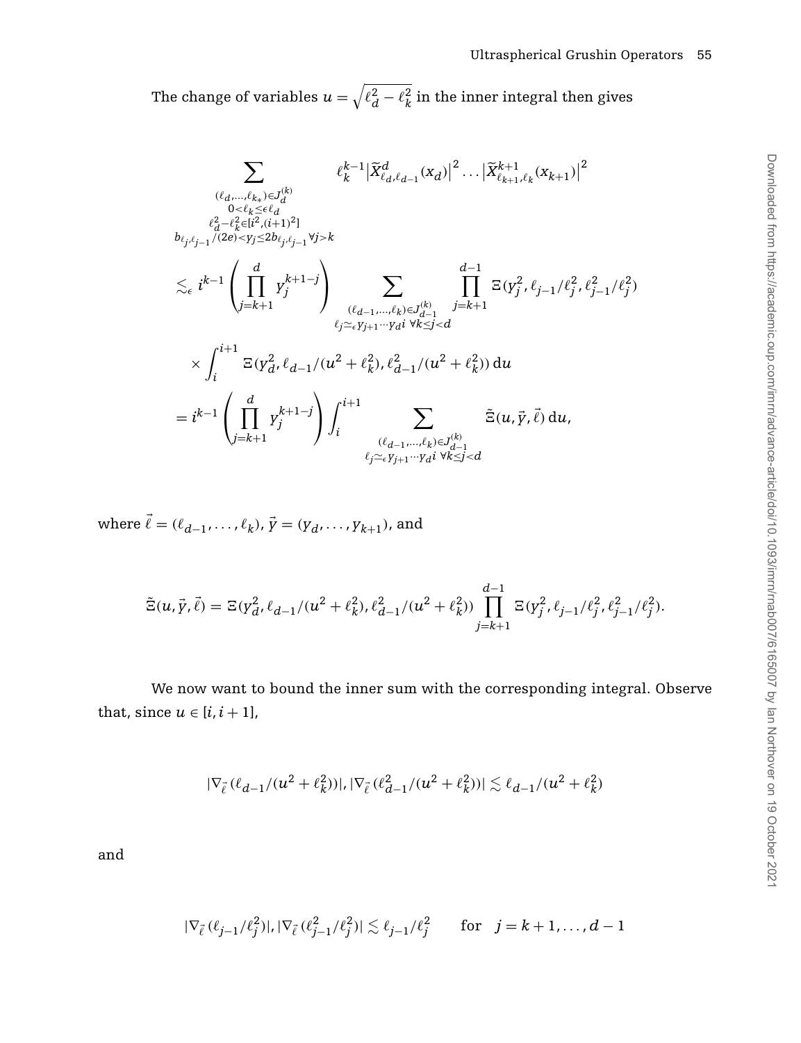The change of variables $u = \sqrt{\ell_d^2 - \ell_k^2}$ in the inner integral then gives

$$
\begin{aligned}
&\sum_{\substack{(\ell_d,\dots,\ell_{k_*}) \in J_d^{(k)} \\ 0<\ell_k \le \epsilon \ell_d \\ \ell_d^2 - \ell_k^2 \in [i^2,(i+1)^2] \\ b_{\ell_j,\ell_{j-1}}/(2e) < y_j \le 2 b_{\ell_j,\ell_{j-1}} \forall j>k}} \ell_k^{k-1} \left|\widetilde{X}^d_{\ell_d,\ell_{d-1}}(x_d)\right|^2 \dots \left|\widetilde{X}^{k+1}_{\ell_{k+1},\ell_k}(x_{k+1})\right|^2 \\
&\lesssim_\epsilon i^{k-1} \left( \prod_{j=k+1}^{d} y_j^{k+1-j} \right) \sum_{\substack{(\ell_{d-1},\dots,\ell_k) \in J_{d-1}^{(k)} \\ \ell_j \simeq_\epsilon y_{j+1} \cdots y_d i \ \forall k \le j < d}} \prod_{j=k+1}^{d-1} \Xi(y_j^2, \ell_{j-1}/\ell_j^2, \ell_{j-1}^2/\ell_j^2) \\
&\quad \times \int_i^{i+1} \Xi(y_d^2, \ell_{d-1}/(u^2+\ell_k^2), \ell_{d-1}^2/(u^2+\ell_k^2)) \, du \\
&= i^{k-1} \left( \prod_{j=k+1}^{d} y_j^{k+1-j} \right) \int_i^{i+1} \sum_{\substack{(\ell_{d-1},\dots,\ell_k) \in J_{d-1}^{(k)} \\ \ell_j \simeq_\epsilon y_{j+1} \cdots y_d i \ \forall k \le j < d}} \tilde{\Xi}(u, \vec{y}, \vec{\ell}) \, du,
\end{aligned}
$$

where $\vec{\ell} = (\ell_{d-1}, \dots, \ell_k)$, $\vec{y} = (y_d, \dots, y_{k+1})$, and

$$
\tilde{\Xi}(u, \vec{y}, \vec{\ell}) = \Xi(y_d^2, \ell_{d-1}/(u^2+\ell_k^2), \ell_{d-1}^2/(u^2+\ell_k^2)) \prod_{j=k+1}^{d-1} \Xi(y_j^2, \ell_{j-1}/\ell_j^2, \ell_{j-1}^2/\ell_j^2).
$$

We now want to bound the inner sum with the corresponding integral. Observe that, since $u \in [i, i+1]$,

$$
|\nabla_{\vec{\ell}}(\ell_{d-1}/(u^2+\ell_k^2))|, |\nabla_{\vec{\ell}}(\ell_{d-1}^2/(u^2+\ell_k^2))| \lesssim \ell_{d-1}/(u^2+\ell_k^2)
$$

and

$$
|\nabla_{\vec{\ell}}(\ell_{j-1}/\ell_j^2)|, |\nabla_{\vec{\ell}}(\ell_{j-1}^2/\ell_j^2)| \lesssim \ell_{j-1}/\ell_j^2 \qquad \text{for} \quad j = k+1, \dots, d-1
$$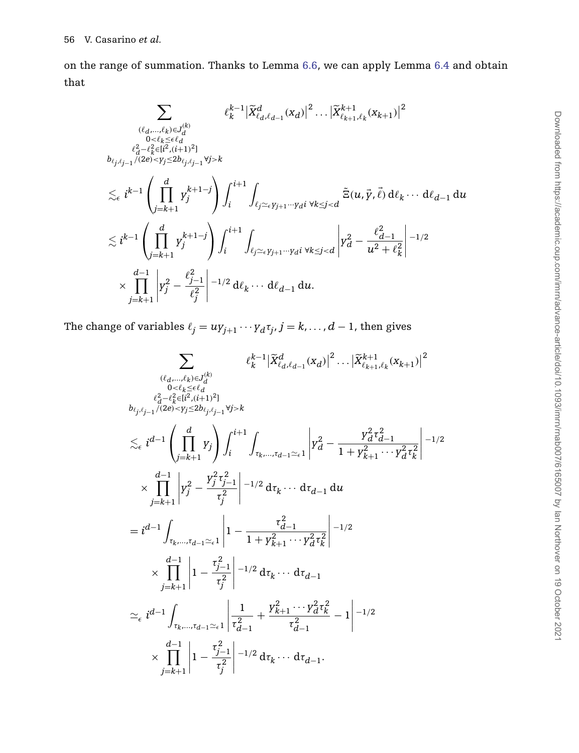on the range of summation. Thanks to Lemma 6.6, we can apply Lemma 6.4 and obtain that

$$
\begin{aligned}
&\sum_{\substack{(\ell_d,\dots,\ell_k)\in J_d^{(k)}\\ 0<\ell_k\le\epsilon\ell_d\\ \ell_d^2-\ell_k^2\in[i^2,(i+1)^2]\\ b_{\ell_j,\ell_{j-1}}/(2e)<y_j\le 2b_{\ell_j,\ell_{j-1}}\,\forall j>k}} \ell_k^{k-1}\left|\widetilde{X}^d_{\ell_d,\ell_{d-1}}(x_d)\right|^2\dots\left|\widetilde{X}^{k+1}_{\ell_{k+1},\ell_k}(x_{k+1})\right|^2\\
&\lesssim_\epsilon i^{k-1}\left(\prod_{j=k+1}^d y_j^{k+1-j}\right)\int_i^{i+1}\int_{\ell_j\simeq_\epsilon y_{j+1}\cdots y_d i\ \forall k\le j<d}\tilde{\Xi}(u,\vec{y},\vec{\ell})\,\mathrm{d}\ell_k\cdots\mathrm{d}\ell_{d-1}\,\mathrm{d}u\\
&\lesssim i^{k-1}\left(\prod_{j=k+1}^d y_j^{k+1-j}\right)\int_i^{i+1}\int_{\ell_j\simeq_\epsilon y_{j+1}\cdots y_d i\ \forall k\le j<d}\left|y_d^2-\frac{\ell_{d-1}^2}{u^2+\ell_k^2}\right|^{-1/2}\\
&\quad\times\prod_{j=k+1}^{d-1}\left|y_j^2-\frac{\ell_{j-1}^2}{\ell_j^2}\right|^{-1/2}\mathrm{d}\ell_k\cdots\mathrm{d}\ell_{d-1}\,\mathrm{d}u.
\end{aligned}
$$

The change of variables $\ell_j = uy_{j+1}\cdots y_d\tau_j$, $j=k,\dots,d-1$, then gives

$$
\begin{aligned}
&\sum_{\substack{(\ell_d,\dots,\ell_k)\in J_d^{(k)}\\ 0<\ell_k\le\epsilon\ell_d\\ \ell_d^2-\ell_k^2\in[i^2,(i+1)^2]\\ b_{\ell_j,\ell_{j-1}}/(2e)<y_j\le 2b_{\ell_j,\ell_{j-1}}\,\forall j>k}} \ell_k^{k-1}\left|\widetilde{X}^d_{\ell_d,\ell_{d-1}}(x_d)\right|^2\dots\left|\widetilde{X}^{k+1}_{\ell_{k+1},\ell_k}(x_{k+1})\right|^2\\
&\lesssim_\epsilon i^{d-1}\left(\prod_{j=k+1}^d y_j\right)\int_i^{i+1}\int_{\tau_k,\dots,\tau_{d-1}\simeq_\epsilon 1}\left|y_d^2-\frac{y_d^2\tau_{d-1}^2}{1+y_{k+1}^2\cdots y_d^2\tau_k^2}\right|^{-1/2}\\
&\quad\times\prod_{j=k+1}^{d-1}\left|y_j^2-\frac{y_j^2\tau_{j-1}^2}{\tau_j^2}\right|^{-1/2}\mathrm{d}\tau_k\cdots\mathrm{d}\tau_{d-1}\,\mathrm{d}u\\
&= i^{d-1}\int_{\tau_k,\dots,\tau_{d-1}\simeq_\epsilon 1}\left|1-\frac{\tau_{d-1}^2}{1+y_{k+1}^2\cdots y_d^2\tau_k^2}\right|^{-1/2}\\
&\quad\times\prod_{j=k+1}^{d-1}\left|1-\frac{\tau_{j-1}^2}{\tau_j^2}\right|^{-1/2}\mathrm{d}\tau_k\cdots\mathrm{d}\tau_{d-1}\\
&\simeq_\epsilon i^{d-1}\int_{\tau_k,\dots,\tau_{d-1}\simeq_\epsilon 1}\left|\frac{1}{\tau_{d-1}^2}+\frac{y_{k+1}^2\cdots y_d^2\tau_k^2}{\tau_{d-1}^2}-1\right|^{-1/2}\\
&\quad\times\prod_{j=k+1}^{d-1}\left|1-\frac{\tau_{j-1}^2}{\tau_j^2}\right|^{-1/2}\mathrm{d}\tau_k\cdots\mathrm{d}\tau_{d-1}.
\end{aligned}
$$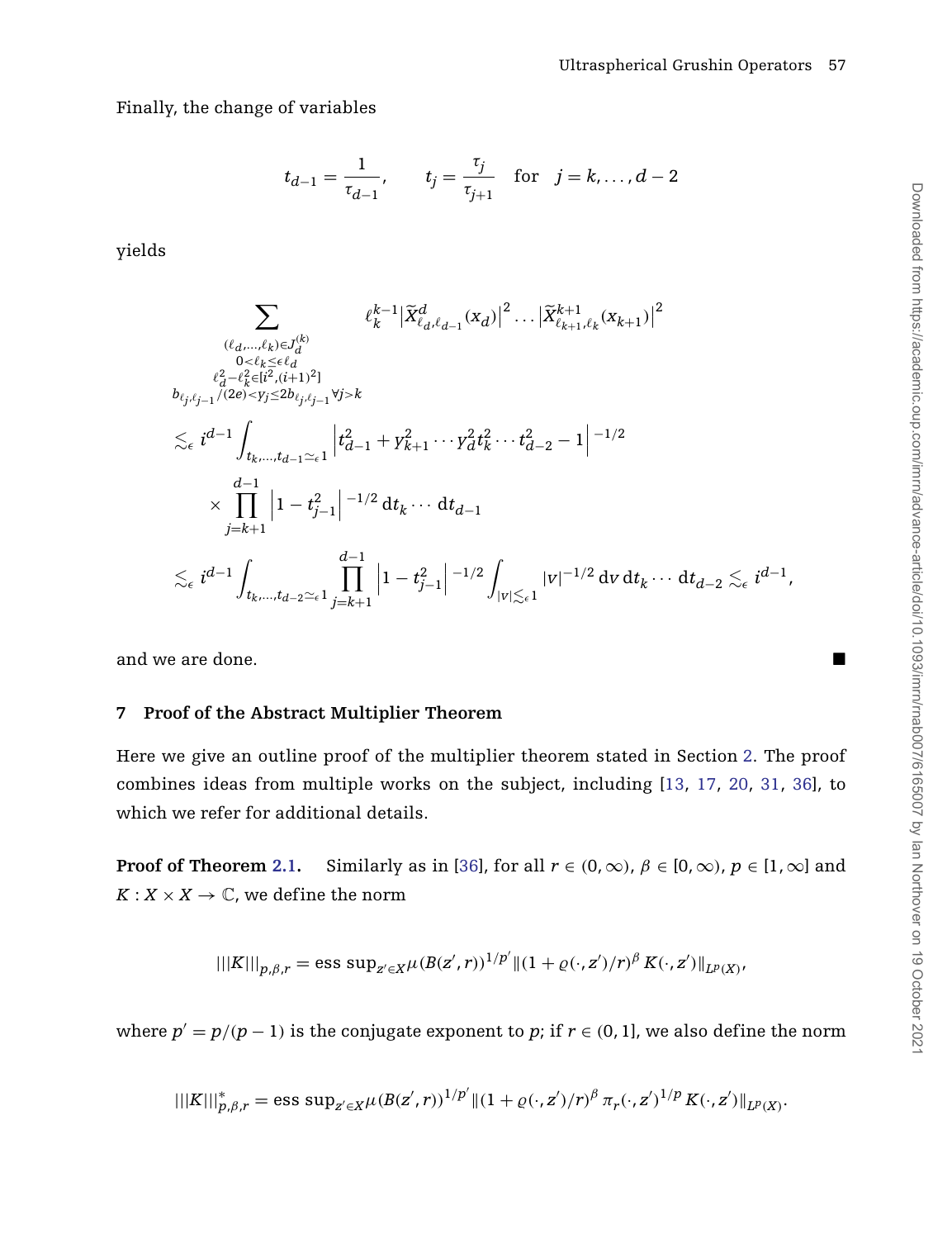Finally, the change of variables

$$t_{d-1} = \frac{1}{\tau_{d-1}}, \qquad t_j = \frac{\tau_j}{\tau_{j+1}} \quad \text{for} \quad j = k, \dots, d-2$$

yields

$$\begin{aligned}
&\sum_{\substack{(\ell_d,\dots,\ell_k)\in J_d^{(k)} \\ 0<\ell_k\le\epsilon\ell_d \\ \ell_d^2-\ell_k^2\in[i^2,(i+1)^2] \\ b_{\ell_j,\ell_{j-1}}/(2e)<y_j\le 2b_{\ell_j,\ell_{j-1}}\,\forall j>k}} \ell_k^{k-1}\left|\widetilde{X}^d_{\ell_d,\ell_{d-1}}(x_d)\right|^2\dots\left|\widetilde{X}^{k+1}_{\ell_{k+1},\ell_k}(x_{k+1})\right|^2 \\
&\lesssim_\epsilon i^{d-1}\int_{t_k,\dots,t_{d-1}\simeq_\epsilon 1}\left|t_{d-1}^2+y_{k+1}^2\cdots y_d^2t_k^2\cdots t_{d-2}^2-1\right|^{-1/2} \\
&\qquad\times\prod_{j=k+1}^{d-1}\left|1-t_{j-1}^2\right|^{-1/2}\mathrm{d}t_k\cdots\mathrm{d}t_{d-1} \\
&\lesssim_\epsilon i^{d-1}\int_{t_k,\dots,t_{d-2}\simeq_\epsilon 1}\prod_{j=k+1}^{d-1}\left|1-t_{j-1}^2\right|^{-1/2}\int_{|v|\lesssim_\epsilon 1}|v|^{-1/2}\,\mathrm{d}v\,\mathrm{d}t_k\cdots\mathrm{d}t_{d-2}\lesssim_\epsilon i^{d-1},
\end{aligned}$$

and we are done. ■

## 7 Proof of the Abstract Multiplier Theorem

Here we give an outline proof of the multiplier theorem stated in Section 2. The proof combines ideas from multiple works on the subject, including [13, 17, 20, 31, 36], to which we refer for additional details.

**Proof of Theorem 2.1.** Similarly as in [36], for all $r \in (0,\infty)$, $\beta \in [0,\infty)$, $p \in [1,\infty]$ and $K : X \times X \to \mathbb{C}$, we define the norm

$$|||K|||_{p,\beta,r} = \operatorname{ess\,sup}_{z'\in X}\mu(B(z',r))^{1/p'}\|(1+\varrho(\cdot,z')/r)^\beta K(\cdot,z')\|_{L^p(X)},$$

where $p' = p/(p-1)$ is the conjugate exponent to $p$; if $r \in (0,1]$, we also define the norm

$$|||K|||^*_{p,\beta,r} = \operatorname{ess\,sup}_{z'\in X}\mu(B(z',r))^{1/p'}\|(1+\varrho(\cdot,z')/r)^\beta\,\pi_r(\cdot,z')^{1/p}\,K(\cdot,z')\|_{L^p(X)}.$$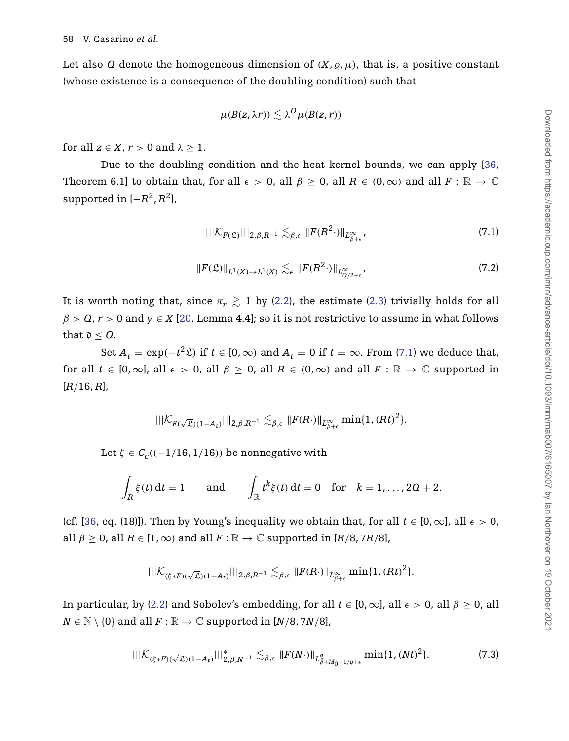Let also $Q$ denote the homogeneous dimension of $(X, \varrho, \mu)$, that is, a positive constant (whose existence is a consequence of the doubling condition) such that

$$\mu(B(z, \lambda r)) \lesssim \lambda^{Q} \mu(B(z, r))$$

for all $z \in X$, $r > 0$ and $\lambda \geq 1$.

Due to the doubling condition and the heat kernel bounds, we can apply [36, Theorem 6.1] to obtain that, for all $\epsilon > 0$, all $\beta \geq 0$, all $R \in (0, \infty)$ and all $F : \mathbb{R} \to \mathbb{C}$ supported in $[-R^2, R^2]$,

$$|||\mathcal{K}_{F(\mathfrak{L})}|||_{2,\beta,R^{-1}} \lesssim_{\beta,\epsilon} \|F(R^2 \cdot)\|_{L^\infty_{\beta+\epsilon}}, \tag{7.1}$$

$$\|F(\mathfrak{L})\|_{L^1(X) \to L^1(X)} \lesssim_{\epsilon} \|F(R^2 \cdot)\|_{L^\infty_{Q/2+\epsilon}}, \tag{7.2}$$

It is worth noting that, since $\pi_r \gtrsim 1$ by (2.2), the estimate (2.3) trivially holds for all $\beta > Q$, $r > 0$ and $y \in X$ [20, Lemma 4.4]; so it is not restrictive to assume in what follows that $\mathfrak{d} \leq Q$.

Set $A_t = \exp(-t^2 \mathfrak{L})$ if $t \in [0, \infty)$ and $A_t = 0$ if $t = \infty$. From (7.1) we deduce that, for all $t \in [0, \infty]$, all $\epsilon > 0$, all $\beta \geq 0$, all $R \in (0, \infty)$ and all $F : \mathbb{R} \to \mathbb{C}$ supported in $[R/16, R]$,

$$|||\mathcal{K}_{F(\sqrt{\mathfrak{L}})(1-A_t)}|||_{2,\beta,R^{-1}} \lesssim_{\beta,\epsilon} \|F(R \cdot)\|_{L^\infty_{\beta+\epsilon}} \min\{1, (Rt)^2\}.$$

Let $\xi \in C_c((-1/16, 1/16))$ be nonnegative with

$$\int_R \xi(t)\, \mathrm{d}t = 1 \qquad \text{and} \qquad \int_{\mathbb{R}} t^k \xi(t)\, \mathrm{d}t = 0 \quad \text{for} \quad k = 1, \ldots, 2Q + 2.$$

(cf. [36, eq. (18)]). Then by Young's inequality we obtain that, for all $t \in [0, \infty]$, all $\epsilon > 0$, all $\beta \geq 0$, all $R \in [1, \infty)$ and all $F : \mathbb{R} \to \mathbb{C}$ supported in $[R/8, 7R/8]$,

$$|||\mathcal{K}_{(\xi * F)(\sqrt{\mathfrak{L}})(1-A_t)}|||_{2,\beta,R^{-1}} \lesssim_{\beta,\epsilon} \|F(R \cdot)\|_{L^\infty_{\beta+\epsilon}} \min\{1, (Rt)^2\}.$$

In particular, by (2.2) and Sobolev's embedding, for all $t \in [0, \infty]$, all $\epsilon > 0$, all $\beta \geq 0$, all $N \in \mathbb{N} \setminus \{0\}$ and all $F : \mathbb{R} \to \mathbb{C}$ supported in $[N/8, 7N/8]$,

$$|||\mathcal{K}_{(\xi * F)(\sqrt{\mathfrak{L}})(1-A_t)}|||^*_{2,\beta,N^{-1}} \lesssim_{\beta,\epsilon} \|F(N \cdot)\|_{L^q_{\beta+M_0+1/q+\epsilon}} \min\{1, (Nt)^2\}. \tag{7.3}$$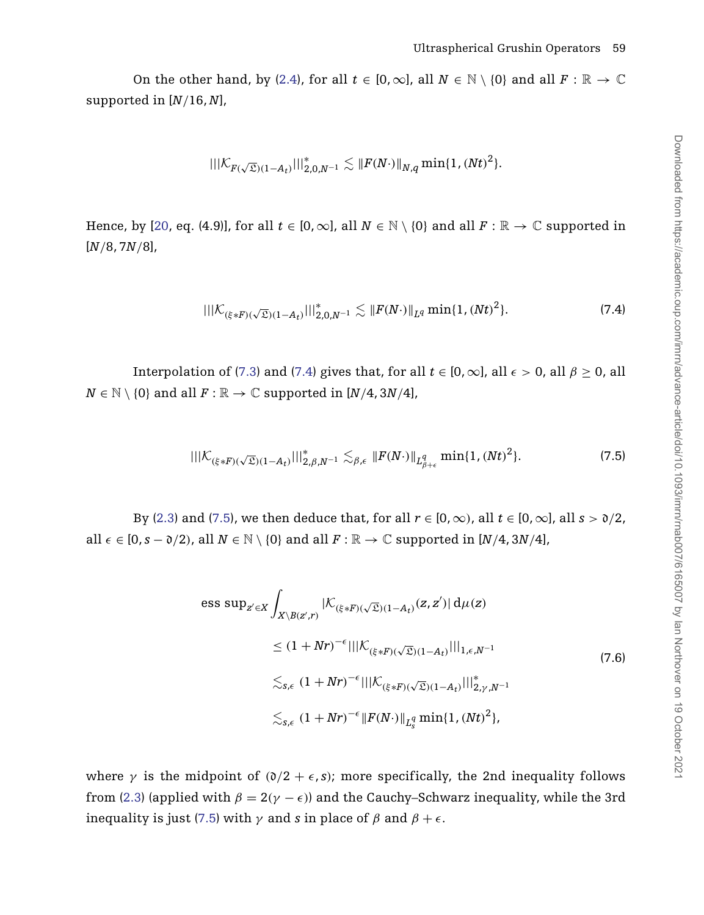On the other hand, by (2.4), for all $t \in [0,\infty]$, all $N \in \mathbb{N} \setminus \{0\}$ and all $F : \mathbb{R} \to \mathbb{C}$ supported in $[N/16, N]$,

$$|||\mathcal{K}_{F(\sqrt{\mathfrak{L}})(1-A_t)}|||^*_{2,0,N^{-1}} \lesssim \|F(N\cdot)\|_{N,q} \min\{1,(Nt)^2\}.$$

Hence, by [20, eq. (4.9)], for all $t \in [0,\infty]$, all $N \in \mathbb{N} \setminus \{0\}$ and all $F : \mathbb{R} \to \mathbb{C}$ supported in $[N/8, 7N/8]$,

$$|||\mathcal{K}_{(\xi * F)(\sqrt{\mathfrak{L}})(1-A_t)}|||^*_{2,0,N^{-1}} \lesssim \|F(N\cdot)\|_{L^q} \min\{1,(Nt)^2\}. \tag{7.4}$$

Interpolation of (7.3) and (7.4) gives that, for all $t \in [0,\infty]$, all $\epsilon > 0$, all $\beta \geq 0$, all $N \in \mathbb{N} \setminus \{0\}$ and all $F : \mathbb{R} \to \mathbb{C}$ supported in $[N/4, 3N/4]$,

$$|||\mathcal{K}_{(\xi * F)(\sqrt{\mathfrak{L}})(1-A_t)}|||^*_{2,\beta,N^{-1}} \lesssim_{\beta,\epsilon} \|F(N\cdot)\|_{L^q_{\beta+\epsilon}} \min\{1,(Nt)^2\}. \tag{7.5}$$

By (2.3) and (7.5), we then deduce that, for all $r \in [0,\infty)$, all $t \in [0,\infty]$, all $s > \mathfrak{d}/2$, all $\epsilon \in [0, s - \mathfrak{d}/2)$, all $N \in \mathbb{N} \setminus \{0\}$ and all $F : \mathbb{R} \to \mathbb{C}$ supported in $[N/4, 3N/4]$,

$$\begin{aligned}
\operatorname{ess\,sup}_{z' \in X} \int_{X \setminus B(z',r)} &|\mathcal{K}_{(\xi * F)(\sqrt{\mathfrak{L}})(1-A_t)}(z,z')| \, \mathrm{d}\mu(z) \\
&\leq (1+Nr)^{-\epsilon} |||\mathcal{K}_{(\xi * F)(\sqrt{\mathfrak{L}})(1-A_t)}|||_{1,\epsilon,N^{-1}} \\
&\lesssim_{s,\epsilon} (1+Nr)^{-\epsilon} |||\mathcal{K}_{(\xi * F)(\sqrt{\mathfrak{L}})(1-A_t)}|||^*_{2,\gamma,N^{-1}} \\
&\lesssim_{s,\epsilon} (1+Nr)^{-\epsilon} \|F(N\cdot)\|_{L^q_s} \min\{1,(Nt)^2\},
\end{aligned} \tag{7.6}$$

where $\gamma$ is the midpoint of $(\mathfrak{d}/2 + \epsilon, s)$; more specifically, the 2nd inequality follows from (2.3) (applied with $\beta = 2(\gamma - \epsilon)$) and the Cauchy–Schwarz inequality, while the 3rd inequality is just (7.5) with $\gamma$ and $s$ in place of $\beta$ and $\beta + \epsilon$.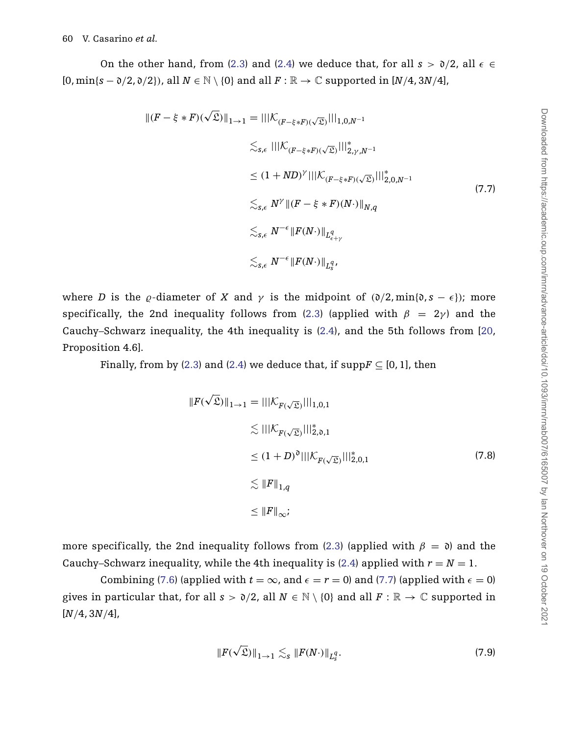On the other hand, from (2.3) and (2.4) we deduce that, for all $s > \mathfrak{d}/2$, all $\epsilon \in [0, \min\{s - \mathfrak{d}/2, \mathfrak{d}/2\})$, all $N \in \mathbb{N} \setminus \{0\}$ and all $F : \mathbb{R} \to \mathbb{C}$ supported in $[N/4, 3N/4]$,

$$
\begin{aligned}
\|(F - \xi * F)(\sqrt{\mathfrak{L}})\|_{1\to 1} &= |||\mathcal{K}_{(F-\xi * F)(\sqrt{\mathfrak{L}})}|||_{1,0,N^{-1}} \\
&\lesssim_{s,\epsilon} |||\mathcal{K}_{(F-\xi * F)(\sqrt{\mathfrak{L}})}|||^{*}_{2,\gamma,N^{-1}} \\
&\leq (1 + ND)^{\gamma} |||\mathcal{K}_{(F-\xi * F)(\sqrt{\mathfrak{L}})}|||^{*}_{2,0,N^{-1}} \\
&\lesssim_{s,\epsilon} N^{\gamma} \|(F - \xi * F)(N\cdot)\|_{N,q} \\
&\lesssim_{s,\epsilon} N^{-\epsilon} \|F(N\cdot)\|_{L^q_{\epsilon+\gamma}} \\
&\lesssim_{s,\epsilon} N^{-\epsilon} \|F(N\cdot)\|_{L^q_s},
\end{aligned}
\tag{7.7}
$$

where $D$ is the $\varrho$-diameter of $X$ and $\gamma$ is the midpoint of $(\mathfrak{d}/2, \min\{\mathfrak{d}, s - \epsilon\})$; more specifically, the 2nd inequality follows from (2.3) (applied with $\beta = 2\gamma$) and the Cauchy–Schwarz inequality, the 4th inequality is (2.4), and the 5th follows from [20, Proposition 4.6].

Finally, from by (2.3) and (2.4) we deduce that, if $\operatorname{supp} F \subseteq [0, 1]$, then

$$
\begin{aligned}
\|F(\sqrt{\mathfrak{L}})\|_{1\to 1} &= |||\mathcal{K}_{F(\sqrt{\mathfrak{L}})}|||_{1,0,1} \\
&\lesssim |||\mathcal{K}_{F(\sqrt{\mathfrak{L}})}|||^{*}_{2,\mathfrak{d},1} \\
&\leq (1 + D)^{\mathfrak{d}} |||\mathcal{K}_{F(\sqrt{\mathfrak{L}})}|||^{*}_{2,0,1} \\
&\lesssim \|F\|_{1,q} \\
&\leq \|F\|_{\infty};
\end{aligned}
\tag{7.8}
$$

more specifically, the 2nd inequality follows from (2.3) (applied with $\beta = \mathfrak{d}$) and the Cauchy–Schwarz inequality, while the 4th inequality is (2.4) applied with $r = N = 1$.

Combining (7.6) (applied with $t = \infty$, and $\epsilon = r = 0$) and (7.7) (applied with $\epsilon = 0$) gives in particular that, for all $s > \mathfrak{d}/2$, all $N \in \mathbb{N} \setminus \{0\}$ and all $F : \mathbb{R} \to \mathbb{C}$ supported in $[N/4, 3N/4]$,

$$
\|F(\sqrt{\mathfrak{L}})\|_{1\to 1} \lesssim_{s} \|F(N\cdot)\|_{L^q_s}. \tag{7.9}
$$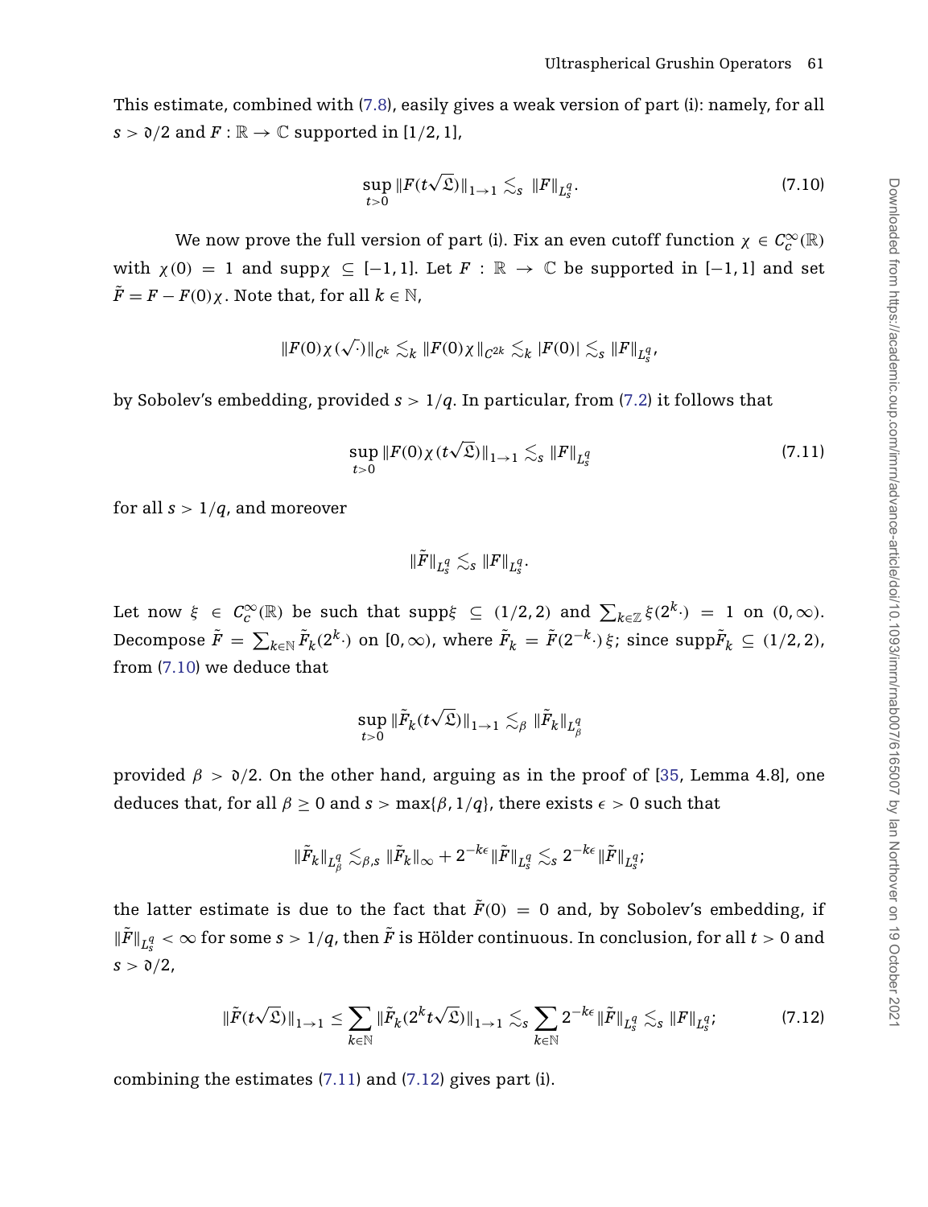This estimate, combined with (7.8), easily gives a weak version of part (i): namely, for all $s > \mathfrak{d}/2$ and $F : \mathbb{R} \to \mathbb{C}$ supported in $[1/2, 1]$,

$$\sup_{t>0} \|F(t\sqrt{\mathfrak{L}})\|_{1\to 1} \lesssim_s \|F\|_{L^q_s}. \tag{7.10}$$

We now prove the full version of part (i). Fix an even cutoff function $\chi \in C_c^\infty(\mathbb{R})$ with $\chi(0) = 1$ and $\operatorname{supp}\chi \subseteq [-1, 1]$. Let $F : \mathbb{R} \to \mathbb{C}$ be supported in $[-1, 1]$ and set $\tilde{F} = F - F(0)\chi$. Note that, for all $k \in \mathbb{N}$,

$$\|F(0)\chi(\sqrt{\cdot})\|_{C^k} \lesssim_k \|F(0)\chi\|_{C^{2k}} \lesssim_k |F(0)| \lesssim_s \|F\|_{L^q_s},$$

by Sobolev's embedding, provided $s > 1/q$. In particular, from (7.2) it follows that

$$\sup_{t>0} \|F(0)\chi(t\sqrt{\mathfrak{L}})\|_{1\to 1} \lesssim_s \|F\|_{L^q_s} \tag{7.11}$$

for all $s > 1/q$, and moreover

$$\|\tilde{F}\|_{L^q_s} \lesssim_s \|F\|_{L^q_s}.$$

Let now $\xi \in C_c^\infty(\mathbb{R})$ be such that $\operatorname{supp}\xi \subseteq (1/2, 2)$ and $\sum_{k\in\mathbb{Z}} \xi(2^k\cdot) = 1$ on $(0, \infty)$. Decompose $\tilde{F} = \sum_{k\in\mathbb{N}} \tilde{F}_k(2^k\cdot)$ on $[0, \infty)$, where $\tilde{F}_k = \tilde{F}(2^{-k}\cdot)\xi$; since $\operatorname{supp}\tilde{F}_k \subseteq (1/2, 2)$, from (7.10) we deduce that

$$\sup_{t>0} \|\tilde{F}_k(t\sqrt{\mathfrak{L}})\|_{1\to 1} \lesssim_\beta \|\tilde{F}_k\|_{L^q_\beta}$$

provided $\beta > \mathfrak{d}/2$. On the other hand, arguing as in the proof of [35, Lemma 4.8], one deduces that, for all $\beta \geq 0$ and $s > \max\{\beta, 1/q\}$, there exists $\epsilon > 0$ such that

$$\|\tilde{F}_k\|_{L^q_\beta} \lesssim_{\beta,s} \|\tilde{F}_k\|_\infty + 2^{-k\epsilon}\|\tilde{F}\|_{L^q_s} \lesssim_s 2^{-k\epsilon}\|\tilde{F}\|_{L^q_s};$$

the latter estimate is due to the fact that $\tilde{F}(0) = 0$ and, by Sobolev's embedding, if $\|\tilde{F}\|_{L^q_s} < \infty$ for some $s > 1/q$, then $\tilde{F}$ is Hölder continuous. In conclusion, for all $t > 0$ and $s > \mathfrak{d}/2$,

$$\|\tilde{F}(t\sqrt{\mathfrak{L}})\|_{1\to 1} \leq \sum_{k\in\mathbb{N}} \|\tilde{F}_k(2^k t\sqrt{\mathfrak{L}})\|_{1\to 1} \lesssim_s \sum_{k\in\mathbb{N}} 2^{-k\epsilon}\|\tilde{F}\|_{L^q_s} \lesssim_s \|F\|_{L^q_s}; \tag{7.12}$$

combining the estimates (7.11) and (7.12) gives part (i).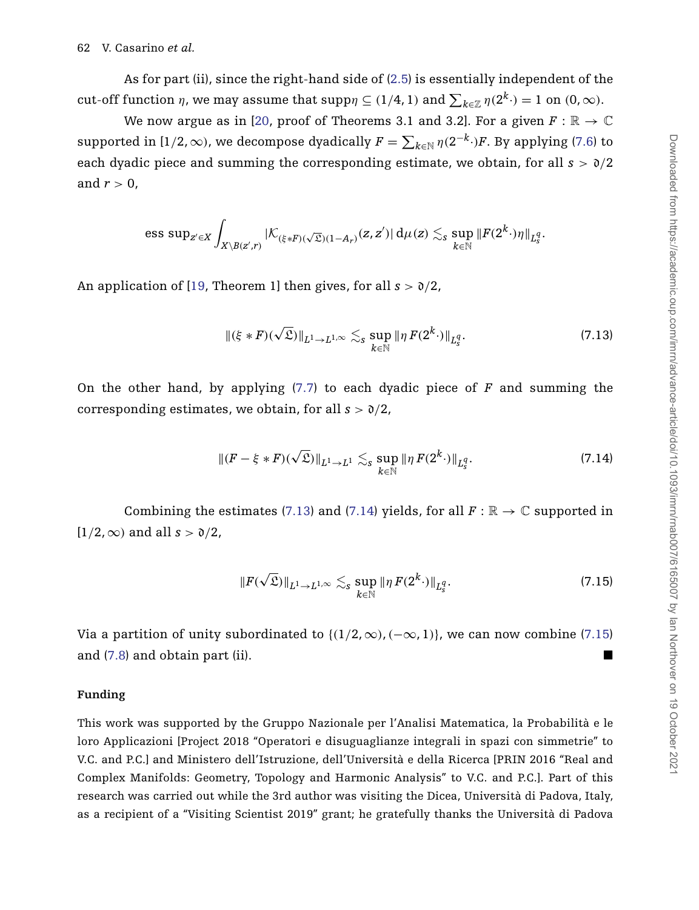As for part (ii), since the right-hand side of (2.5) is essentially independent of the cut-off function $\eta$, we may assume that $\operatorname{supp}\eta \subseteq (1/4, 1)$ and $\sum_{k\in\mathbb{Z}} \eta(2^k\cdot) = 1$ on $(0,\infty)$.

We now argue as in [20, proof of Theorems 3.1 and 3.2]. For a given $F : \mathbb{R} \to \mathbb{C}$ supported in $[1/2, \infty)$, we decompose dyadically $F = \sum_{k\in\mathbb{N}} \eta(2^{-k}\cdot)F$. By applying (7.6) to each dyadic piece and summing the corresponding estimate, we obtain, for all $s > \mathfrak{d}/2$ and $r > 0$,

$$\operatorname{ess\,sup}_{z'\in X} \int_{X\setminus B(z',r)} |\mathcal{K}_{(\xi * F)(\sqrt{\mathfrak{L}})(1-A_r)}(z,z')| \,\mathrm{d}\mu(z) \lesssim_s \sup_{k\in\mathbb{N}} \|F(2^k\cdot)\eta\|_{L^q_s}.$$

An application of [19, Theorem 1] then gives, for all $s > \mathfrak{d}/2$,

$$\|(\xi * F)(\sqrt{\mathfrak{L}})\|_{L^1\to L^{1,\infty}} \lesssim_s \sup_{k\in\mathbb{N}} \|\eta\, F(2^k\cdot)\|_{L^q_s}. \tag{7.13}$$

On the other hand, by applying (7.7) to each dyadic piece of $F$ and summing the corresponding estimates, we obtain, for all $s > \mathfrak{d}/2$,

$$\|(F - \xi * F)(\sqrt{\mathfrak{L}})\|_{L^1\to L^1} \lesssim_s \sup_{k\in\mathbb{N}} \|\eta\, F(2^k\cdot)\|_{L^q_s}. \tag{7.14}$$

Combining the estimates (7.13) and (7.14) yields, for all $F : \mathbb{R} \to \mathbb{C}$ supported in $[1/2, \infty)$ and all $s > \mathfrak{d}/2$,

$$\|F(\sqrt{\mathfrak{L}})\|_{L^1\to L^{1,\infty}} \lesssim_s \sup_{k\in\mathbb{N}} \|\eta\, F(2^k\cdot)\|_{L^q_s}. \tag{7.15}$$

Via a partition of unity subordinated to $\{(1/2,\infty), (-\infty, 1)\}$, we can now combine (7.15) and (7.8) and obtain part (ii). ■

## Funding

This work was supported by the Gruppo Nazionale per l'Analisi Matematica, la Probabilità e le loro Applicazioni [Project 2018 "Operatori e disuguaglianze integrali in spazi con simmetrie" to V.C. and P.C.] and Ministero dell'Istruzione, dell'Università e della Ricerca [PRIN 2016 "Real and Complex Manifolds: Geometry, Topology and Harmonic Analysis" to V.C. and P.C.]. Part of this research was carried out while the 3rd author was visiting the Dicea, Università di Padova, Italy, as a recipient of a "Visiting Scientist 2019" grant; he gratefully thanks the Università di Padova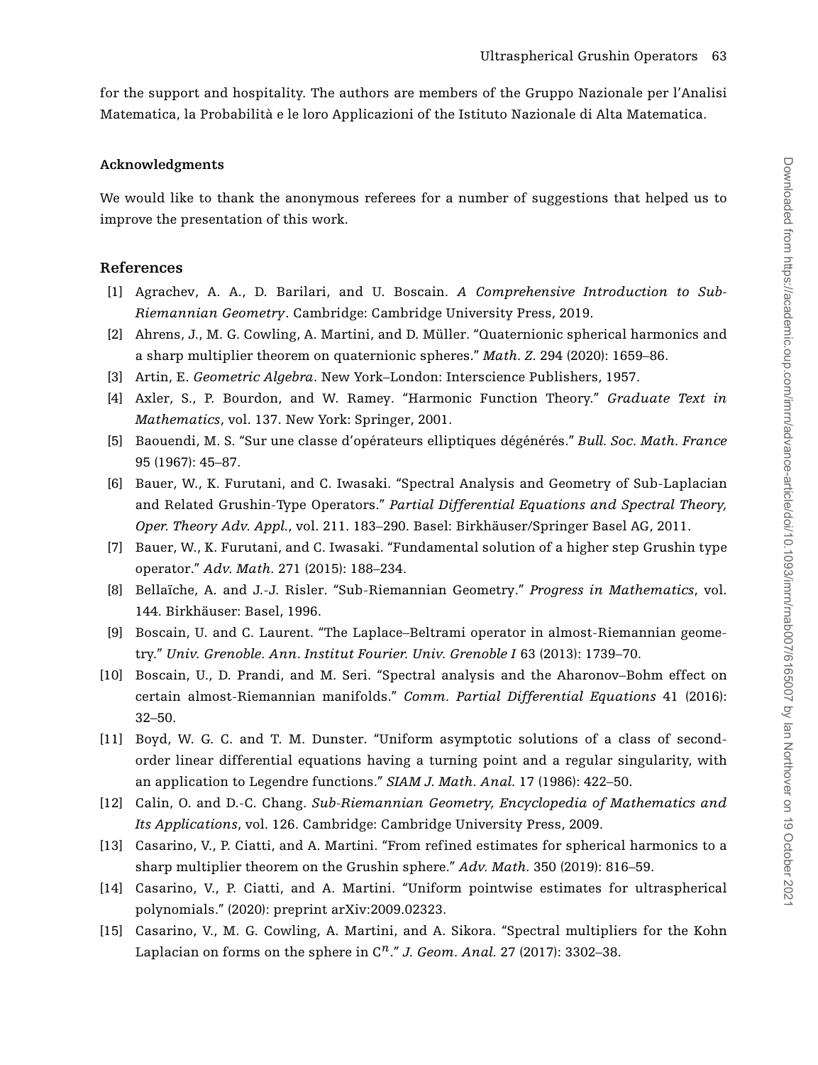for the support and hospitality. The authors are members of the Gruppo Nazionale per l'Analisi Matematica, la Probabilità e le loro Applicazioni of the Istituto Nazionale di Alta Matematica.

**Acknowledgments**

We would like to thank the anonymous referees for a number of suggestions that helped us to improve the presentation of this work.

## References

[1] Agrachev, A. A., D. Barilari, and U. Boscain. *A Comprehensive Introduction to Sub-Riemannian Geometry*. Cambridge: Cambridge University Press, 2019.

[2] Ahrens, J., M. G. Cowling, A. Martini, and D. Müller. "Quaternionic spherical harmonics and a sharp multiplier theorem on quaternionic spheres." *Math. Z.* 294 (2020): 1659–86.

[3] Artin, E. *Geometric Algebra*. New York–London: Interscience Publishers, 1957.

[4] Axler, S., P. Bourdon, and W. Ramey. "Harmonic Function Theory." *Graduate Text in Mathematics*, vol. 137. New York: Springer, 2001.

[5] Baouendi, M. S. "Sur une classe d'opérateurs elliptiques dégénérés." *Bull. Soc. Math. France* 95 (1967): 45–87.

[6] Bauer, W., K. Furutani, and C. Iwasaki. "Spectral Analysis and Geometry of Sub-Laplacian and Related Grushin-Type Operators." *Partial Differential Equations and Spectral Theory, Oper. Theory Adv. Appl.*, vol. 211. 183–290. Basel: Birkhäuser/Springer Basel AG, 2011.

[7] Bauer, W., K. Furutani, and C. Iwasaki. "Fundamental solution of a higher step Grushin type operator." *Adv. Math.* 271 (2015): 188–234.

[8] Bellaïche, A. and J.-J. Risler. "Sub-Riemannian Geometry." *Progress in Mathematics*, vol. 144. Birkhäuser: Basel, 1996.

[9] Boscain, U. and C. Laurent. "The Laplace–Beltrami operator in almost-Riemannian geometry." *Univ. Grenoble. Ann. Institut Fourier. Univ. Grenoble I* 63 (2013): 1739–70.

[10] Boscain, U., D. Prandi, and M. Seri. "Spectral analysis and the Aharonov–Bohm effect on certain almost-Riemannian manifolds." *Comm. Partial Differential Equations* 41 (2016): 32–50.

[11] Boyd, W. G. C. and T. M. Dunster. "Uniform asymptotic solutions of a class of second-order linear differential equations having a turning point and a regular singularity, with an application to Legendre functions." *SIAM J. Math. Anal.* 17 (1986): 422–50.

[12] Calin, O. and D.-C. Chang. *Sub-Riemannian Geometry, Encyclopedia of Mathematics and Its Applications*, vol. 126. Cambridge: Cambridge University Press, 2009.

[13] Casarino, V., P. Ciatti, and A. Martini. "From refined estimates for spherical harmonics to a sharp multiplier theorem on the Grushin sphere." *Adv. Math.* 350 (2019): 816–59.

[14] Casarino, V., P. Ciatti, and A. Martini. "Uniform pointwise estimates for ultraspherical polynomials." (2020): preprint arXiv:2009.02323.

[15] Casarino, V., M. G. Cowling, A. Martini, and A. Sikora. "Spectral multipliers for the Kohn Laplacian on forms on the sphere in $\mathbb{C}^n$." *J. Geom. Anal.* 27 (2017): 3302–38.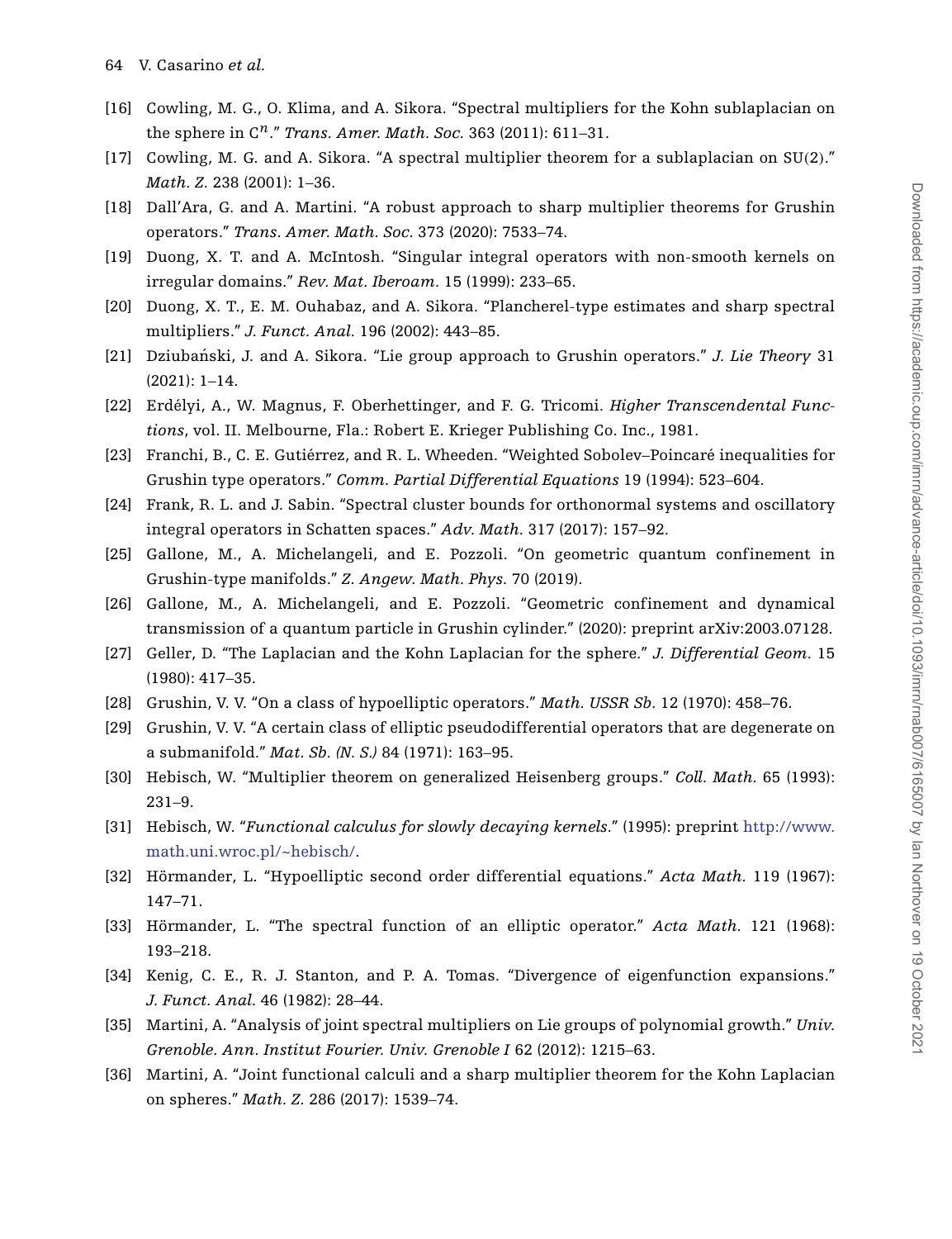[16] Cowling, M. G., O. Klima, and A. Sikora. "Spectral multipliers for the Kohn sublaplacian on the sphere in $C^n$." *Trans. Amer. Math. Soc.* 363 (2011): 611–31.

[17] Cowling, M. G. and A. Sikora. "A spectral multiplier theorem for a sublaplacian on SU(2)." *Math. Z.* 238 (2001): 1–36.

[18] Dall'Ara, G. and A. Martini. "A robust approach to sharp multiplier theorems for Grushin operators." *Trans. Amer. Math. Soc.* 373 (2020): 7533–74.

[19] Duong, X. T. and A. McIntosh. "Singular integral operators with non-smooth kernels on irregular domains." *Rev. Mat. Iberoam.* 15 (1999): 233–65.

[20] Duong, X. T., E. M. Ouhabaz, and A. Sikora. "Plancherel-type estimates and sharp spectral multipliers." *J. Funct. Anal.* 196 (2002): 443–85.

[21] Dziubański, J. and A. Sikora. "Lie group approach to Grushin operators." *J. Lie Theory* 31 (2021): 1–14.

[22] Erdélyi, A., W. Magnus, F. Oberhettinger, and F. G. Tricomi. *Higher Transcendental Functions*, vol. II. Melbourne, Fla.: Robert E. Krieger Publishing Co. Inc., 1981.

[23] Franchi, B., C. E. Gutiérrez, and R. L. Wheeden. "Weighted Sobolev–Poincaré inequalities for Grushin type operators." *Comm. Partial Differential Equations* 19 (1994): 523–604.

[24] Frank, R. L. and J. Sabin. "Spectral cluster bounds for orthonormal systems and oscillatory integral operators in Schatten spaces." *Adv. Math.* 317 (2017): 157–92.

[25] Gallone, M., A. Michelangeli, and E. Pozzoli. "On geometric quantum confinement in Grushin-type manifolds." *Z. Angew. Math. Phys.* 70 (2019).

[26] Gallone, M., A. Michelangeli, and E. Pozzoli. "Geometric confinement and dynamical transmission of a quantum particle in Grushin cylinder." (2020): preprint arXiv:2003.07128.

[27] Geller, D. "The Laplacian and the Kohn Laplacian for the sphere." *J. Differential Geom.* 15 (1980): 417–35.

[28] Grushin, V. V. "On a class of hypoelliptic operators." *Math. USSR Sb.* 12 (1970): 458–76.

[29] Grushin, V. V. "A certain class of elliptic pseudodifferential operators that are degenerate on a submanifold." *Mat. Sb. (N. S.)* 84 (1971): 163–95.

[30] Hebisch, W. "Multiplier theorem on generalized Heisenberg groups." *Coll. Math.* 65 (1993): 231–9.

[31] Hebisch, W. "*Functional calculus for slowly decaying kernels*." (1995): preprint http://www.math.uni.wroc.pl/~hebisch/.

[32] Hörmander, L. "Hypoelliptic second order differential equations." *Acta Math.* 119 (1967): 147–71.

[33] Hörmander, L. "The spectral function of an elliptic operator." *Acta Math.* 121 (1968): 193–218.

[34] Kenig, C. E., R. J. Stanton, and P. A. Tomas. "Divergence of eigenfunction expansions." *J. Funct. Anal.* 46 (1982): 28–44.

[35] Martini, A. "Analysis of joint spectral multipliers on Lie groups of polynomial growth." *Univ. Grenoble. Ann. Institut Fourier. Univ. Grenoble I* 62 (2012): 1215–63.

[36] Martini, A. "Joint functional calculi and a sharp multiplier theorem for the Kohn Laplacian on spheres." *Math. Z.* 286 (2017): 1539–74.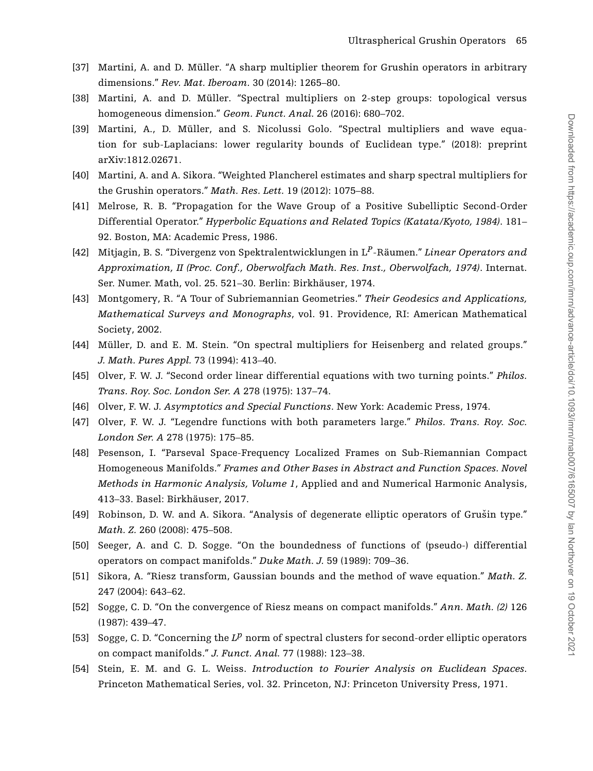[37] Martini, A. and D. Müller. “A sharp multiplier theorem for Grushin operators in arbitrary dimensions.” *Rev. Mat. Iberoam.* 30 (2014): 1265–80.

[38] Martini, A. and D. Müller. “Spectral multipliers on 2-step groups: topological versus homogeneous dimension.” *Geom. Funct. Anal.* 26 (2016): 680–702.

[39] Martini, A., D. Müller, and S. Nicolussi Golo. “Spectral multipliers and wave equation for sub-Laplacians: lower regularity bounds of Euclidean type.” (2018): preprint arXiv:1812.02671.

[40] Martini, A. and A. Sikora. “Weighted Plancherel estimates and sharp spectral multipliers for the Grushin operators.” *Math. Res. Lett.* 19 (2012): 1075–88.

[41] Melrose, R. B. “Propagation for the Wave Group of a Positive Subelliptic Second-Order Differential Operator.” *Hyperbolic Equations and Related Topics (Katata/Kyoto, 1984)*. 181–92. Boston, MA: Academic Press, 1986.

[42] Mitjagin, B. S. “Divergenz von Spektralentwicklungen in $L^p$-Räumen.” *Linear Operators and Approximation, II (Proc. Conf., Oberwolfach Math. Res. Inst., Oberwolfach, 1974)*. Internat. Ser. Numer. Math, vol. 25. 521–30. Berlin: Birkhäuser, 1974.

[43] Montgomery, R. “A Tour of Subriemannian Geometries.” *Their Geodesics and Applications, Mathematical Surveys and Monographs*, vol. 91. Providence, RI: American Mathematical Society, 2002.

[44] Müller, D. and E. M. Stein. “On spectral multipliers for Heisenberg and related groups.” *J. Math. Pures Appl.* 73 (1994): 413–40.

[45] Olver, F. W. J. “Second order linear differential equations with two turning points.” *Philos. Trans. Roy. Soc. London Ser. A* 278 (1975): 137–74.

[46] Olver, F. W. J. *Asymptotics and Special Functions*. New York: Academic Press, 1974.

[47] Olver, F. W. J. “Legendre functions with both parameters large.” *Philos. Trans. Roy. Soc. London Ser. A* 278 (1975): 175–85.

[48] Pesenson, I. “Parseval Space-Frequency Localized Frames on Sub-Riemannian Compact Homogeneous Manifolds.” *Frames and Other Bases in Abstract and Function Spaces. Novel Methods in Harmonic Analysis, Volume 1*, Applied and and Numerical Harmonic Analysis, 413–33. Basel: Birkhäuser, 2017.

[49] Robinson, D. W. and A. Sikora. “Analysis of degenerate elliptic operators of Grušin type.” *Math. Z.* 260 (2008): 475–508.

[50] Seeger, A. and C. D. Sogge. “On the boundedness of functions of (pseudo-) differential operators on compact manifolds.” *Duke Math. J.* 59 (1989): 709–36.

[51] Sikora, A. “Riesz transform, Gaussian bounds and the method of wave equation.” *Math. Z.* 247 (2004): 643–62.

[52] Sogge, C. D. “On the convergence of Riesz means on compact manifolds.” *Ann. Math. (2)* 126 (1987): 439–47.

[53] Sogge, C. D. “Concerning the $L^p$ norm of spectral clusters for second-order elliptic operators on compact manifolds.” *J. Funct. Anal.* 77 (1988): 123–38.

[54] Stein, E. M. and G. L. Weiss. *Introduction to Fourier Analysis on Euclidean Spaces*. Princeton Mathematical Series, vol. 32. Princeton, NJ: Princeton University Press, 1971.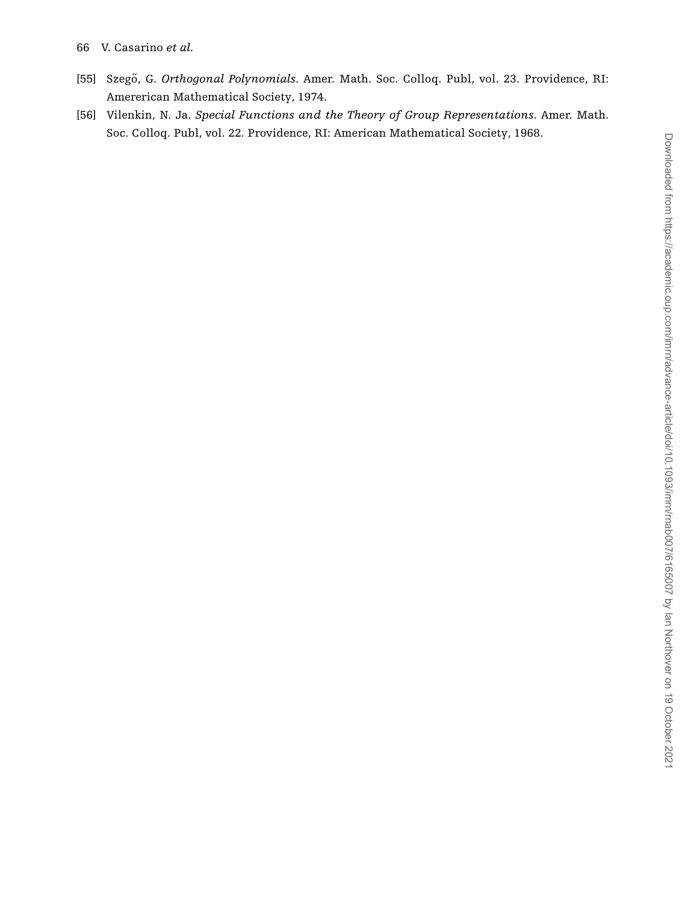[55] Szegő, G. *Orthogonal Polynomials*. Amer. Math. Soc. Colloq. Publ, vol. 23. Providence, RI: Amererican Mathematical Society, 1974.

[56] Vilenkin, N. Ja. *Special Functions and the Theory of Group Representations*. Amer. Math. Soc. Colloq. Publ, vol. 22. Providence, RI: American Mathematical Society, 1968.